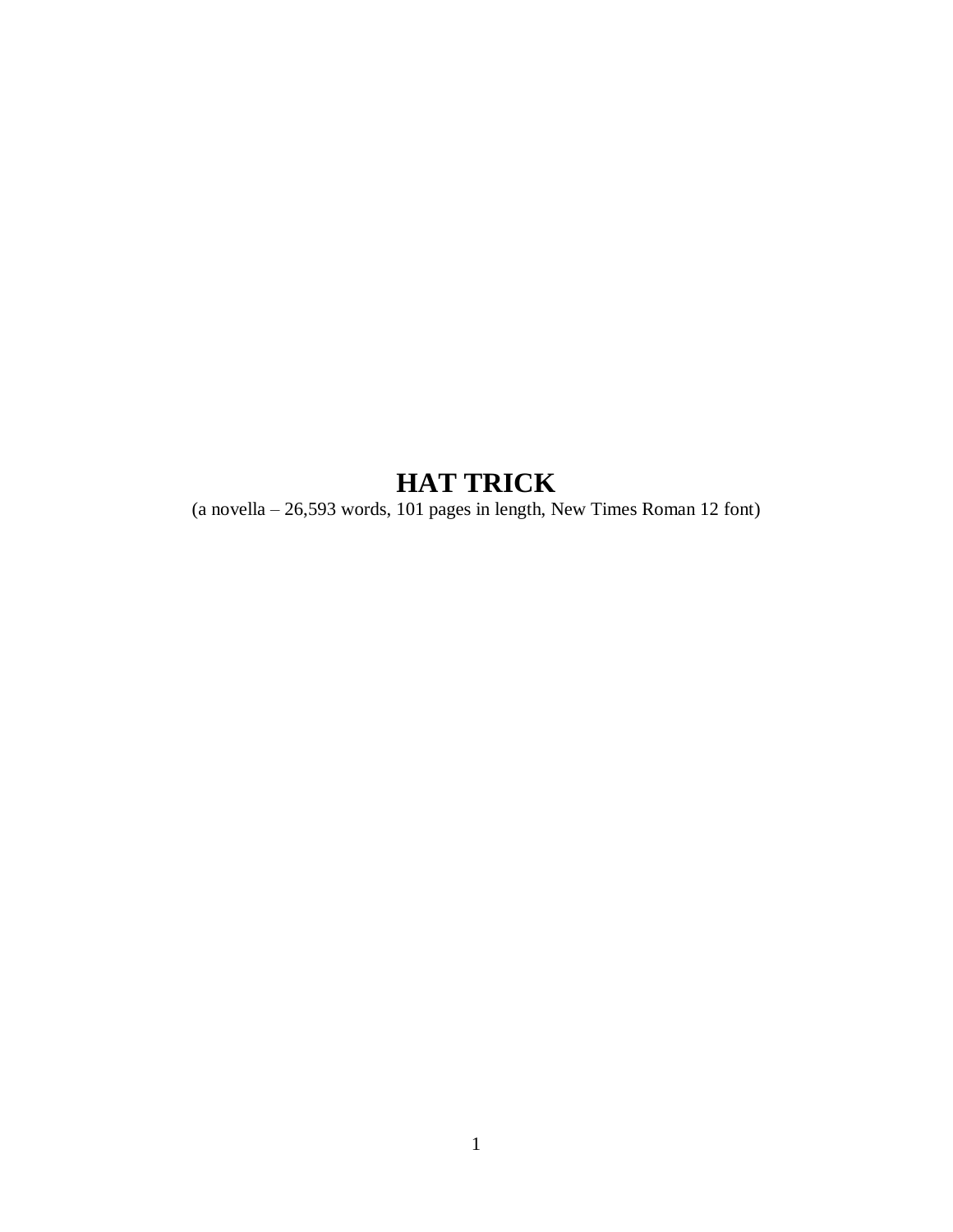# HAT TRICK

(a novella – 26,593 words, 101 pages in length, New Times Roman 12 font)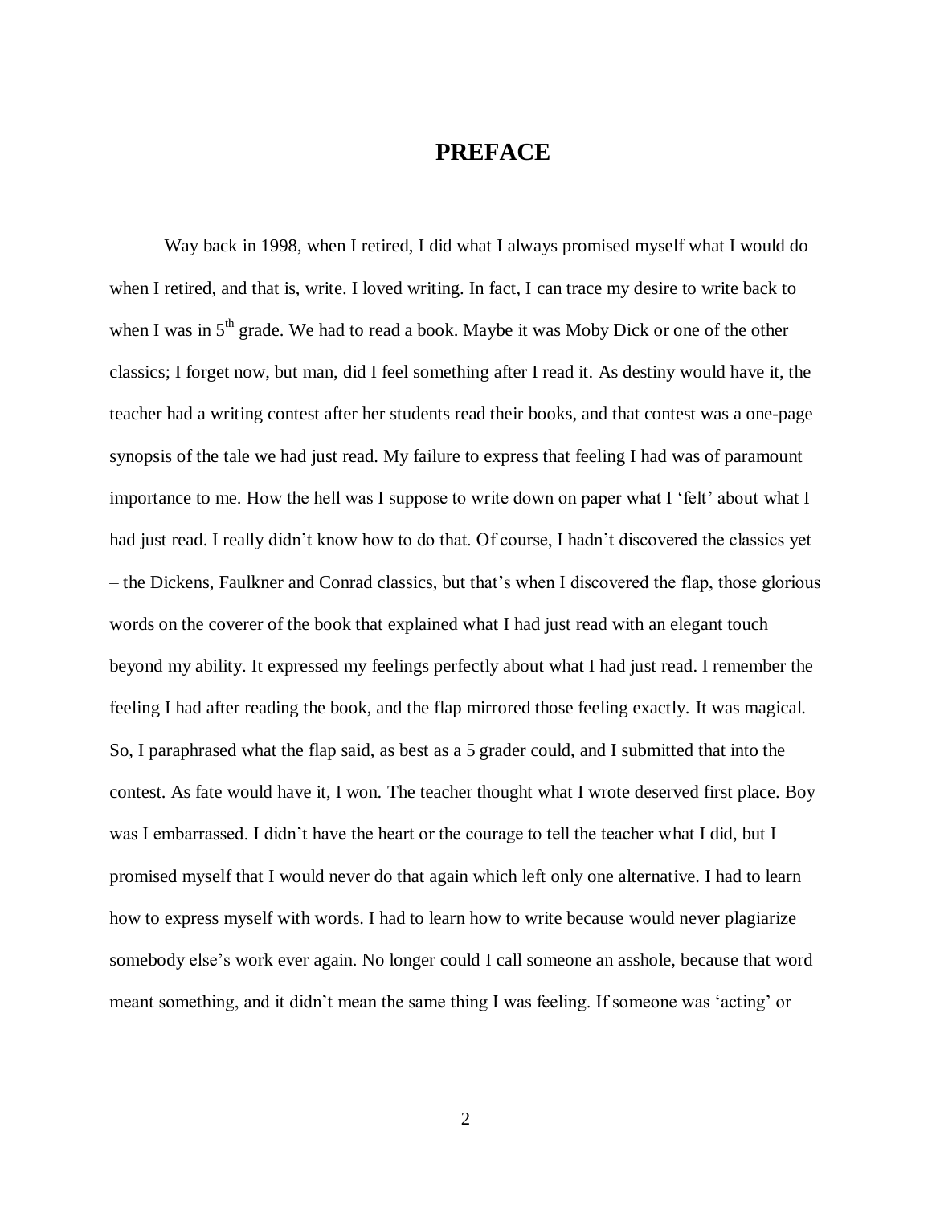# PREFACE

Way back in 1998, when I retired, I did what I always promised myself what I would do when I retired, and that is, write. I loved writing. In fact, I can trace my desire to write back to when I was in 5th grade. We had to read a book. Maybe it was Moby Dick or one of the other classics; I forget now, but man, did I feel something after I read it. As destiny would have it, the teacher had a writing contest after her students read their books, and that contest was a one-page synopsis of the tale we had just read. My failure to express that feeling I had was of paramount importance to me. How the hell was I suppose to write down on paper what I 'felt' about what I had just read. I really didn't know how to do that. Of course, I hadn't discovered the classics yet – the Dickens, Faulkner and Conrad classics, but that's when I discovered the flap, those glorious words on the coverer of the book that explained what I had just read with an elegant touch beyond my ability. It expressed my feelings perfectly about what I had just read. I remember the feeling I had after reading the book, and the flap mirrored those feeling exactly. It was magical. So, I paraphrased what the flap said, as best as a 5 grader could, and I submitted that into the contest. As fate would have it, I won. The teacher thought what I wrote deserved first place. Boy was I embarrassed. I didn't have the heart or the courage to tell the teacher what I did, but I promised myself that I would never do that again which left only one alternative. I had to learn how to express myself with words. I had to learn how to write because would never plagiarize somebody else's work ever again. No longer could I call someone an asshole, because that word meant something, and it didn't mean the same thing I was feeling. If someone was 'acting' or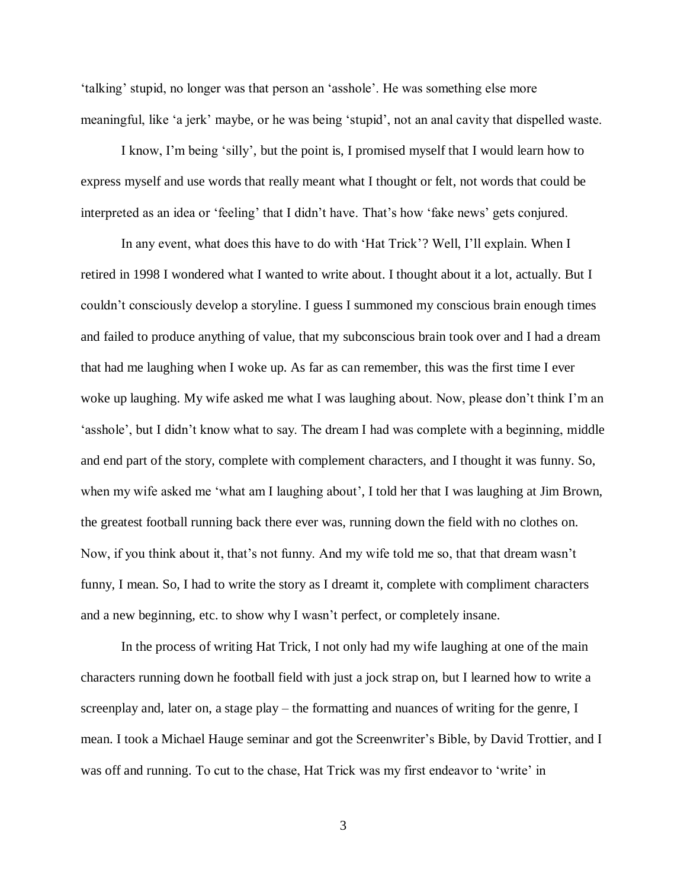'talking' stupid, no longer was that person an 'asshole'. He was something else more meaningful, like 'a jerk' maybe, or he was being 'stupid', not an anal cavity that dispelled waste.

I know, I'm being 'silly', but the point is, I promised myself that I would learn how to express myself and use words that really meant what I thought or felt, not words that could be interpreted as an idea or 'feeling' that I didn't have. That's how 'fake news' gets conjured.

In any event, what does this have to do with 'Hat Trick'? Well, I'll explain. When I retired in 1998 I wondered what I wanted to write about. I thought about it a lot, actually. But I couldn't consciously develop a storyline. I guess I summoned my conscious brain enough times and failed to produce anything of value, that my subconscious brain took over and I had a dream that had me laughing when I woke up. As far as can remember, this was the first time I ever woke up laughing. My wife asked me what I was laughing about. Now, please don't think I'm an 'asshole', but I didn't know what to say. The dream I had was complete with a beginning, middle and end part of the story, complete with complement characters, and I thought it was funny. So, when my wife asked me 'what am I laughing about', I told her that I was laughing at Jim Brown, the greatest football running back there ever was, running down the field with no clothes on. Now, if you think about it, that's not funny. And my wife told me so, that that dream wasn't funny, I mean. So, I had to write the story as I dreamt it, complete with compliment characters and a new beginning, etc. to show why I wasn't perfect, or completely insane.

In the process of writing Hat Trick, I not only had my wife laughing at one of the main characters running down he football field with just a jock strap on, but I learned how to write a screenplay and, later on, a stage play – the formatting and nuances of writing for the genre, I mean. I took a Michael Hauge seminar and got the Screenwriter's Bible, by David Trottier, and I was off and running. To cut to the chase, Hat Trick was my first endeavor to 'write' in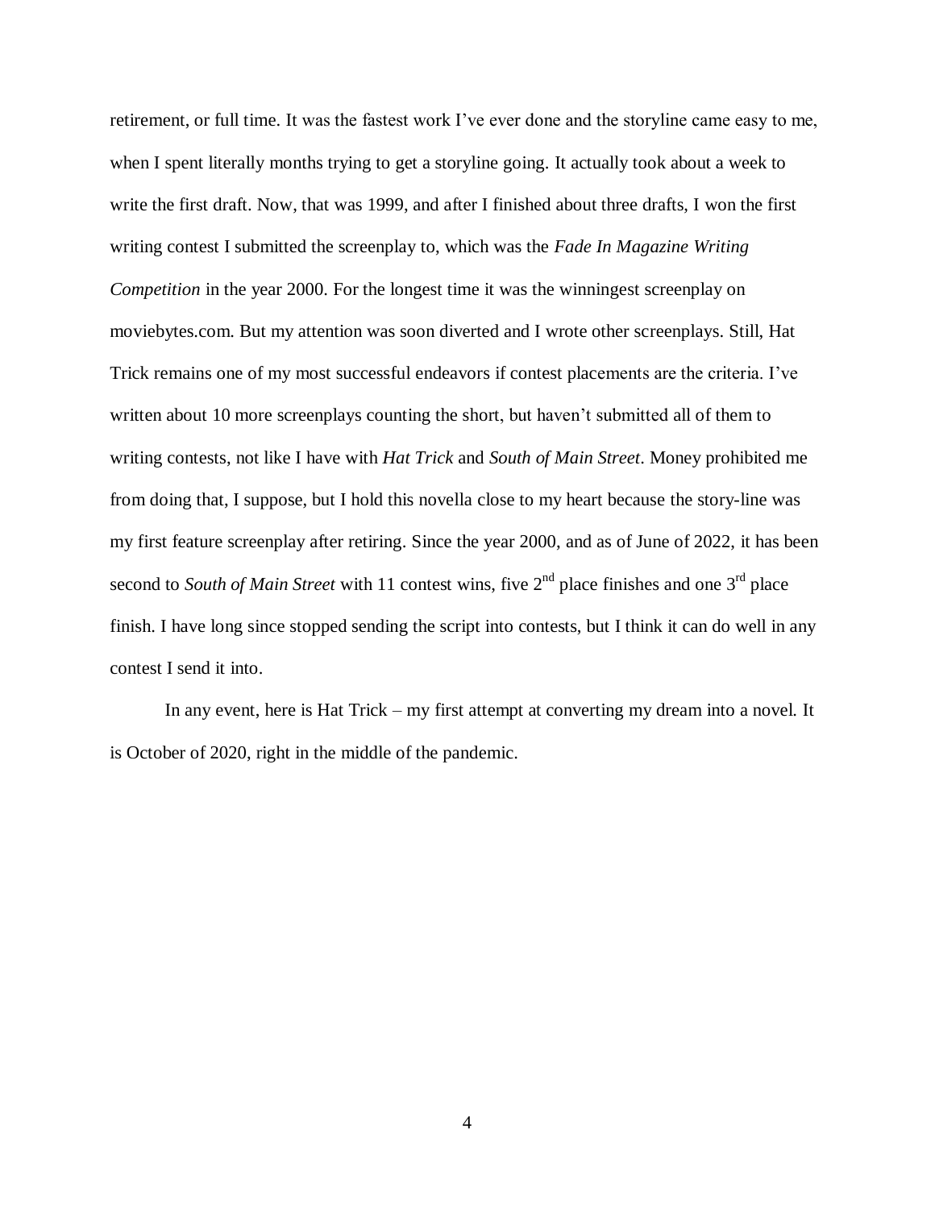retirement, or full time. It was the fastest work I've ever done and the storyline came easy to me, when I spent literally months trying to get a storyline going. It actually took about a week to write the first draft. Now, that was 1999, and after I finished about three drafts, I won the first writing contest I submitted the screenplay to, which was the *Fade In Magazine Writing Competition* in the year 2000. For the longest time it was the winningest screenplay on moviebytes.com. But my attention was soon diverted and I wrote other screenplays. Still, Hat Trick remains one of my most successful endeavors if contest placements are the criteria. I've written about 10 more screenplays counting the short, but haven't submitted all of them to writing contests, not like I have with *Hat Trick* and *South of Main Street*. Money prohibited me from doing that, I suppose, but I hold this novella close to my heart because the story-line was my first feature screenplay after retiring. Since the year 2000, and as of June of 2022, it has been second to *South of Main Street* with 11 contest wins, five 2nd place finishes and one 3rd place finish. I have long since stopped sending the script into contests, but I think it can do well in any contest I send it into.

In any event, here is Hat Trick – my first attempt at converting my dream into a novel. It is October of 2020, right in the middle of the pandemic.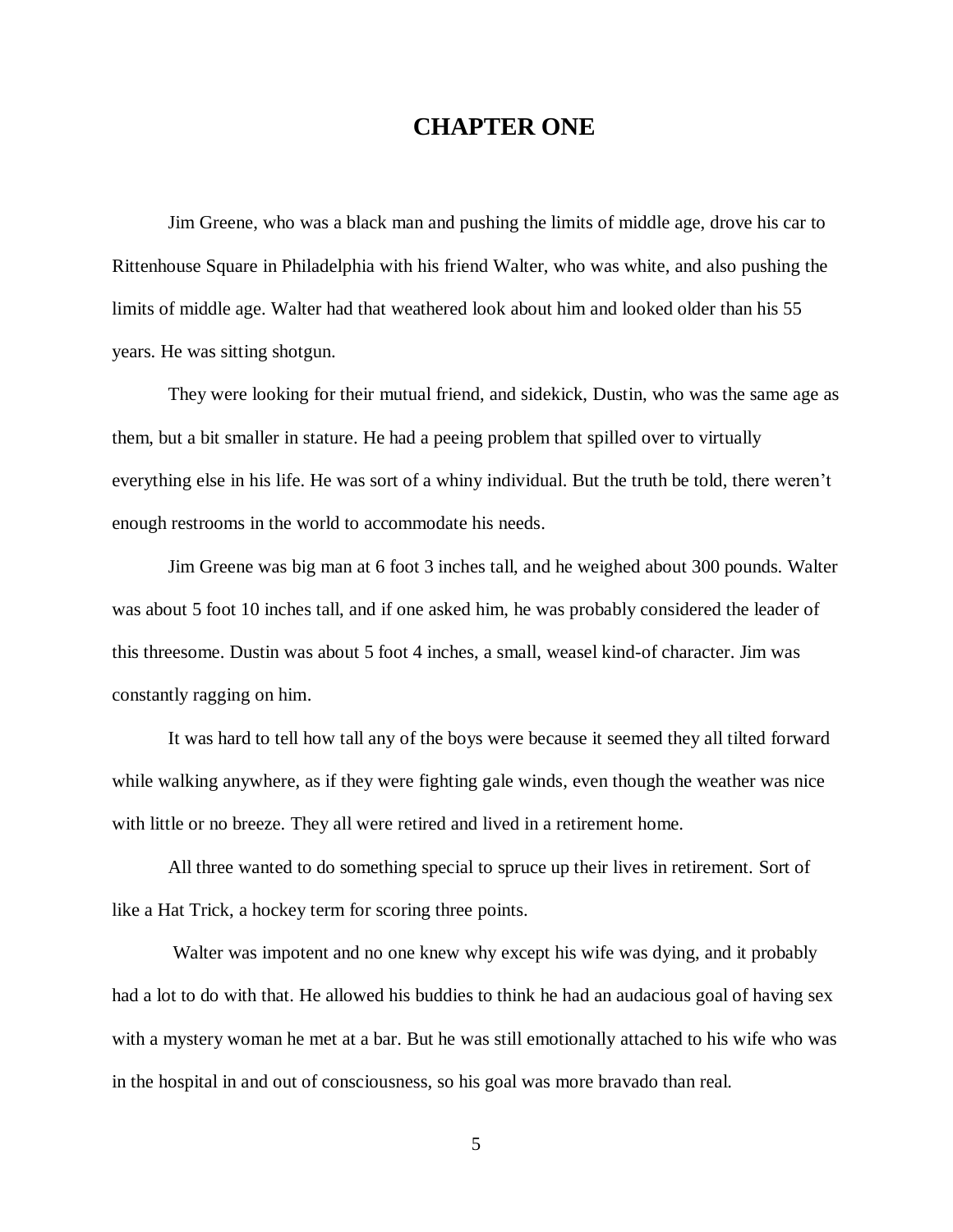# CHAPTER ONE

Jim Greene, who was a black man and pushing the limits of middle age, drove his car to Rittenhouse Square in Philadelphia with his friend Walter, who was white, and also pushing the limits of middle age. Walter had that weathered look about him and looked older than his 55 years. He was sitting shotgun.

They were looking for their mutual friend, and sidekick, Dustin, who was the same age as them, but a bit smaller in stature. He had a peeing problem that spilled over to virtually everything else in his life. He was sort of a whiny individual. But the truth be told, there weren't enough restrooms in the world to accommodate his needs.

Jim Greene was big man at 6 foot 3 inches tall, and he weighed about 300 pounds. Walter was about 5 foot 10 inches tall, and if one asked him, he was probably considered the leader of this threesome. Dustin was about 5 foot 4 inches, a small, weasel kind-of character. Jim was constantly ragging on him.

It was hard to tell how tall any of the boys were because it seemed they all tilted forward while walking anywhere, as if they were fighting gale winds, even though the weather was nice with little or no breeze. They all were retired and lived in a retirement home.

All three wanted to do something special to spruce up their lives in retirement. Sort of like a Hat Trick, a hockey term for scoring three points.

Walter was impotent and no one knew why except his wife was dying, and it probably had a lot to do with that. He allowed his buddies to think he had an audacious goal of having sex with a mystery woman he met at a bar. But he was still emotionally attached to his wife who was in the hospital in and out of consciousness, so his goal was more bravado than real.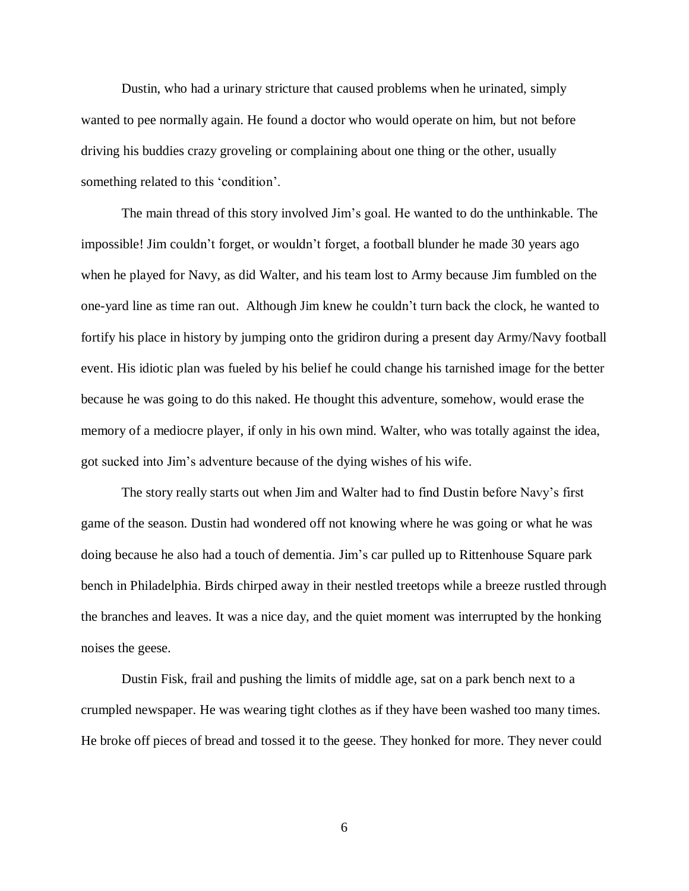Dustin, who had a urinary stricture that caused problems when he urinated, simply wanted to pee normally again. He found a doctor who would operate on him, but not before driving his buddies crazy groveling or complaining about one thing or the other, usually something related to this 'condition'.

The main thread of this story involved Jim's goal. He wanted to do the unthinkable. The impossible! Jim couldn't forget, or wouldn't forget, a football blunder he made 30 years ago when he played for Navy, as did Walter, and his team lost to Army because Jim fumbled on the one-yard line as time ran out.  Although Jim knew he couldn't turn back the clock, he wanted to fortify his place in history by jumping onto the gridiron during a present day Army/Navy football event. His idiotic plan was fueled by his belief he could change his tarnished image for the better because he was going to do this naked. He thought this adventure, somehow, would erase the memory of a mediocre player, if only in his own mind. Walter, who was totally against the idea, got sucked into Jim's adventure because of the dying wishes of his wife.

The story really starts out when Jim and Walter had to find Dustin before Navy's first game of the season. Dustin had wondered off not knowing where he was going or what he was doing because he also had a touch of dementia. Jim's car pulled up to Rittenhouse Square park bench in Philadelphia. Birds chirped away in their nestled treetops while a breeze rustled through the branches and leaves. It was a nice day, and the quiet moment was interrupted by the honking noises the geese.

Dustin Fisk, frail and pushing the limits of middle age, sat on a park bench next to a crumpled newspaper. He was wearing tight clothes as if they have been washed too many times. He broke off pieces of bread and tossed it to the geese. They honked for more. They never could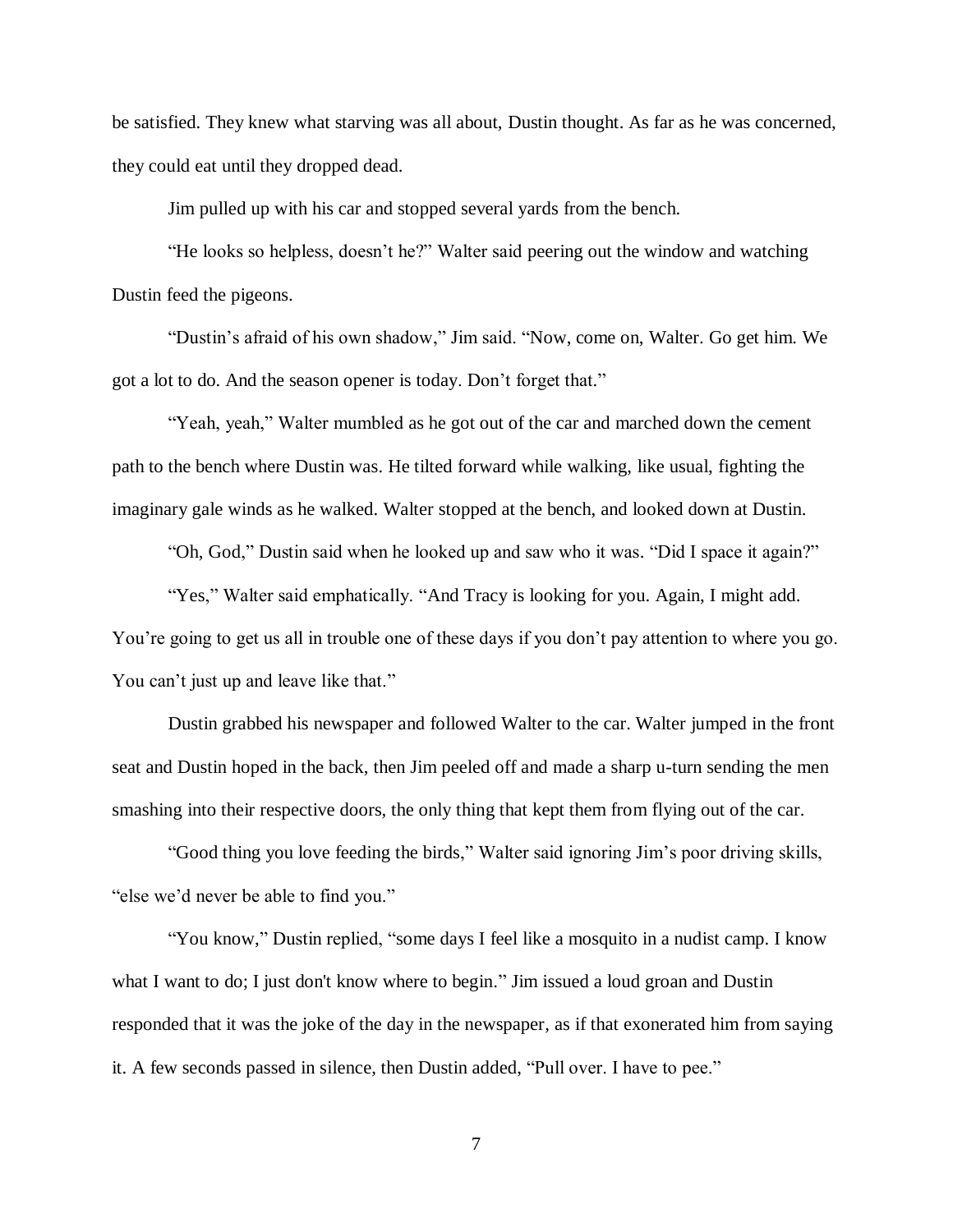be satisfied. They knew what starving was all about, Dustin thought. As far as he was concerned, they could eat until they dropped dead.

Jim pulled up with his car and stopped several yards from the bench.

"He looks so helpless, doesn't he?" Walter said peering out the window and watching Dustin feed the pigeons.

"Dustin's afraid of his own shadow," Jim said. "Now, come on, Walter. Go get him. We got a lot to do. And the season opener is today. Don't forget that."

"Yeah, yeah," Walter mumbled as he got out of the car and marched down the cement path to the bench where Dustin was. He tilted forward while walking, like usual, fighting the imaginary gale winds as he walked. Walter stopped at the bench, and looked down at Dustin.

"Oh, God," Dustin said when he looked up and saw who it was. "Did I space it again?"

"Yes," Walter said emphatically. "And Tracy is looking for you. Again, I might add. You're going to get us all in trouble one of these days if you don't pay attention to where you go. You can't just up and leave like that."

Dustin grabbed his newspaper and followed Walter to the car. Walter jumped in the front seat and Dustin hoped in the back, then Jim peeled off and made a sharp u-turn sending the men smashing into their respective doors, the only thing that kept them from flying out of the car.

"Good thing you love feeding the birds," Walter said ignoring Jim's poor driving skills, "else we'd never be able to find you."

"You know," Dustin replied, "some days I feel like a mosquito in a nudist camp. I know what I want to do; I just don't know where to begin." Jim issued a loud groan and Dustin responded that it was the joke of the day in the newspaper, as if that exonerated him from saying it. A few seconds passed in silence, then Dustin added, "Pull over. I have to pee."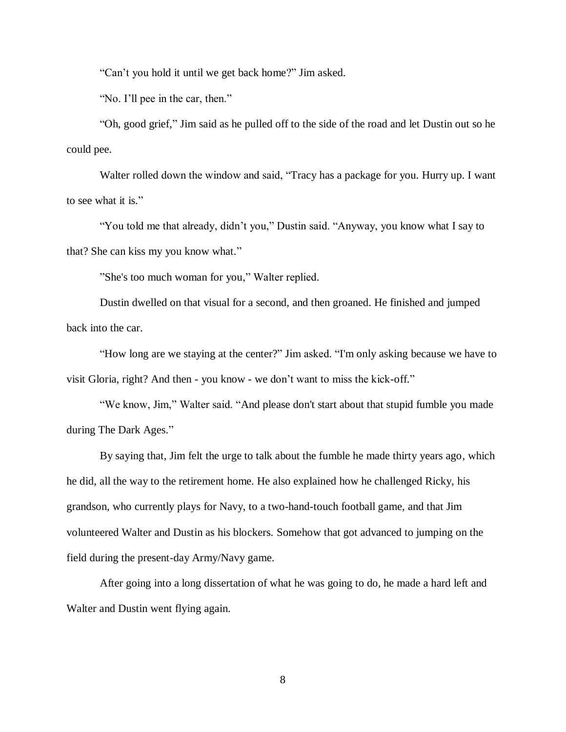"Can't you hold it until we get back home?" Jim asked.

"No. I'll pee in the car, then."

"Oh, good grief," Jim said as he pulled off to the side of the road and let Dustin out so he could pee.

Walter rolled down the window and said, "Tracy has a package for you. Hurry up. I want to see what it is."

"You told me that already, didn't you," Dustin said. "Anyway, you know what I say to that? She can kiss my you know what."

"She's too much woman for you," Walter replied.

Dustin dwelled on that visual for a second, and then groaned. He finished and jumped back into the car.

"How long are we staying at the center?" Jim asked. "I'm only asking because we have to visit Gloria, right? And then - you know - we don't want to miss the kick-off."

"We know, Jim," Walter said. "And please don't start about that stupid fumble you made during The Dark Ages."

By saying that, Jim felt the urge to talk about the fumble he made thirty years ago, which he did, all the way to the retirement home. He also explained how he challenged Ricky, his grandson, who currently plays for Navy, to a two-hand-touch football game, and that Jim volunteered Walter and Dustin as his blockers. Somehow that got advanced to jumping on the field during the present-day Army/Navy game.

After going into a long dissertation of what he was going to do, he made a hard left and Walter and Dustin went flying again.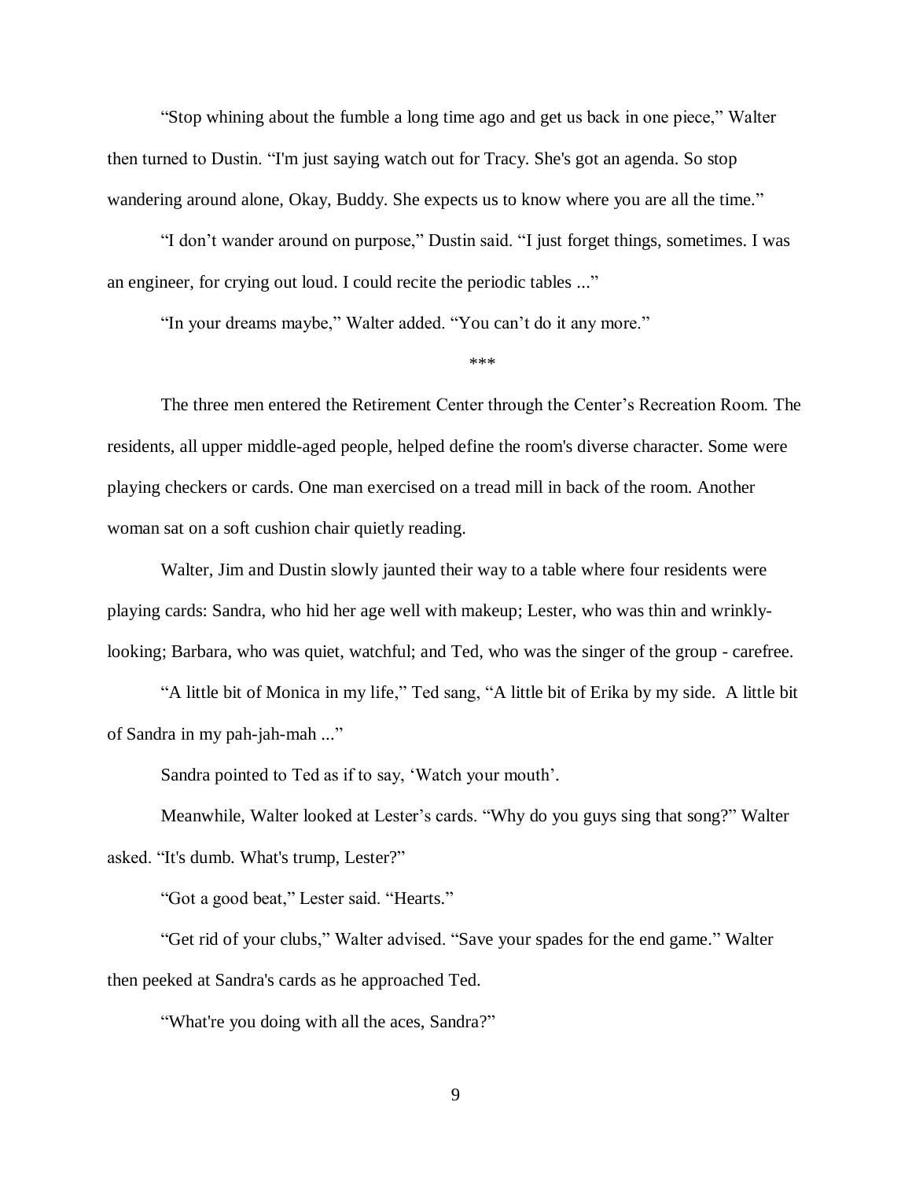"Stop whining about the fumble a long time ago and get us back in one piece," Walter then turned to Dustin. "I'm just saying watch out for Tracy. She's got an agenda. So stop wandering around alone, Okay, Buddy. She expects us to know where you are all the time."

"I don't wander around on purpose," Dustin said. "I just forget things, sometimes. I was an engineer, for crying out loud. I could recite the periodic tables ..."

"In your dreams maybe," Walter added. "You can't do it any more."

***

The three men entered the Retirement Center through the Center's Recreation Room. The residents, all upper middle-aged people, helped define the room's diverse character. Some were playing checkers or cards. One man exercised on a tread mill in back of the room. Another woman sat on a soft cushion chair quietly reading.

Walter, Jim and Dustin slowly jaunted their way to a table where four residents were playing cards: Sandra, who hid her age well with makeup; Lester, who was thin and wrinkly-looking; Barbara, who was quiet, watchful; and Ted, who was the singer of the group - carefree.

"A little bit of Monica in my life," Ted sang, "A little bit of Erika by my side. A little bit of Sandra in my pah-jah-mah ..."

Sandra pointed to Ted as if to say, 'Watch your mouth'.

Meanwhile, Walter looked at Lester's cards. "Why do you guys sing that song?" Walter asked. "It's dumb. What's trump, Lester?"

"Got a good beat," Lester said. "Hearts."

"Get rid of your clubs," Walter advised. "Save your spades for the end game." Walter then peeked at Sandra's cards as he approached Ted.

"What're you doing with all the aces, Sandra?"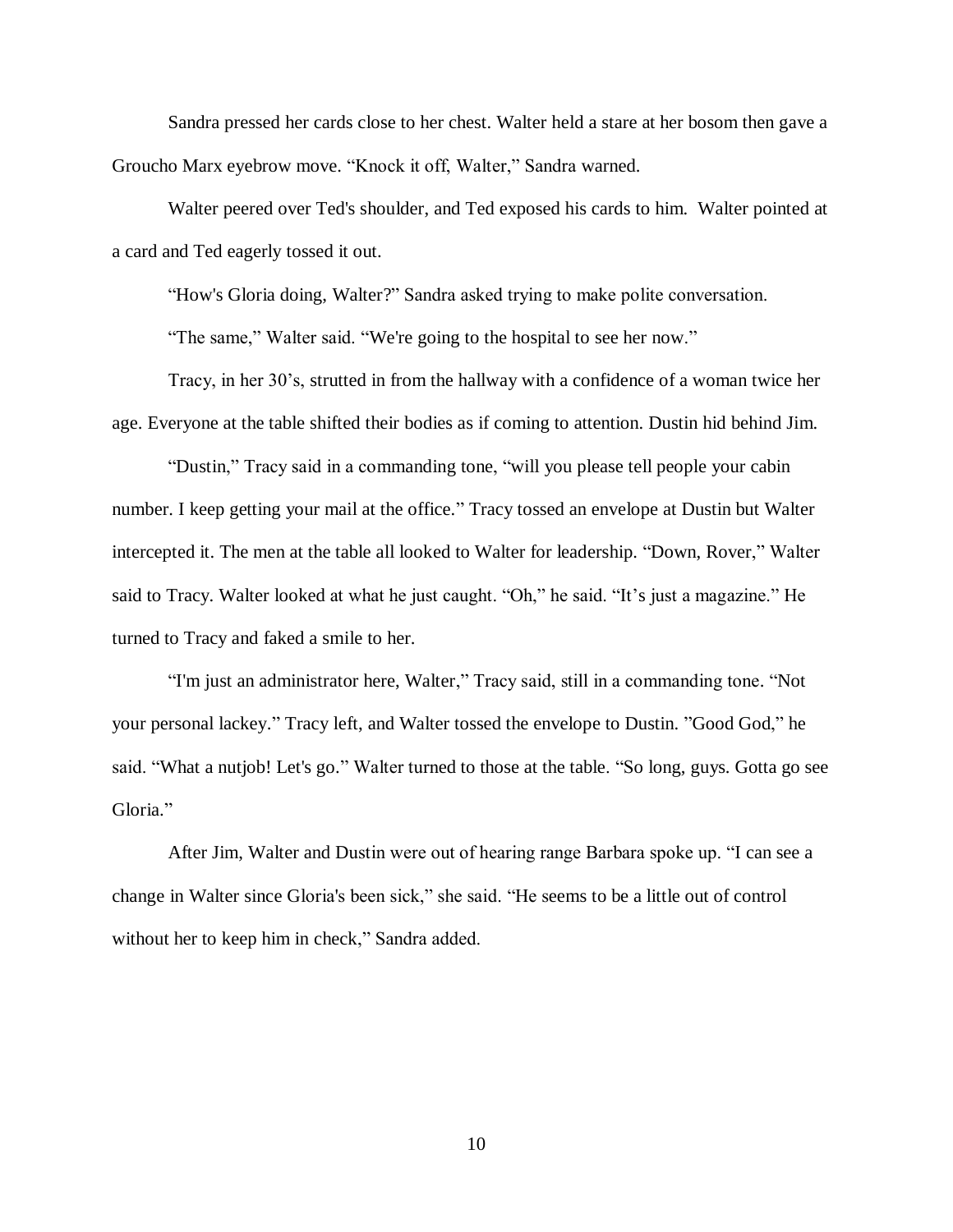Sandra pressed her cards close to her chest. Walter held a stare at her bosom then gave a Groucho Marx eyebrow move. "Knock it off, Walter," Sandra warned.

Walter peered over Ted's shoulder, and Ted exposed his cards to him. Walter pointed at a card and Ted eagerly tossed it out.

"How's Gloria doing, Walter?" Sandra asked trying to make polite conversation.

"The same," Walter said. "We're going to the hospital to see her now."

Tracy, in her 30's, strutted in from the hallway with a confidence of a woman twice her age. Everyone at the table shifted their bodies as if coming to attention. Dustin hid behind Jim.

"Dustin," Tracy said in a commanding tone, "will you please tell people your cabin number. I keep getting your mail at the office." Tracy tossed an envelope at Dustin but Walter intercepted it. The men at the table all looked to Walter for leadership. "Down, Rover," Walter said to Tracy. Walter looked at what he just caught. "Oh," he said. "It's just a magazine." He turned to Tracy and faked a smile to her.

"I'm just an administrator here, Walter," Tracy said, still in a commanding tone. "Not your personal lackey." Tracy left, and Walter tossed the envelope to Dustin. "Good God," he said. "What a nutjob! Let's go." Walter turned to those at the table. "So long, guys. Gotta go see Gloria."

After Jim, Walter and Dustin were out of hearing range Barbara spoke up. "I can see a change in Walter since Gloria's been sick," she said. "He seems to be a little out of control without her to keep him in check," Sandra added.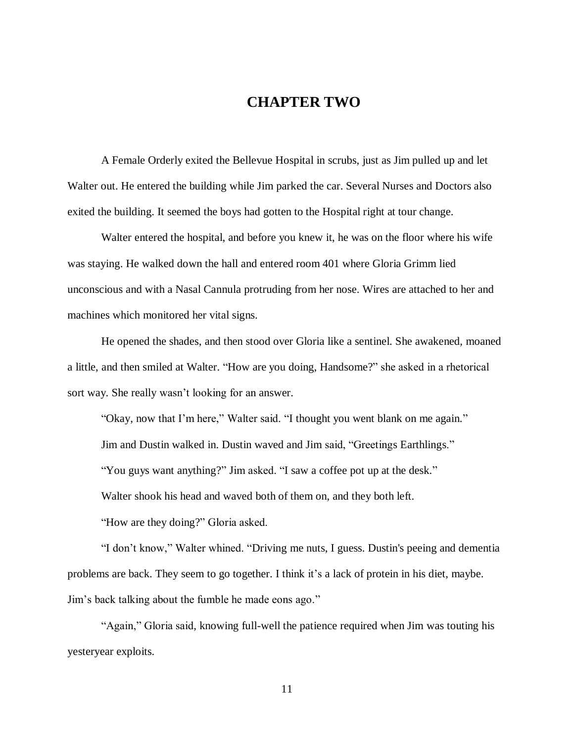# CHAPTER TWO

A Female Orderly exited the Bellevue Hospital in scrubs, just as Jim pulled up and let Walter out. He entered the building while Jim parked the car. Several Nurses and Doctors also exited the building. It seemed the boys had gotten to the Hospital right at tour change.

Walter entered the hospital, and before you knew it, he was on the floor where his wife was staying. He walked down the hall and entered room 401 where Gloria Grimm lied unconscious and with a Nasal Cannula protruding from her nose. Wires are attached to her and machines which monitored her vital signs.

He opened the shades, and then stood over Gloria like a sentinel. She awakened, moaned a little, and then smiled at Walter. "How are you doing, Handsome?" she asked in a rhetorical sort way. She really wasn't looking for an answer.

"Okay, now that I'm here," Walter said. "I thought you went blank on me again."

Jim and Dustin walked in. Dustin waved and Jim said, "Greetings Earthlings."

"You guys want anything?" Jim asked. "I saw a coffee pot up at the desk."

Walter shook his head and waved both of them on, and they both left.

"How are they doing?" Gloria asked.

"I don't know," Walter whined. "Driving me nuts, I guess. Dustin's peeing and dementia problems are back. They seem to go together. I think it's a lack of protein in his diet, maybe. Jim's back talking about the fumble he made eons ago."

"Again," Gloria said, knowing full-well the patience required when Jim was touting his yesteryear exploits.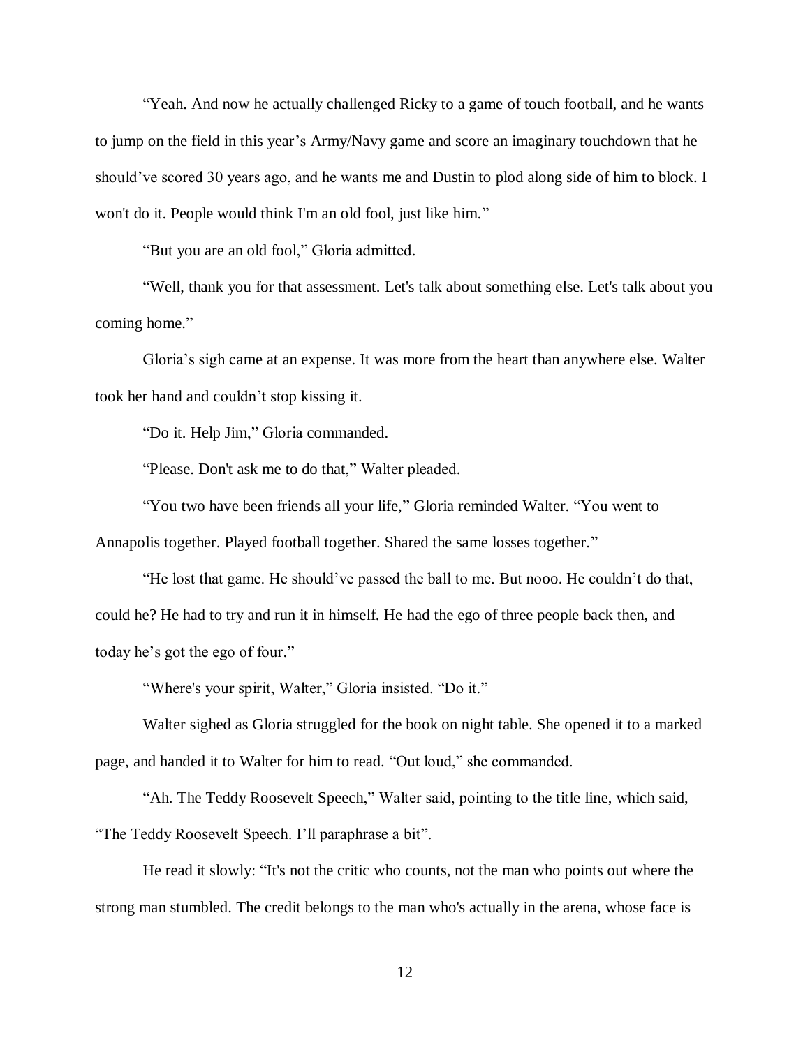"Yeah. And now he actually challenged Ricky to a game of touch football, and he wants to jump on the field in this year's Army/Navy game and score an imaginary touchdown that he should've scored 30 years ago, and he wants me and Dustin to plod along side of him to block. I won't do it. People would think I'm an old fool, just like him."

"But you are an old fool," Gloria admitted.

"Well, thank you for that assessment. Let's talk about something else. Let's talk about you coming home."

Gloria's sigh came at an expense. It was more from the heart than anywhere else. Walter took her hand and couldn't stop kissing it.

"Do it. Help Jim," Gloria commanded.

"Please. Don't ask me to do that," Walter pleaded.

"You two have been friends all your life," Gloria reminded Walter. "You went to Annapolis together. Played football together. Shared the same losses together."

"He lost that game. He should've passed the ball to me. But nooo. He couldn't do that, could he? He had to try and run it in himself. He had the ego of three people back then, and today he's got the ego of four."

"Where's your spirit, Walter," Gloria insisted. "Do it."

Walter sighed as Gloria struggled for the book on night table. She opened it to a marked page, and handed it to Walter for him to read. "Out loud," she commanded.

"Ah. The Teddy Roosevelt Speech," Walter said, pointing to the title line, which said, "The Teddy Roosevelt Speech. I'll paraphrase a bit".

He read it slowly: "It's not the critic who counts, not the man who points out where the strong man stumbled. The credit belongs to the man who's actually in the arena, whose face is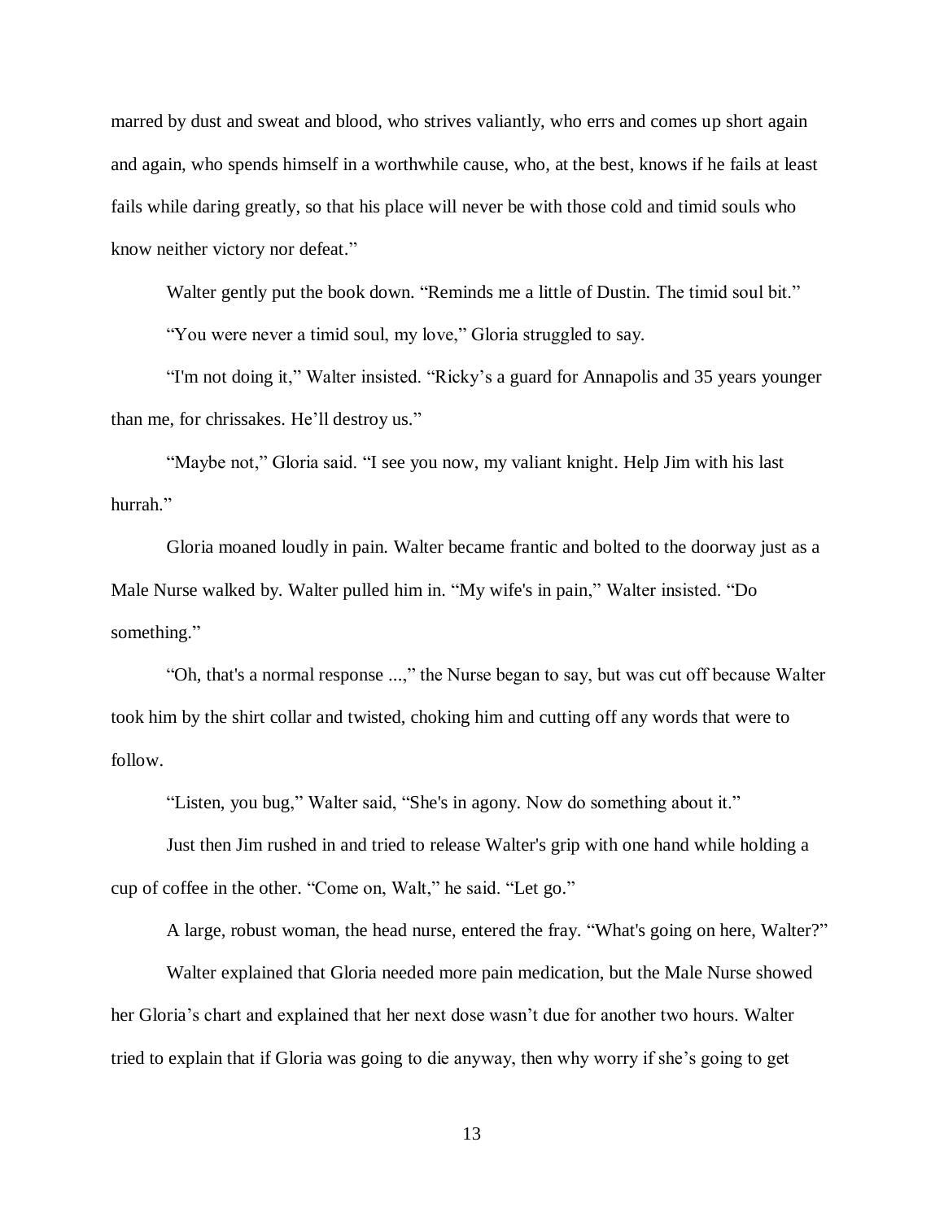marred by dust and sweat and blood, who strives valiantly, who errs and comes up short again and again, who spends himself in a worthwhile cause, who, at the best, knows if he fails at least fails while daring greatly, so that his place will never be with those cold and timid souls who know neither victory nor defeat."

Walter gently put the book down. "Reminds me a little of Dustin. The timid soul bit."

"You were never a timid soul, my love," Gloria struggled to say.

"I'm not doing it," Walter insisted. "Ricky's a guard for Annapolis and 35 years younger than me, for chrissakes. He'll destroy us."

"Maybe not," Gloria said. "I see you now, my valiant knight. Help Jim with his last hurrah."

Gloria moaned loudly in pain. Walter became frantic and bolted to the doorway just as a Male Nurse walked by. Walter pulled him in. "My wife's in pain," Walter insisted. "Do something."

"Oh, that's a normal response ...," the Nurse began to say, but was cut off because Walter took him by the shirt collar and twisted, choking him and cutting off any words that were to follow.

"Listen, you bug," Walter said, "She's in agony. Now do something about it."

Just then Jim rushed in and tried to release Walter's grip with one hand while holding a cup of coffee in the other. "Come on, Walt," he said. "Let go."

A large, robust woman, the head nurse, entered the fray. "What's going on here, Walter?"

Walter explained that Gloria needed more pain medication, but the Male Nurse showed her Gloria's chart and explained that her next dose wasn't due for another two hours. Walter tried to explain that if Gloria was going to die anyway, then why worry if she's going to get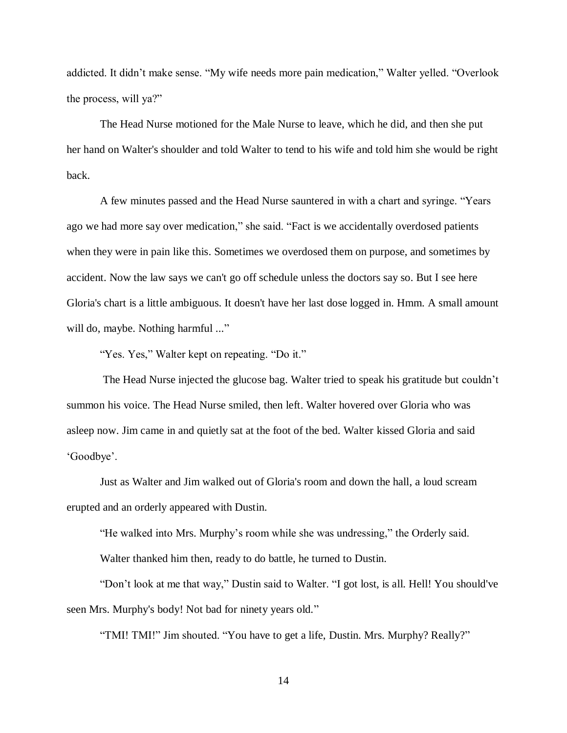addicted. It didn't make sense. "My wife needs more pain medication," Walter yelled. "Overlook the process, will ya?"

The Head Nurse motioned for the Male Nurse to leave, which he did, and then she put her hand on Walter's shoulder and told Walter to tend to his wife and told him she would be right back.

A few minutes passed and the Head Nurse sauntered in with a chart and syringe. "Years ago we had more say over medication," she said. "Fact is we accidentally overdosed patients when they were in pain like this. Sometimes we overdosed them on purpose, and sometimes by accident. Now the law says we can't go off schedule unless the doctors say so. But I see here Gloria's chart is a little ambiguous. It doesn't have her last dose logged in. Hmm. A small amount will do, maybe. Nothing harmful ..."

"Yes. Yes," Walter kept on repeating. "Do it."

The Head Nurse injected the glucose bag. Walter tried to speak his gratitude but couldn't summon his voice. The Head Nurse smiled, then left. Walter hovered over Gloria who was asleep now. Jim came in and quietly sat at the foot of the bed. Walter kissed Gloria and said 'Goodbye'.

Just as Walter and Jim walked out of Gloria's room and down the hall, a loud scream erupted and an orderly appeared with Dustin.

"He walked into Mrs. Murphy's room while she was undressing," the Orderly said.

Walter thanked him then, ready to do battle, he turned to Dustin.

"Don't look at me that way," Dustin said to Walter. "I got lost, is all. Hell! You should've seen Mrs. Murphy's body! Not bad for ninety years old."

"TMI! TMI!" Jim shouted. "You have to get a life, Dustin. Mrs. Murphy? Really?"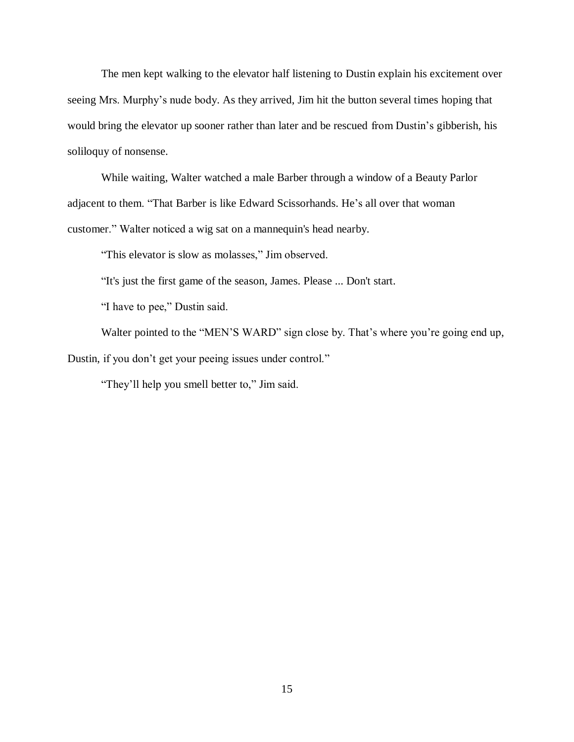The men kept walking to the elevator half listening to Dustin explain his excitement over seeing Mrs. Murphy's nude body. As they arrived, Jim hit the button several times hoping that would bring the elevator up sooner rather than later and be rescued from Dustin's gibberish, his soliloquy of nonsense.

While waiting, Walter watched a male Barber through a window of a Beauty Parlor adjacent to them. "That Barber is like Edward Scissorhands. He's all over that woman customer." Walter noticed a wig sat on a mannequin's head nearby.

"This elevator is slow as molasses," Jim observed.

"It's just the first game of the season, James. Please ... Don't start.

"I have to pee," Dustin said.

Walter pointed to the "MEN'S WARD" sign close by. That's where you're going end up, Dustin, if you don't get your peeing issues under control."

"They'll help you smell better to," Jim said.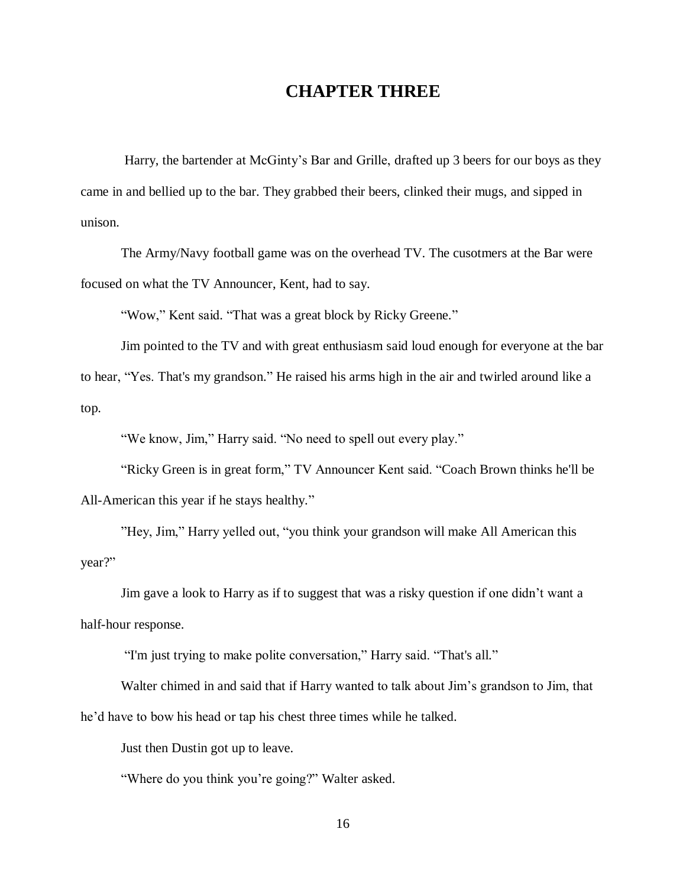# CHAPTER THREE

Harry, the bartender at McGinty's Bar and Grille, drafted up 3 beers for our boys as they came in and bellied up to the bar. They grabbed their beers, clinked their mugs, and sipped in unison.

The Army/Navy football game was on the overhead TV. The cusotmers at the Bar were focused on what the TV Announcer, Kent, had to say.

"Wow," Kent said. "That was a great block by Ricky Greene."

Jim pointed to the TV and with great enthusiasm said loud enough for everyone at the bar to hear, "Yes. That's my grandson." He raised his arms high in the air and twirled around like a top.

"We know, Jim," Harry said. "No need to spell out every play."

"Ricky Green is in great form," TV Announcer Kent said. "Coach Brown thinks he'll be All-American this year if he stays healthy."

"Hey, Jim," Harry yelled out, "you think your grandson will make All American this year?"

Jim gave a look to Harry as if to suggest that was a risky question if one didn't want a half-hour response.

"I'm just trying to make polite conversation," Harry said. "That's all."

Walter chimed in and said that if Harry wanted to talk about Jim's grandson to Jim, that he'd have to bow his head or tap his chest three times while he talked.

Just then Dustin got up to leave.

"Where do you think you're going?" Walter asked.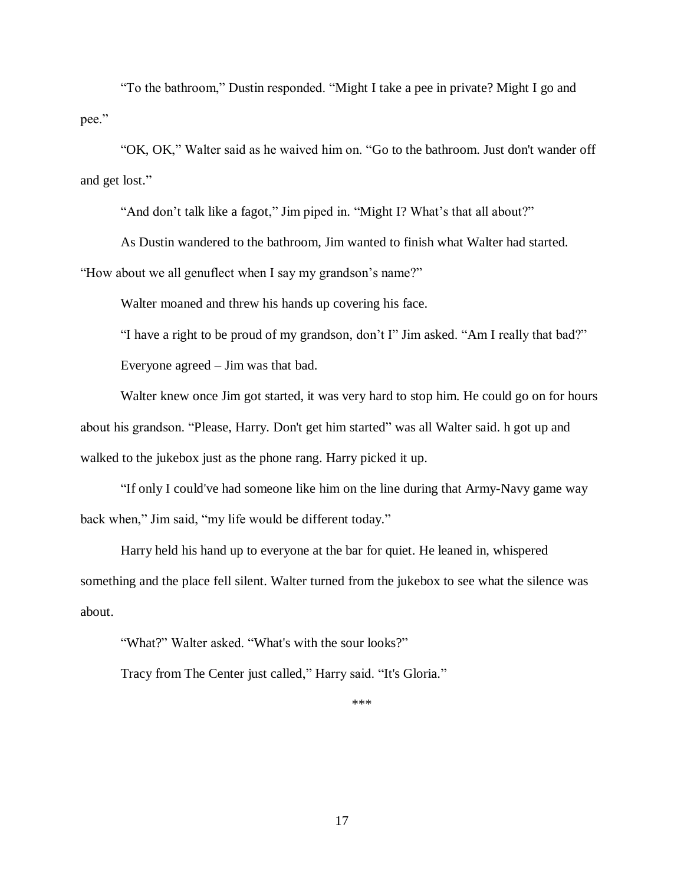"To the bathroom," Dustin responded. "Might I take a pee in private? Might I go and pee."

"OK, OK," Walter said as he waived him on. "Go to the bathroom. Just don't wander off and get lost."

"And don't talk like a fagot," Jim piped in. "Might I? What's that all about?"

As Dustin wandered to the bathroom, Jim wanted to finish what Walter had started. "How about we all genuflect when I say my grandson's name?"

Walter moaned and threw his hands up covering his face.

"I have a right to be proud of my grandson, don't I" Jim asked. "Am I really that bad?"

Everyone agreed – Jim was that bad.

Walter knew once Jim got started, it was very hard to stop him. He could go on for hours about his grandson. "Please, Harry. Don't get him started" was all Walter said. h got up and walked to the jukebox just as the phone rang. Harry picked it up.

"If only I could've had someone like him on the line during that Army-Navy game way back when," Jim said, "my life would be different today."

Harry held his hand up to everyone at the bar for quiet. He leaned in, whispered something and the place fell silent. Walter turned from the jukebox to see what the silence was about.

"What?" Walter asked. "What's with the sour looks?"

Tracy from The Center just called," Harry said. "It's Gloria."

***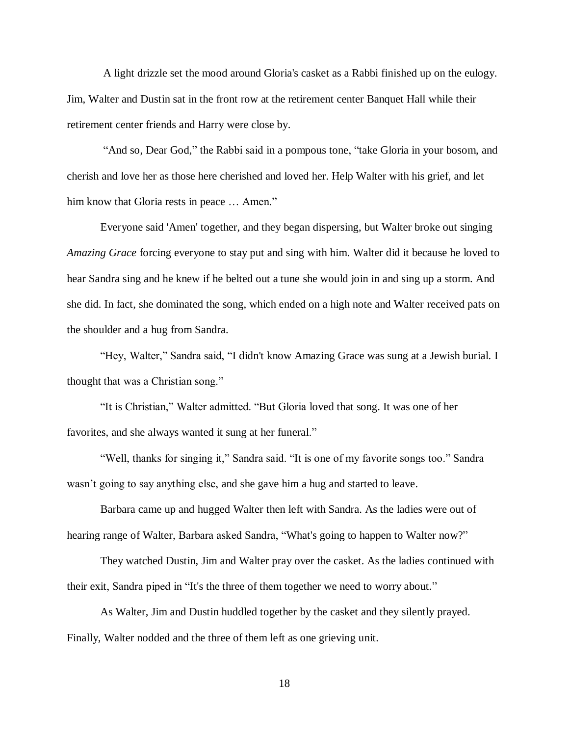A light drizzle set the mood around Gloria's casket as a Rabbi finished up on the eulogy. Jim, Walter and Dustin sat in the front row at the retirement center Banquet Hall while their retirement center friends and Harry were close by.

"And so, Dear God," the Rabbi said in a pompous tone, "take Gloria in your bosom, and cherish and love her as those here cherished and loved her. Help Walter with his grief, and let him know that Gloria rests in peace … Amen."

Everyone said 'Amen' together, and they began dispersing, but Walter broke out singing *Amazing Grace* forcing everyone to stay put and sing with him. Walter did it because he loved to hear Sandra sing and he knew if he belted out a tune she would join in and sing up a storm. And she did. In fact, she dominated the song, which ended on a high note and Walter received pats on the shoulder and a hug from Sandra.

"Hey, Walter," Sandra said, "I didn't know Amazing Grace was sung at a Jewish burial. I thought that was a Christian song."

"It is Christian," Walter admitted. "But Gloria loved that song. It was one of her favorites, and she always wanted it sung at her funeral."

"Well, thanks for singing it," Sandra said. "It is one of my favorite songs too." Sandra wasn't going to say anything else, and she gave him a hug and started to leave.

Barbara came up and hugged Walter then left with Sandra. As the ladies were out of hearing range of Walter, Barbara asked Sandra, "What's going to happen to Walter now?"

They watched Dustin, Jim and Walter pray over the casket. As the ladies continued with their exit, Sandra piped in "It's the three of them together we need to worry about."

As Walter, Jim and Dustin huddled together by the casket and they silently prayed. Finally, Walter nodded and the three of them left as one grieving unit.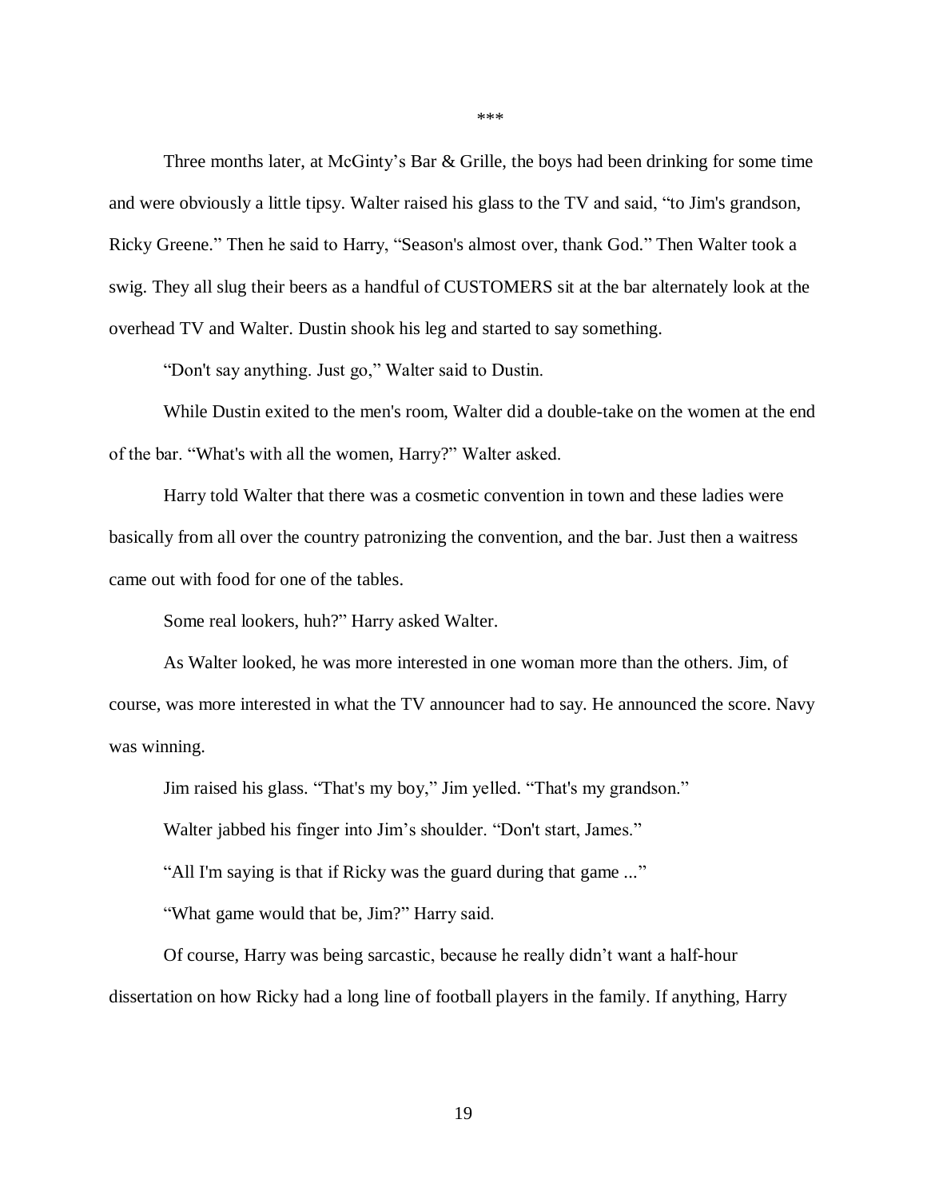***

Three months later, at McGinty's Bar & Grille, the boys had been drinking for some time and were obviously a little tipsy. Walter raised his glass to the TV and said, "to Jim's grandson, Ricky Greene." Then he said to Harry, "Season's almost over, thank God." Then Walter took a swig. They all slug their beers as a handful of CUSTOMERS sit at the bar alternately look at the overhead TV and Walter. Dustin shook his leg and started to say something.

"Don't say anything. Just go," Walter said to Dustin.

While Dustin exited to the men's room, Walter did a double-take on the women at the end of the bar. "What's with all the women, Harry?" Walter asked.

Harry told Walter that there was a cosmetic convention in town and these ladies were basically from all over the country patronizing the convention, and the bar. Just then a waitress came out with food for one of the tables.

Some real lookers, huh?" Harry asked Walter.

As Walter looked, he was more interested in one woman more than the others. Jim, of course, was more interested in what the TV announcer had to say. He announced the score. Navy was winning.

Jim raised his glass. "That's my boy," Jim yelled. "That's my grandson."

Walter jabbed his finger into Jim's shoulder. "Don't start, James."

"All I'm saying is that if Ricky was the guard during that game ..."

"What game would that be, Jim?" Harry said.

Of course, Harry was being sarcastic, because he really didn't want a half-hour dissertation on how Ricky had a long line of football players in the family. If anything, Harry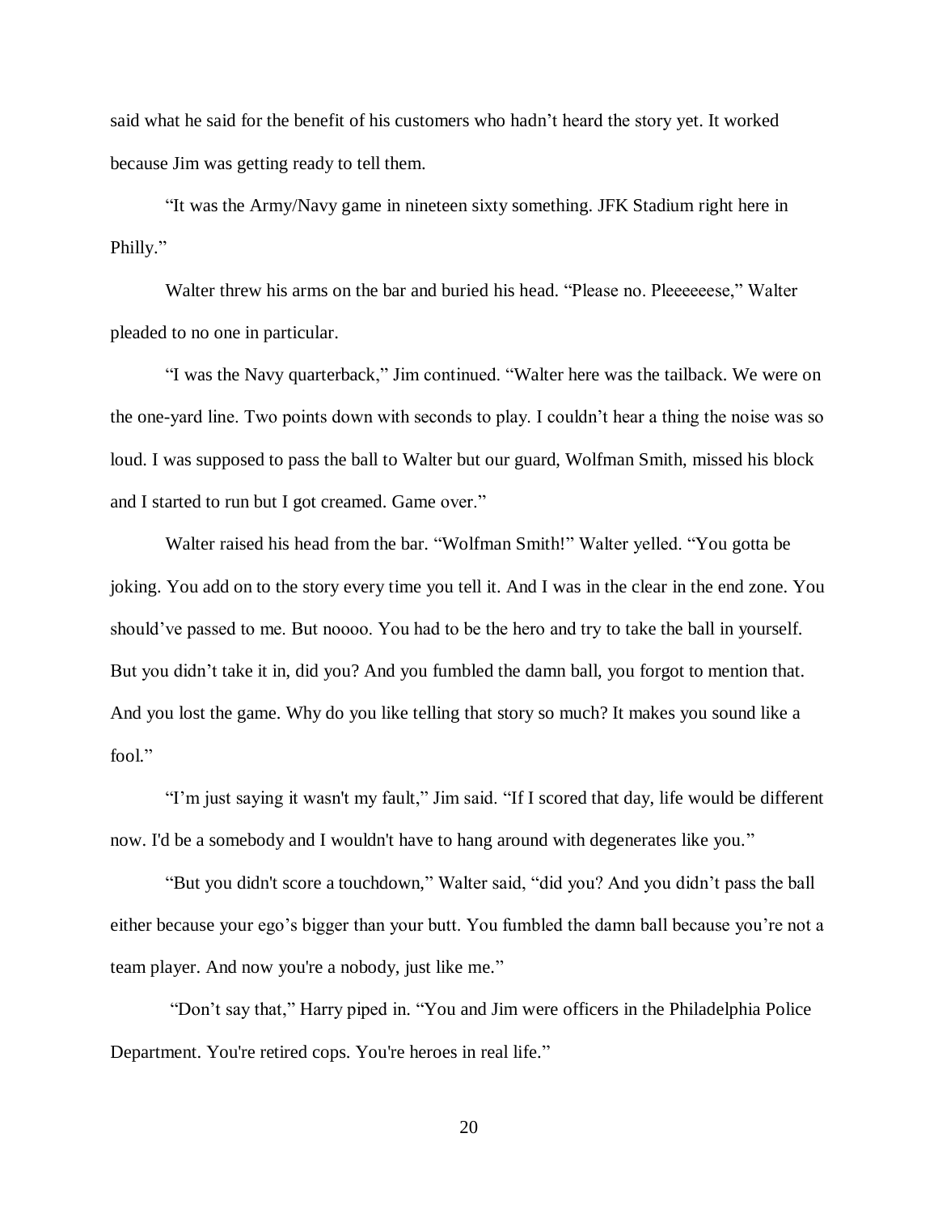said what he said for the benefit of his customers who hadn't heard the story yet. It worked because Jim was getting ready to tell them.

"It was the Army/Navy game in nineteen sixty something. JFK Stadium right here in Philly."

Walter threw his arms on the bar and buried his head. "Please no. Pleeeeeese," Walter pleaded to no one in particular.

"I was the Navy quarterback," Jim continued. "Walter here was the tailback. We were on the one-yard line. Two points down with seconds to play. I couldn't hear a thing the noise was so loud. I was supposed to pass the ball to Walter but our guard, Wolfman Smith, missed his block and I started to run but I got creamed. Game over."

Walter raised his head from the bar. "Wolfman Smith!" Walter yelled. "You gotta be joking. You add on to the story every time you tell it. And I was in the clear in the end zone. You should've passed to me. But noooo. You had to be the hero and try to take the ball in yourself. But you didn't take it in, did you? And you fumbled the damn ball, you forgot to mention that. And you lost the game. Why do you like telling that story so much? It makes you sound like a fool."

"I'm just saying it wasn't my fault," Jim said. "If I scored that day, life would be different now. I'd be a somebody and I wouldn't have to hang around with degenerates like you."

"But you didn't score a touchdown," Walter said, "did you? And you didn't pass the ball either because your ego's bigger than your butt. You fumbled the damn ball because you're not a team player. And now you're a nobody, just like me."

"Don't say that," Harry piped in. "You and Jim were officers in the Philadelphia Police Department. You're retired cops. You're heroes in real life."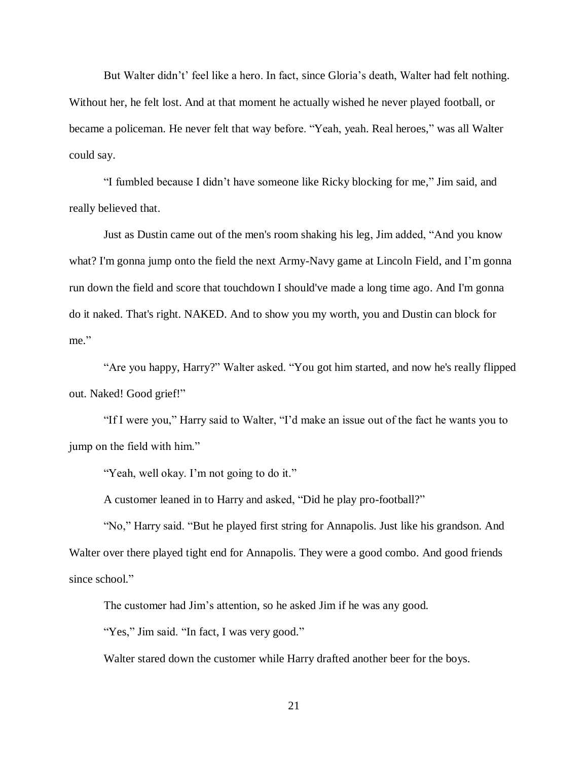But Walter didn't' feel like a hero. In fact, since Gloria's death, Walter had felt nothing. Without her, he felt lost. And at that moment he actually wished he never played football, or became a policeman. He never felt that way before. "Yeah, yeah. Real heroes," was all Walter could say.

"I fumbled because I didn't have someone like Ricky blocking for me," Jim said, and really believed that.

Just as Dustin came out of the men's room shaking his leg, Jim added, "And you know what? I'm gonna jump onto the field the next Army-Navy game at Lincoln Field, and I'm gonna run down the field and score that touchdown I should've made a long time ago. And I'm gonna do it naked. That's right. NAKED. And to show you my worth, you and Dustin can block for me."

"Are you happy, Harry?" Walter asked. "You got him started, and now he's really flipped out. Naked! Good grief!"

"If I were you," Harry said to Walter, "I'd make an issue out of the fact he wants you to jump on the field with him."

"Yeah, well okay. I'm not going to do it."

A customer leaned in to Harry and asked, "Did he play pro-football?"

"No," Harry said. "But he played first string for Annapolis. Just like his grandson. And Walter over there played tight end for Annapolis. They were a good combo. And good friends since school."

The customer had Jim's attention, so he asked Jim if he was any good.

"Yes," Jim said. "In fact, I was very good."

Walter stared down the customer while Harry drafted another beer for the boys.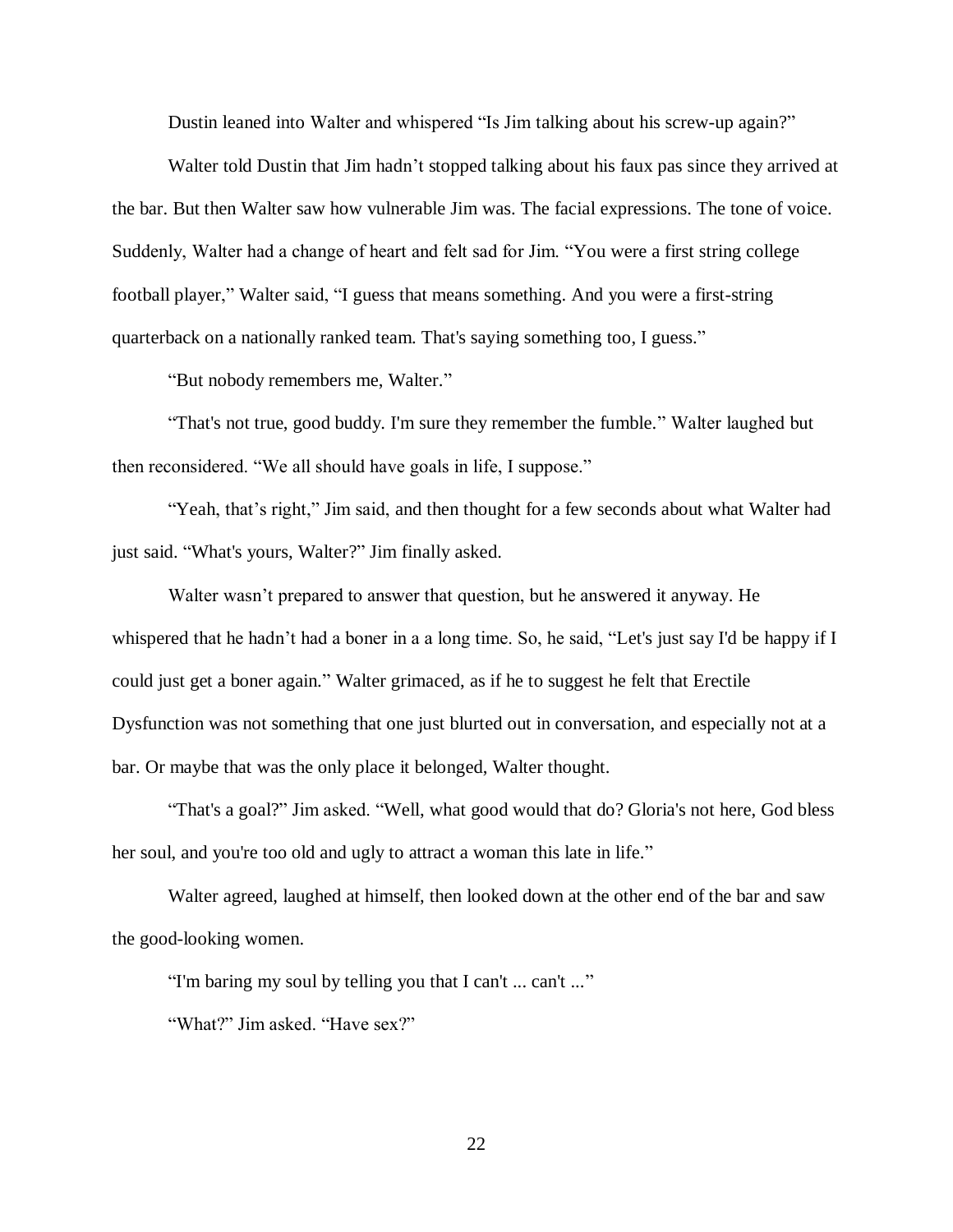Dustin leaned into Walter and whispered "Is Jim talking about his screw-up again?"

Walter told Dustin that Jim hadn't stopped talking about his faux pas since they arrived at the bar. But then Walter saw how vulnerable Jim was. The facial expressions. The tone of voice. Suddenly, Walter had a change of heart and felt sad for Jim. "You were a first string college football player," Walter said, "I guess that means something. And you were a first-string quarterback on a nationally ranked team. That's saying something too, I guess."

"But nobody remembers me, Walter."

"That's not true, good buddy. I'm sure they remember the fumble." Walter laughed but then reconsidered. "We all should have goals in life, I suppose."

"Yeah, that's right," Jim said, and then thought for a few seconds about what Walter had just said. "What's yours, Walter?" Jim finally asked.

Walter wasn't prepared to answer that question, but he answered it anyway. He whispered that he hadn't had a boner in a a long time. So, he said, "Let's just say I'd be happy if I could just get a boner again." Walter grimaced, as if he to suggest he felt that Erectile Dysfunction was not something that one just blurted out in conversation, and especially not at a bar. Or maybe that was the only place it belonged, Walter thought.

"That's a goal?" Jim asked. "Well, what good would that do? Gloria's not here, God bless her soul, and you're too old and ugly to attract a woman this late in life."

Walter agreed, laughed at himself, then looked down at the other end of the bar and saw the good-looking women.

"I'm baring my soul by telling you that I can't ... can't ..."

"What?" Jim asked. "Have sex?"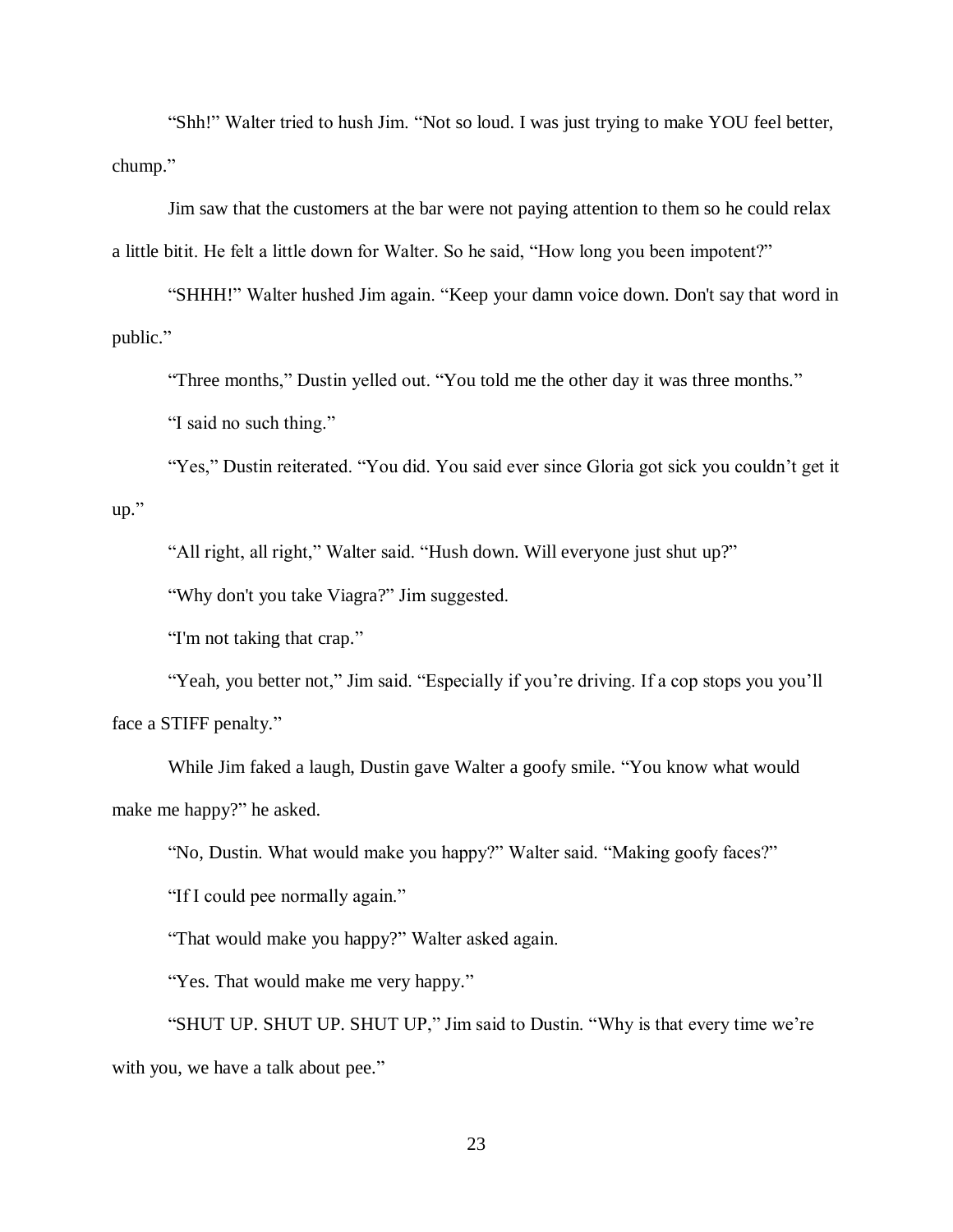"Shh!" Walter tried to hush Jim. "Not so loud. I was just trying to make YOU feel better, chump."

Jim saw that the customers at the bar were not paying attention to them so he could relax a little bitit. He felt a little down for Walter. So he said, "How long you been impotent?"

"SHHH!" Walter hushed Jim again. "Keep your damn voice down. Don't say that word in public."

"Three months," Dustin yelled out. "You told me the other day it was three months."

"I said no such thing."

"Yes," Dustin reiterated. "You did. You said ever since Gloria got sick you couldn't get it up."

"All right, all right," Walter said. "Hush down. Will everyone just shut up?"

"Why don't you take Viagra?" Jim suggested.

"I'm not taking that crap."

"Yeah, you better not," Jim said. "Especially if you're driving. If a cop stops you you'll face a STIFF penalty."

While Jim faked a laugh, Dustin gave Walter a goofy smile. "You know what would make me happy?" he asked.

"No, Dustin. What would make you happy?" Walter said. "Making goofy faces?"

"If I could pee normally again."

"That would make you happy?" Walter asked again.

"Yes. That would make me very happy."

"SHUT UP. SHUT UP. SHUT UP," Jim said to Dustin. "Why is that every time we're with you, we have a talk about pee."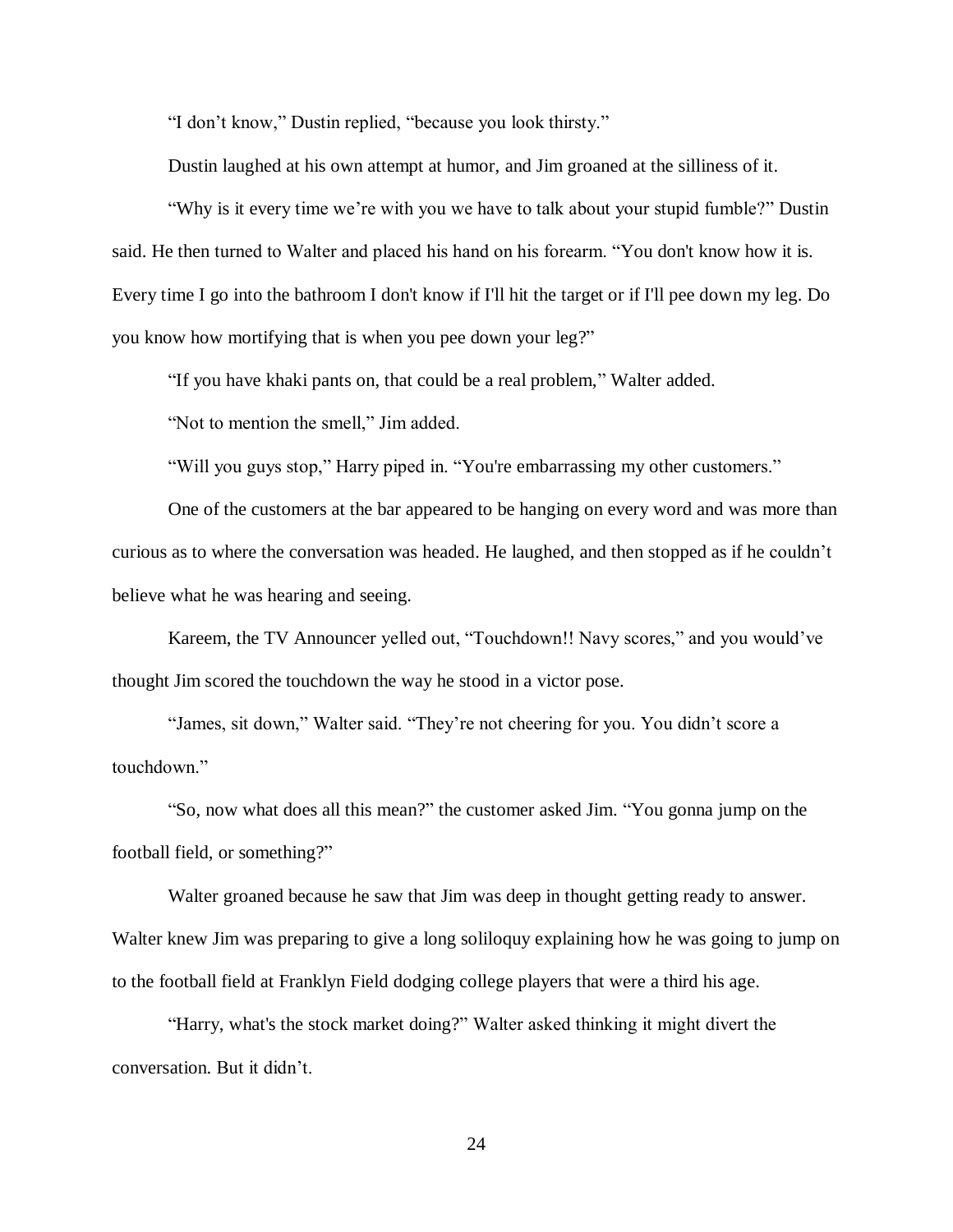"I don't know," Dustin replied, "because you look thirsty."

Dustin laughed at his own attempt at humor, and Jim groaned at the silliness of it.

"Why is it every time we're with you we have to talk about your stupid fumble?" Dustin said. He then turned to Walter and placed his hand on his forearm. "You don't know how it is. Every time I go into the bathroom I don't know if I'll hit the target or if I'll pee down my leg. Do you know how mortifying that is when you pee down your leg?"

"If you have khaki pants on, that could be a real problem," Walter added.

"Not to mention the smell," Jim added.

"Will you guys stop," Harry piped in. "You're embarrassing my other customers."

One of the customers at the bar appeared to be hanging on every word and was more than curious as to where the conversation was headed. He laughed, and then stopped as if he couldn't believe what he was hearing and seeing.

Kareem, the TV Announcer yelled out, "Touchdown!! Navy scores," and you would've thought Jim scored the touchdown the way he stood in a victor pose.

"James, sit down," Walter said. "They're not cheering for you. You didn't score a touchdown."

"So, now what does all this mean?" the customer asked Jim. "You gonna jump on the football field, or something?"

Walter groaned because he saw that Jim was deep in thought getting ready to answer. Walter knew Jim was preparing to give a long soliloquy explaining how he was going to jump on to the football field at Franklyn Field dodging college players that were a third his age.

"Harry, what's the stock market doing?" Walter asked thinking it might divert the conversation. But it didn't.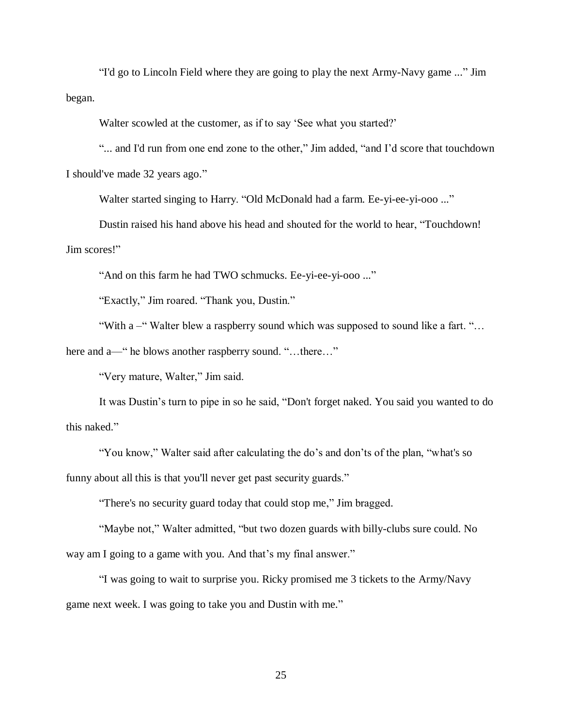"I'd go to Lincoln Field where they are going to play the next Army-Navy game ..." Jim began.

Walter scowled at the customer, as if to say 'See what you started?'

"... and I'd run from one end zone to the other," Jim added, "and I'd score that touchdown I should've made 32 years ago."

Walter started singing to Harry. "Old McDonald had a farm. Ee-yi-ee-yi-ooo ..."

Dustin raised his hand above his head and shouted for the world to hear, "Touchdown! Jim scores!"

"And on this farm he had TWO schmucks. Ee-yi-ee-yi-ooo ..."

"Exactly," Jim roared. "Thank you, Dustin."

"With a –" Walter blew a raspberry sound which was supposed to sound like a fart. "… here and a—" he blows another raspberry sound. "…there…"

"Very mature, Walter," Jim said.

It was Dustin's turn to pipe in so he said, "Don't forget naked. You said you wanted to do this naked."

"You know," Walter said after calculating the do's and don'ts of the plan, "what's so funny about all this is that you'll never get past security guards."

"There's no security guard today that could stop me," Jim bragged.

"Maybe not," Walter admitted, "but two dozen guards with billy-clubs sure could. No way am I going to a game with you. And that's my final answer."

"I was going to wait to surprise you. Ricky promised me 3 tickets to the Army/Navy game next week. I was going to take you and Dustin with me."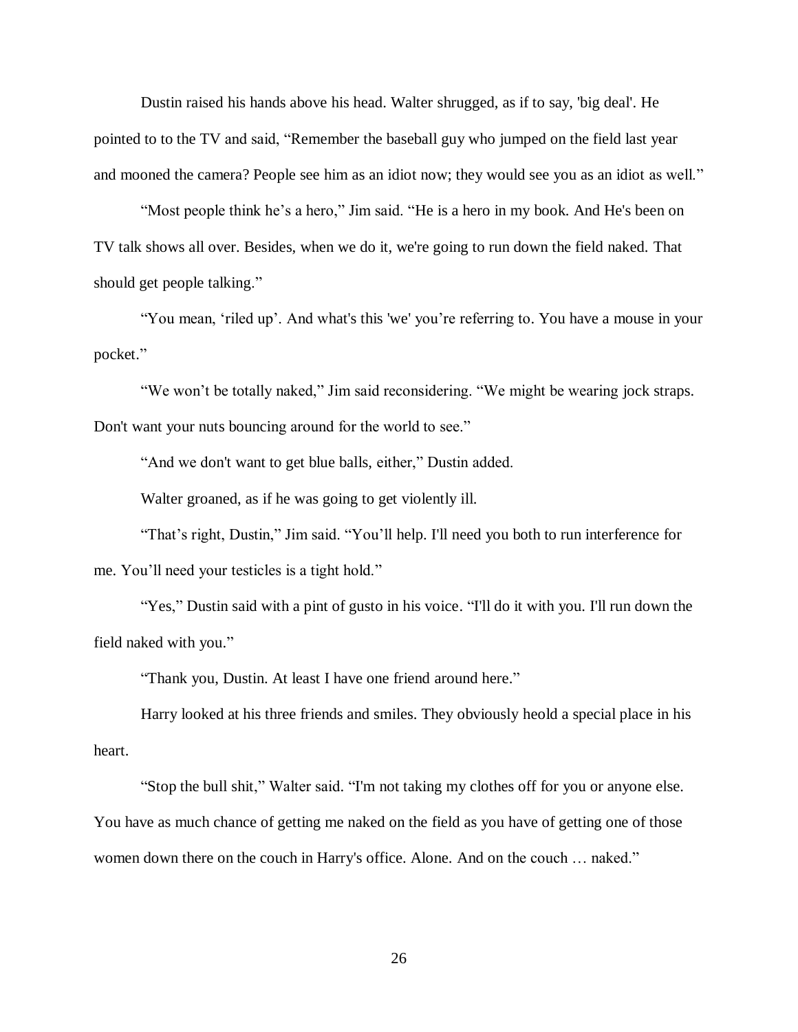Dustin raised his hands above his head. Walter shrugged, as if to say, 'big deal'. He pointed to to the TV and said, "Remember the baseball guy who jumped on the field last year and mooned the camera? People see him as an idiot now; they would see you as an idiot as well."

"Most people think he's a hero," Jim said. "He is a hero in my book. And He's been on TV talk shows all over. Besides, when we do it, we're going to run down the field naked. That should get people talking."

"You mean, 'riled up'. And what's this 'we' you're referring to. You have a mouse in your pocket."

"We won't be totally naked," Jim said reconsidering. "We might be wearing jock straps. Don't want your nuts bouncing around for the world to see."

"And we don't want to get blue balls, either," Dustin added.

Walter groaned, as if he was going to get violently ill.

"That's right, Dustin," Jim said. "You'll help. I'll need you both to run interference for me. You'll need your testicles is a tight hold."

"Yes," Dustin said with a pint of gusto in his voice. "I'll do it with you. I'll run down the field naked with you."

"Thank you, Dustin. At least I have one friend around here."

Harry looked at his three friends and smiles. They obviously heold a special place in his heart.

"Stop the bull shit," Walter said. "I'm not taking my clothes off for you or anyone else. You have as much chance of getting me naked on the field as you have of getting one of those women down there on the couch in Harry's office. Alone. And on the couch … naked."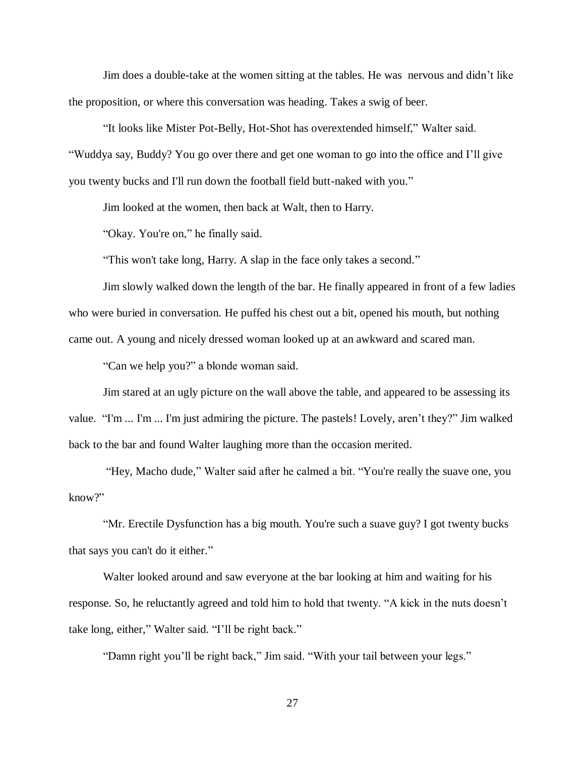Jim does a double-take at the women sitting at the tables. He was nervous and didn't like the proposition, or where this conversation was heading. Takes a swig of beer.

"It looks like Mister Pot-Belly, Hot-Shot has overextended himself," Walter said. "Wuddya say, Buddy? You go over there and get one woman to go into the office and I'll give you twenty bucks and I'll run down the football field butt-naked with you."

Jim looked at the women, then back at Walt, then to Harry.

"Okay. You're on," he finally said.

"This won't take long, Harry. A slap in the face only takes a second."

Jim slowly walked down the length of the bar. He finally appeared in front of a few ladies who were buried in conversation. He puffed his chest out a bit, opened his mouth, but nothing came out. A young and nicely dressed woman looked up at an awkward and scared man.

"Can we help you?" a blonde woman said.

Jim stared at an ugly picture on the wall above the table, and appeared to be assessing its value. "I'm ... I'm ... I'm just admiring the picture. The pastels! Lovely, aren't they?" Jim walked back to the bar and found Walter laughing more than the occasion merited.

"Hey, Macho dude," Walter said after he calmed a bit. "You're really the suave one, you know?"

"Mr. Erectile Dysfunction has a big mouth. You're such a suave guy? I got twenty bucks that says you can't do it either."

Walter looked around and saw everyone at the bar looking at him and waiting for his response. So, he reluctantly agreed and told him to hold that twenty. "A kick in the nuts doesn't take long, either," Walter said. "I'll be right back."

"Damn right you'll be right back," Jim said. "With your tail between your legs."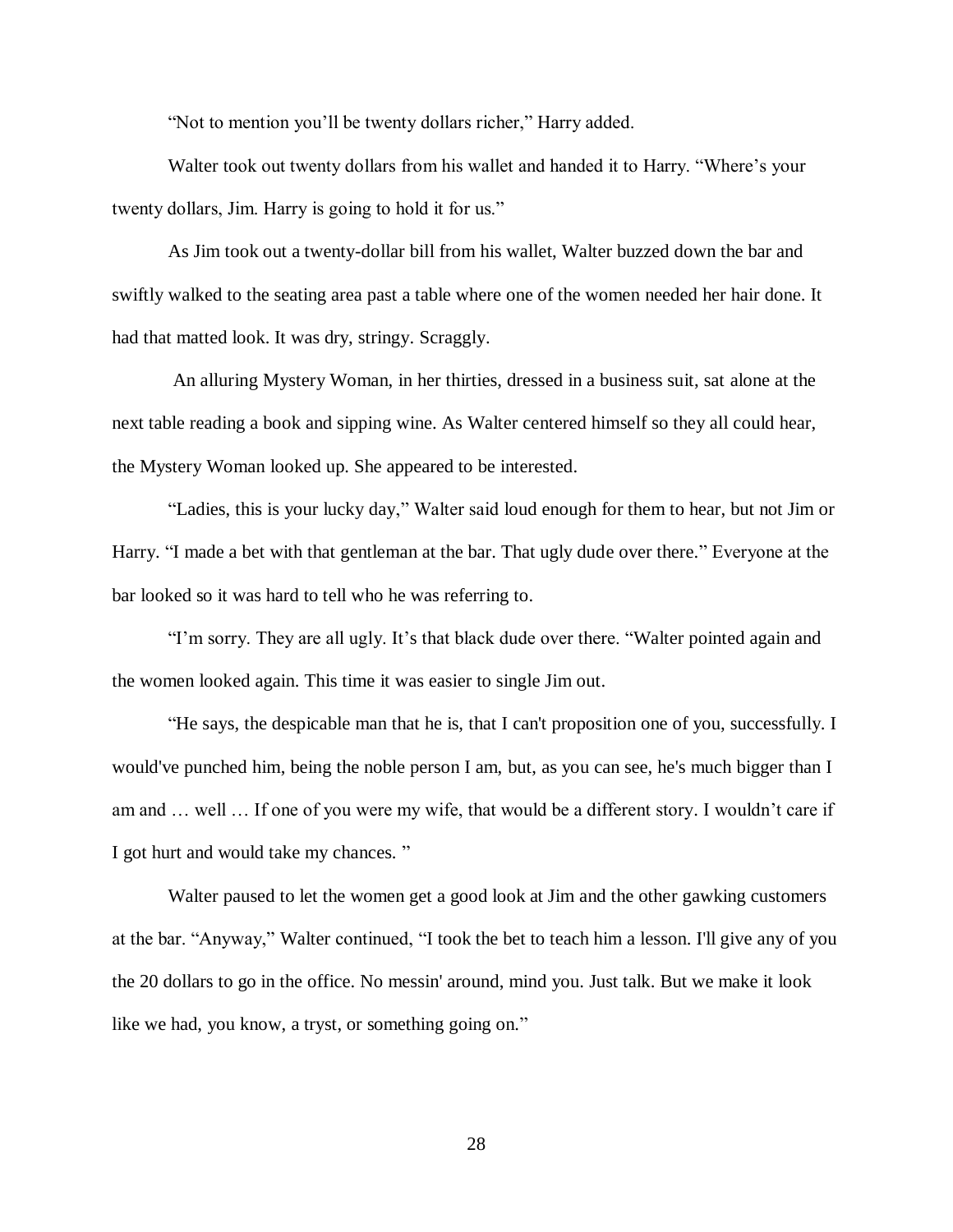"Not to mention you'll be twenty dollars richer," Harry added.

Walter took out twenty dollars from his wallet and handed it to Harry. "Where's your twenty dollars, Jim. Harry is going to hold it for us."

As Jim took out a twenty-dollar bill from his wallet, Walter buzzed down the bar and swiftly walked to the seating area past a table where one of the women needed her hair done. It had that matted look. It was dry, stringy. Scraggly.

An alluring Mystery Woman, in her thirties, dressed in a business suit, sat alone at the next table reading a book and sipping wine. As Walter centered himself so they all could hear, the Mystery Woman looked up. She appeared to be interested.

"Ladies, this is your lucky day," Walter said loud enough for them to hear, but not Jim or Harry. "I made a bet with that gentleman at the bar. That ugly dude over there." Everyone at the bar looked so it was hard to tell who he was referring to.

"I'm sorry. They are all ugly. It's that black dude over there. "Walter pointed again and the women looked again. This time it was easier to single Jim out.

"He says, the despicable man that he is, that I can't proposition one of you, successfully. I would've punched him, being the noble person I am, but, as you can see, he's much bigger than I am and … well … If one of you were my wife, that would be a different story. I wouldn't care if I got hurt and would take my chances. "

Walter paused to let the women get a good look at Jim and the other gawking customers at the bar. "Anyway," Walter continued, "I took the bet to teach him a lesson. I'll give any of you the 20 dollars to go in the office. No messin' around, mind you. Just talk. But we make it look like we had, you know, a tryst, or something going on."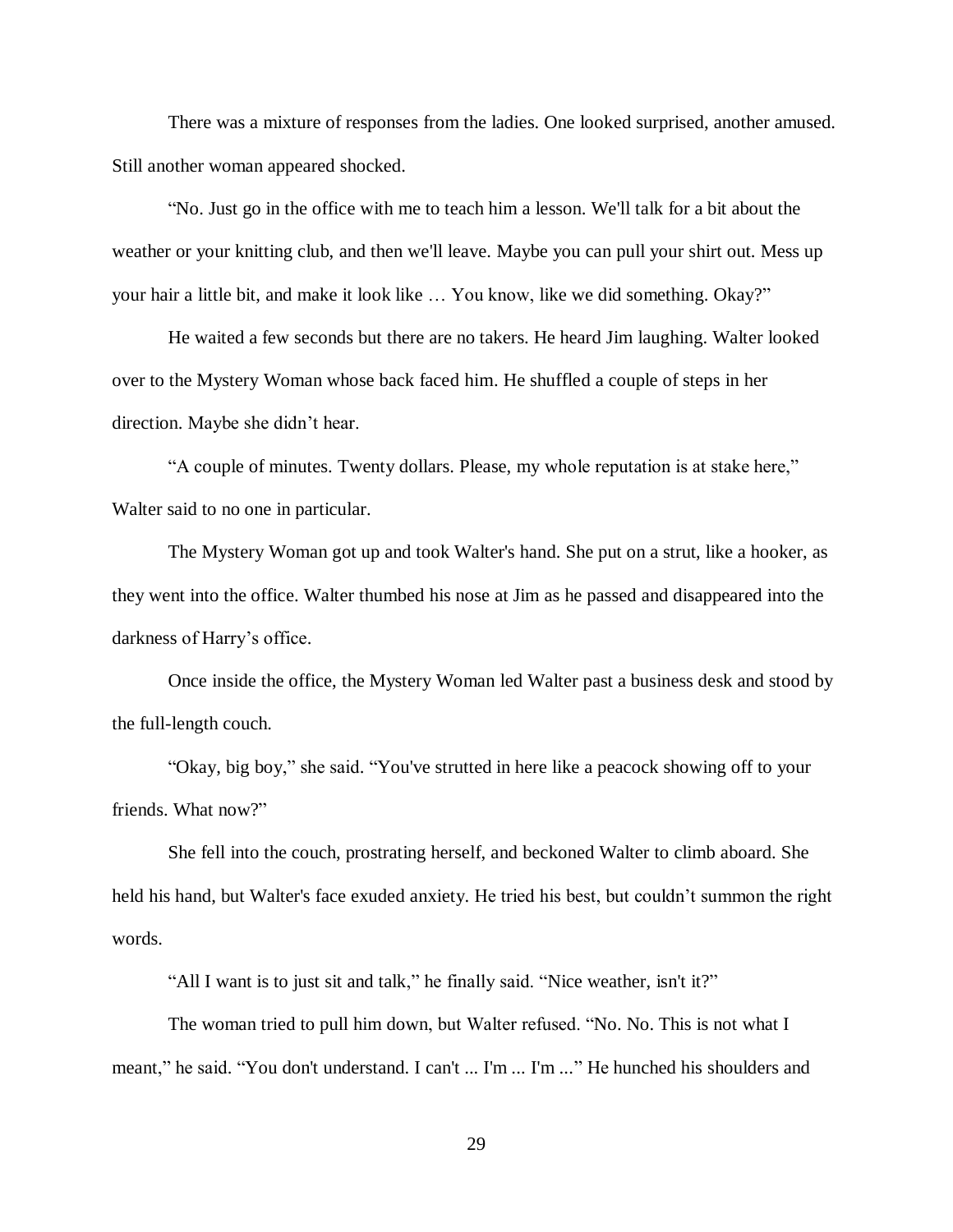There was a mixture of responses from the ladies. One looked surprised, another amused. Still another woman appeared shocked.

“No. Just go in the office with me to teach him a lesson. We'll talk for a bit about the weather or your knitting club, and then we'll leave. Maybe you can pull your shirt out. Mess up your hair a little bit, and make it look like … You know, like we did something. Okay?”

He waited a few seconds but there are no takers. He heard Jim laughing. Walter looked over to the Mystery Woman whose back faced him. He shuffled a couple of steps in her direction. Maybe she didn’t hear.

“A couple of minutes. Twenty dollars. Please, my whole reputation is at stake here,” Walter said to no one in particular.

The Mystery Woman got up and took Walter's hand. She put on a strut, like a hooker, as they went into the office. Walter thumbed his nose at Jim as he passed and disappeared into the darkness of Harry’s office.

Once inside the office, the Mystery Woman led Walter past a business desk and stood by the full-length couch.

“Okay, big boy,” she said. “You've strutted in here like a peacock showing off to your friends. What now?”

She fell into the couch, prostrating herself, and beckoned Walter to climb aboard. She held his hand, but Walter's face exuded anxiety. He tried his best, but couldn’t summon the right words.

“All I want is to just sit and talk,” he finally said. “Nice weather, isn't it?”

The woman tried to pull him down, but Walter refused. “No. No. This is not what I meant,” he said. “You don't understand. I can't ... I'm ... I'm ...” He hunched his shoulders and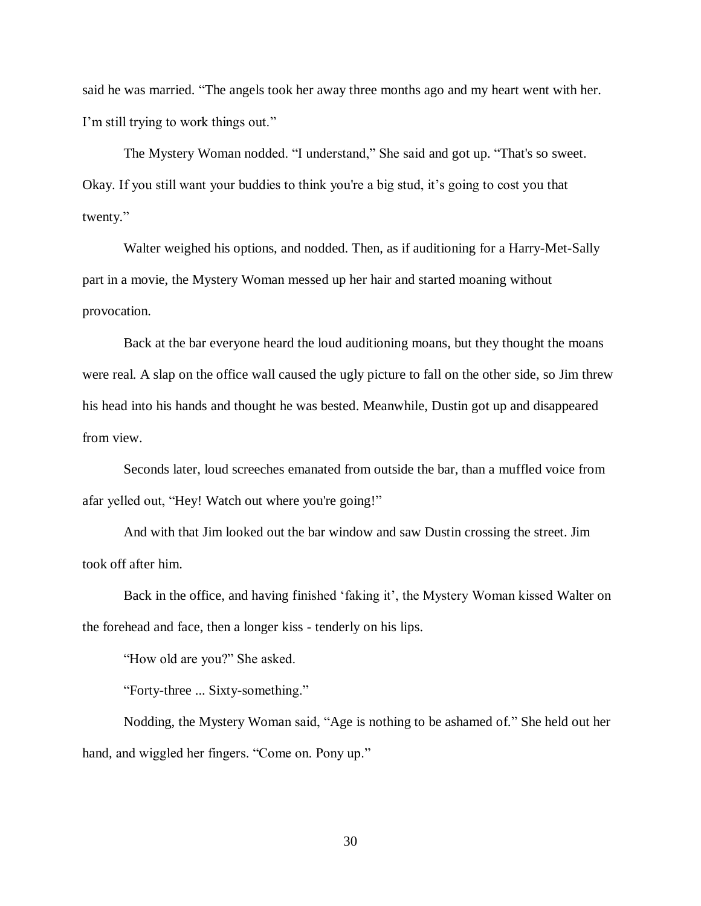said he was married. “The angels took her away three months ago and my heart went with her. I’m still trying to work things out.”

The Mystery Woman nodded. “I understand,” She said and got up. “That's so sweet. Okay. If you still want your buddies to think you're a big stud, it’s going to cost you that twenty.”

Walter weighed his options, and nodded. Then, as if auditioning for a Harry-Met-Sally part in a movie, the Mystery Woman messed up her hair and started moaning without provocation.

Back at the bar everyone heard the loud auditioning moans, but they thought the moans were real. A slap on the office wall caused the ugly picture to fall on the other side, so Jim threw his head into his hands and thought he was bested. Meanwhile, Dustin got up and disappeared from view.

Seconds later, loud screeches emanated from outside the bar, than a muffled voice from afar yelled out, “Hey! Watch out where you're going!”

And with that Jim looked out the bar window and saw Dustin crossing the street. Jim took off after him.

Back in the office, and having finished ‘faking it’, the Mystery Woman kissed Walter on the forehead and face, then a longer kiss - tenderly on his lips.

“How old are you?” She asked.

“Forty-three ... Sixty-something.”

Nodding, the Mystery Woman said, “Age is nothing to be ashamed of.” She held out her hand, and wiggled her fingers. “Come on. Pony up.”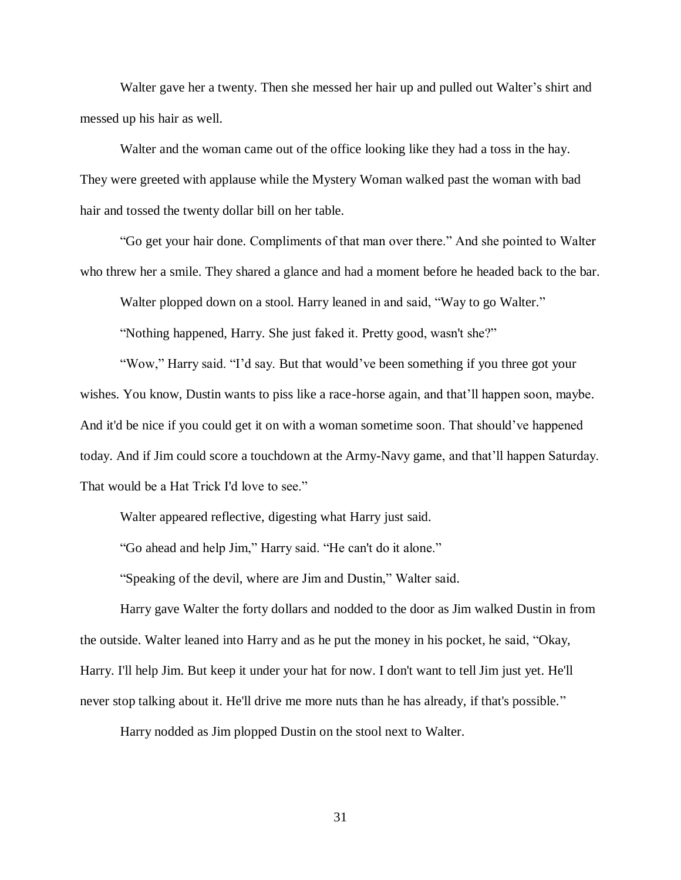Walter gave her a twenty. Then she messed her hair up and pulled out Walter's shirt and messed up his hair as well.

Walter and the woman came out of the office looking like they had a toss in the hay. They were greeted with applause while the Mystery Woman walked past the woman with bad hair and tossed the twenty dollar bill on her table.

"Go get your hair done. Compliments of that man over there." And she pointed to Walter who threw her a smile. They shared a glance and had a moment before he headed back to the bar.

Walter plopped down on a stool. Harry leaned in and said, "Way to go Walter."

"Nothing happened, Harry. She just faked it. Pretty good, wasn't she?"

"Wow," Harry said. "I'd say. But that would've been something if you three got your wishes. You know, Dustin wants to piss like a race-horse again, and that'll happen soon, maybe. And it'd be nice if you could get it on with a woman sometime soon. That should've happened today. And if Jim could score a touchdown at the Army-Navy game, and that'll happen Saturday. That would be a Hat Trick I'd love to see."

Walter appeared reflective, digesting what Harry just said.

"Go ahead and help Jim," Harry said. "He can't do it alone."

"Speaking of the devil, where are Jim and Dustin," Walter said.

Harry gave Walter the forty dollars and nodded to the door as Jim walked Dustin in from the outside. Walter leaned into Harry and as he put the money in his pocket, he said, "Okay, Harry. I'll help Jim. But keep it under your hat for now. I don't want to tell Jim just yet. He'll never stop talking about it. He'll drive me more nuts than he has already, if that's possible."

Harry nodded as Jim plopped Dustin on the stool next to Walter.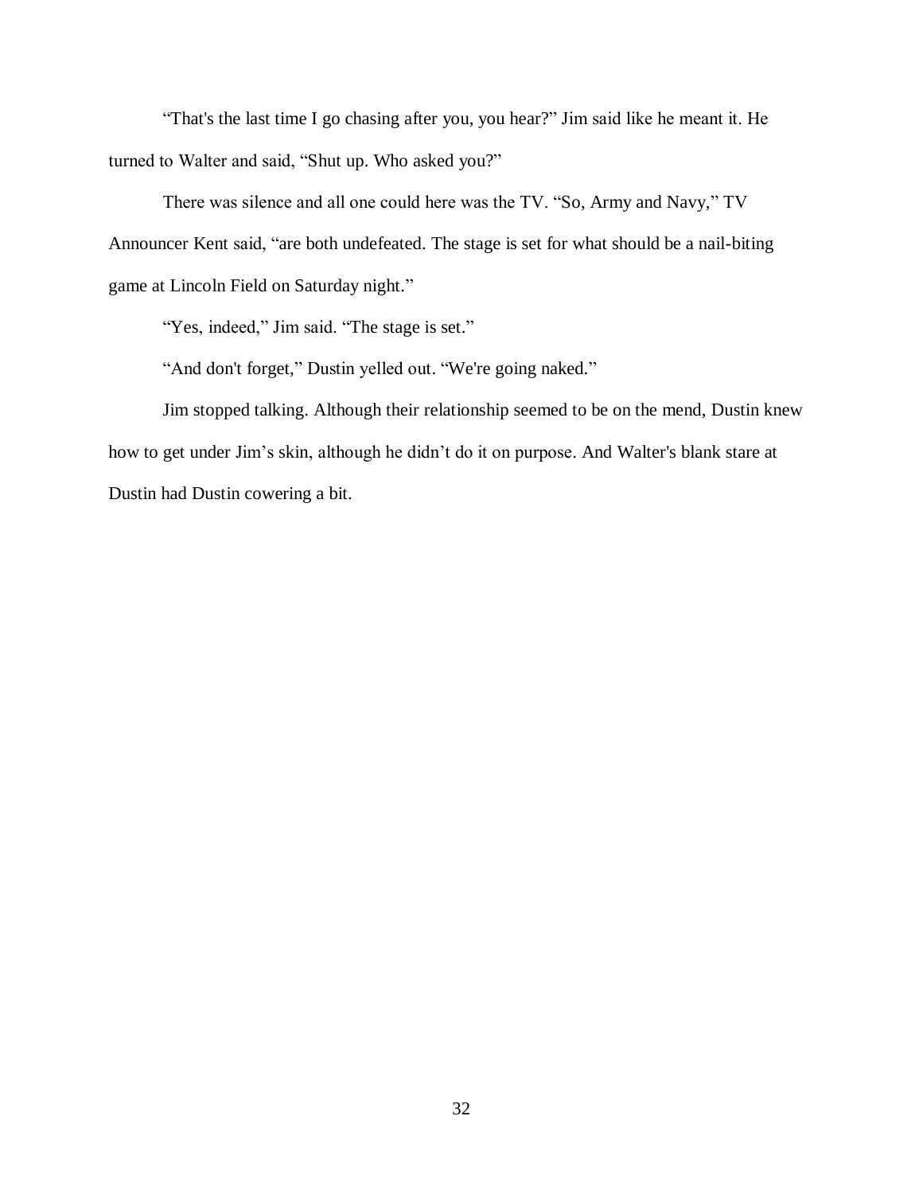"That's the last time I go chasing after you, you hear?" Jim said like he meant it. He turned to Walter and said, "Shut up. Who asked you?"

There was silence and all one could here was the TV. "So, Army and Navy," TV Announcer Kent said, "are both undefeated. The stage is set for what should be a nail-biting game at Lincoln Field on Saturday night."

"Yes, indeed," Jim said. "The stage is set."

"And don't forget," Dustin yelled out. "We're going naked."

Jim stopped talking. Although their relationship seemed to be on the mend, Dustin knew how to get under Jim's skin, although he didn't do it on purpose. And Walter's blank stare at Dustin had Dustin cowering a bit.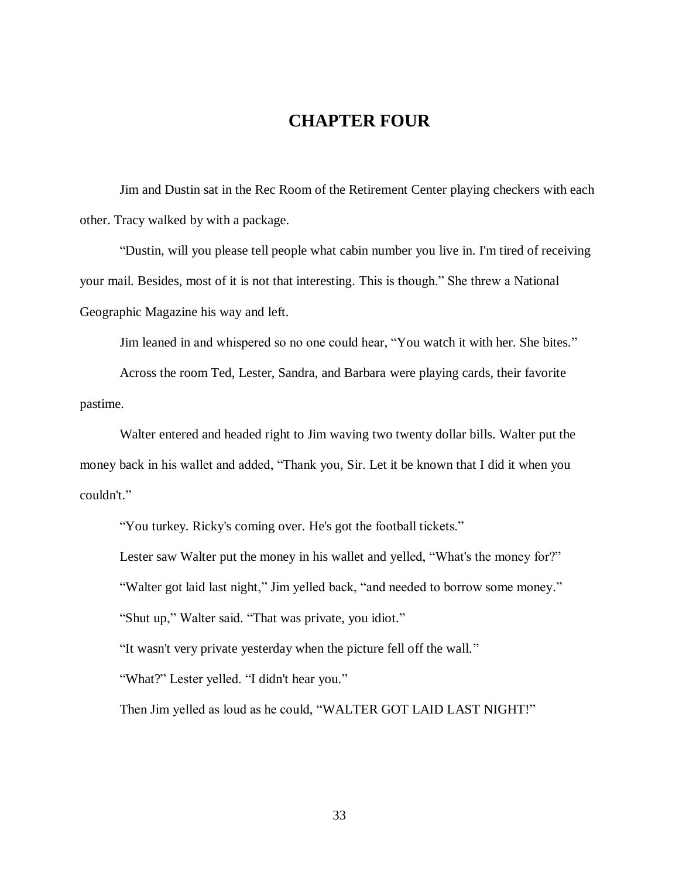# CHAPTER FOUR

Jim and Dustin sat in the Rec Room of the Retirement Center playing checkers with each other. Tracy walked by with a package.

"Dustin, will you please tell people what cabin number you live in. I'm tired of receiving your mail. Besides, most of it is not that interesting. This is though." She threw a National Geographic Magazine his way and left.

Jim leaned in and whispered so no one could hear, "You watch it with her. She bites."

Across the room Ted, Lester, Sandra, and Barbara were playing cards, their favorite pastime.

Walter entered and headed right to Jim waving two twenty dollar bills. Walter put the money back in his wallet and added, "Thank you, Sir. Let it be known that I did it when you couldn't."

"You turkey. Ricky's coming over. He's got the football tickets."

Lester saw Walter put the money in his wallet and yelled, "What's the money for?"

"Walter got laid last night," Jim yelled back, "and needed to borrow some money."

"Shut up," Walter said. "That was private, you idiot."

"It wasn't very private yesterday when the picture fell off the wall."

"What?" Lester yelled. "I didn't hear you."

Then Jim yelled as loud as he could, "WALTER GOT LAID LAST NIGHT!"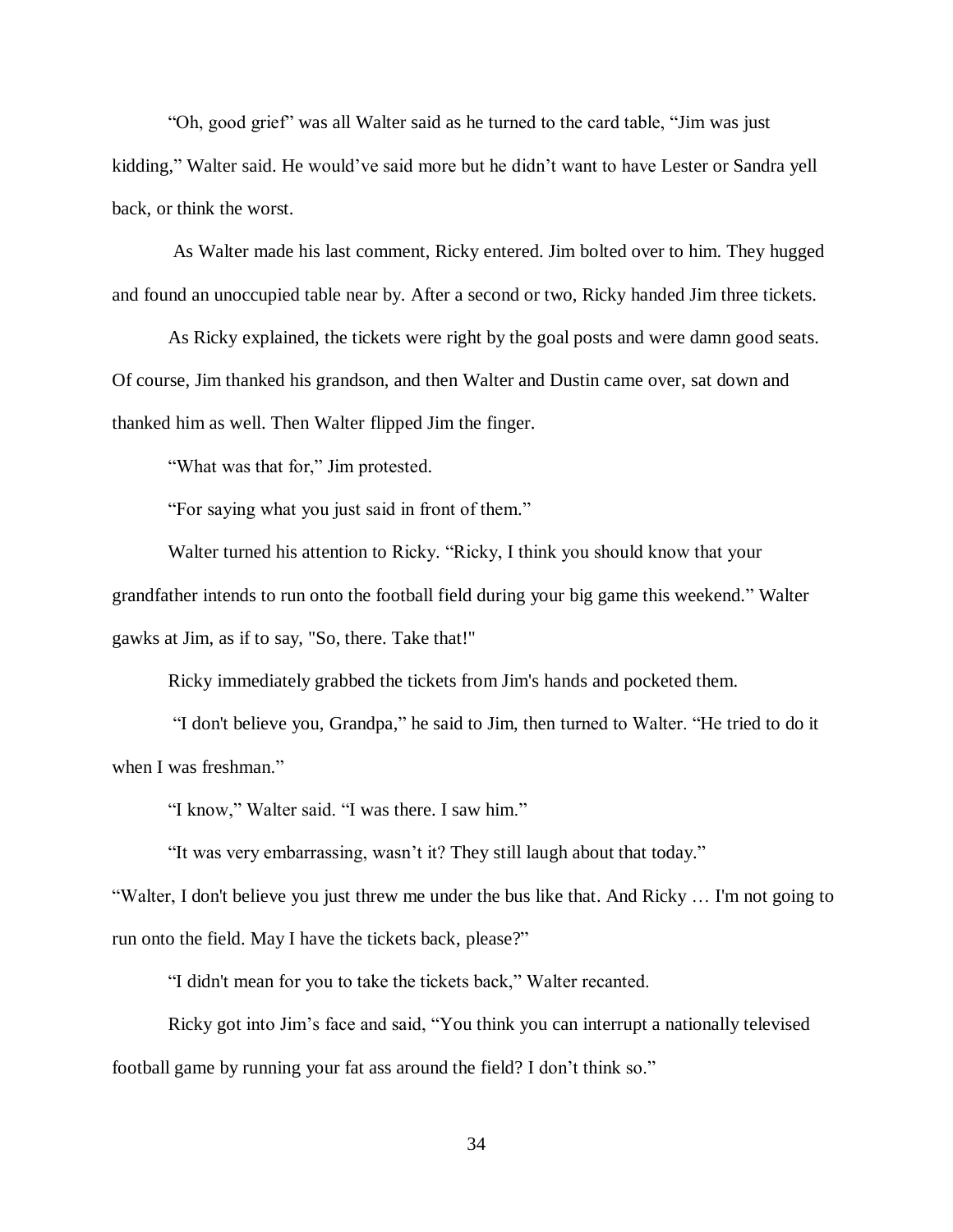"Oh, good grief" was all Walter said as he turned to the card table, "Jim was just kidding," Walter said. He would've said more but he didn't want to have Lester or Sandra yell back, or think the worst.

As Walter made his last comment, Ricky entered. Jim bolted over to him. They hugged and found an unoccupied table near by. After a second or two, Ricky handed Jim three tickets.

As Ricky explained, the tickets were right by the goal posts and were damn good seats. Of course, Jim thanked his grandson, and then Walter and Dustin came over, sat down and thanked him as well. Then Walter flipped Jim the finger.

"What was that for," Jim protested.

"For saying what you just said in front of them."

Walter turned his attention to Ricky. "Ricky, I think you should know that your grandfather intends to run onto the football field during your big game this weekend." Walter gawks at Jim, as if to say, "So, there. Take that!"

Ricky immediately grabbed the tickets from Jim's hands and pocketed them.

"I don't believe you, Grandpa," he said to Jim, then turned to Walter. "He tried to do it when I was freshman."

"I know," Walter said. "I was there. I saw him."

"It was very embarrassing, wasn't it? They still laugh about that today."

"Walter, I don't believe you just threw me under the bus like that. And Ricky … I'm not going to run onto the field. May I have the tickets back, please?"

"I didn't mean for you to take the tickets back," Walter recanted.

Ricky got into Jim's face and said, "You think you can interrupt a nationally televised football game by running your fat ass around the field? I don't think so."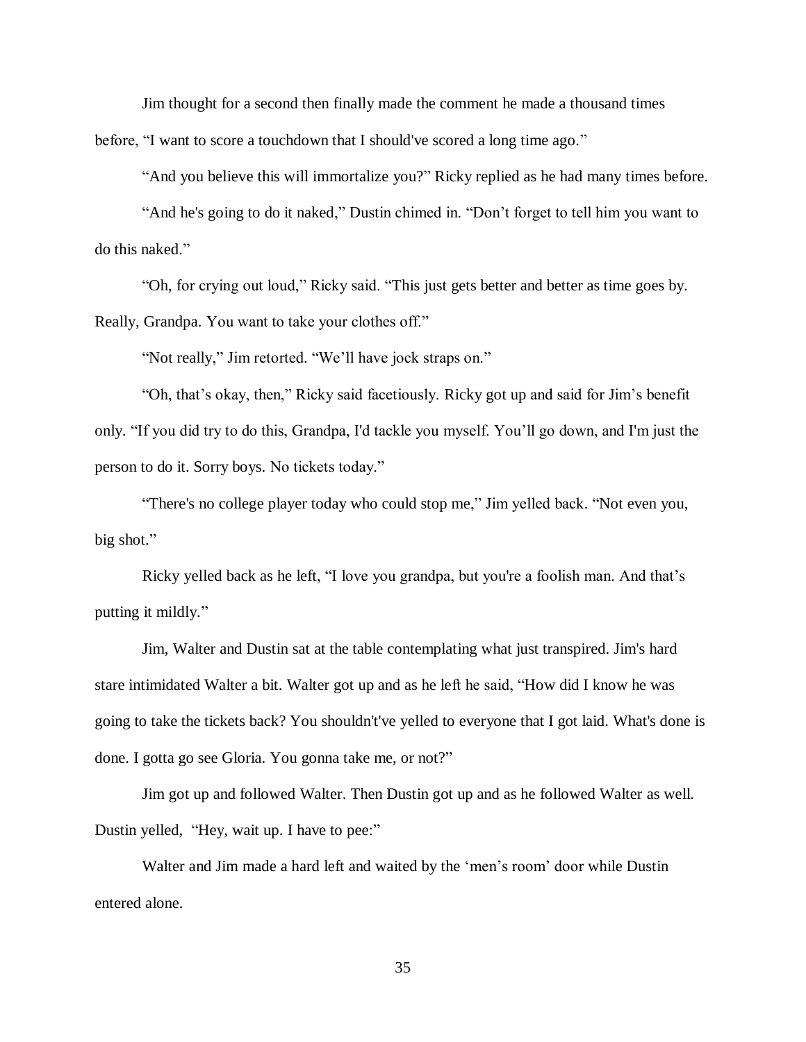Jim thought for a second then finally made the comment he made a thousand times before, "I want to score a touchdown that I should've scored a long time ago."

"And you believe this will immortalize you?" Ricky replied as he had many times before.

"And he's going to do it naked," Dustin chimed in. "Don't forget to tell him you want to do this naked."

"Oh, for crying out loud," Ricky said. "This just gets better and better as time goes by. Really, Grandpa. You want to take your clothes off."

"Not really," Jim retorted. "We'll have jock straps on."

"Oh, that's okay, then," Ricky said facetiously. Ricky got up and said for Jim's benefit only. "If you did try to do this, Grandpa, I'd tackle you myself. You'll go down, and I'm just the person to do it. Sorry boys. No tickets today."

"There's no college player today who could stop me," Jim yelled back. "Not even you, big shot."

Ricky yelled back as he left, "I love you grandpa, but you're a foolish man. And that's putting it mildly."

Jim, Walter and Dustin sat at the table contemplating what just transpired. Jim's hard stare intimidated Walter a bit. Walter got up and as he left he said, "How did I know he was going to take the tickets back? You shouldn't've yelled to everyone that I got laid. What's done is done. I gotta go see Gloria. You gonna take me, or not?"

Jim got up and followed Walter. Then Dustin got up and as he followed Walter as well. Dustin yelled, "Hey, wait up. I have to pee:"

Walter and Jim made a hard left and waited by the 'men's room' door while Dustin entered alone.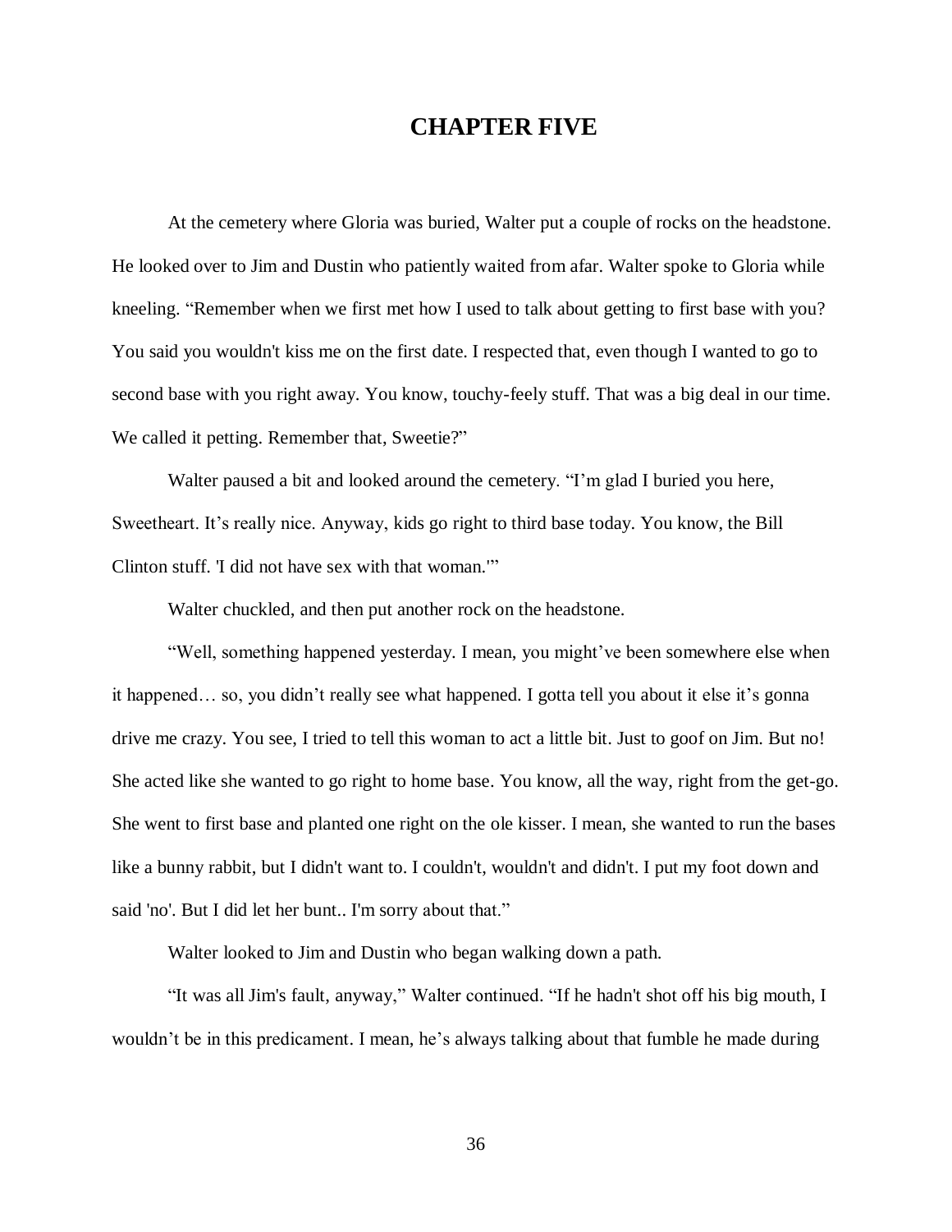# CHAPTER FIVE

At the cemetery where Gloria was buried, Walter put a couple of rocks on the headstone. He looked over to Jim and Dustin who patiently waited from afar. Walter spoke to Gloria while kneeling. "Remember when we first met how I used to talk about getting to first base with you? You said you wouldn't kiss me on the first date. I respected that, even though I wanted to go to second base with you right away. You know, touchy-feely stuff. That was a big deal in our time. We called it petting. Remember that, Sweetie?"

Walter paused a bit and looked around the cemetery. "I'm glad I buried you here, Sweetheart. It's really nice. Anyway, kids go right to third base today. You know, the Bill Clinton stuff. 'I did not have sex with that woman.'"

Walter chuckled, and then put another rock on the headstone.

"Well, something happened yesterday. I mean, you might've been somewhere else when it happened… so, you didn't really see what happened. I gotta tell you about it else it's gonna drive me crazy. You see, I tried to tell this woman to act a little bit. Just to goof on Jim. But no! She acted like she wanted to go right to home base. You know, all the way, right from the get-go. She went to first base and planted one right on the ole kisser. I mean, she wanted to run the bases like a bunny rabbit, but I didn't want to. I couldn't, wouldn't and didn't. I put my foot down and said 'no'. But I did let her bunt.. I'm sorry about that."

Walter looked to Jim and Dustin who began walking down a path.

"It was all Jim's fault, anyway," Walter continued. "If he hadn't shot off his big mouth, I wouldn't be in this predicament. I mean, he's always talking about that fumble he made during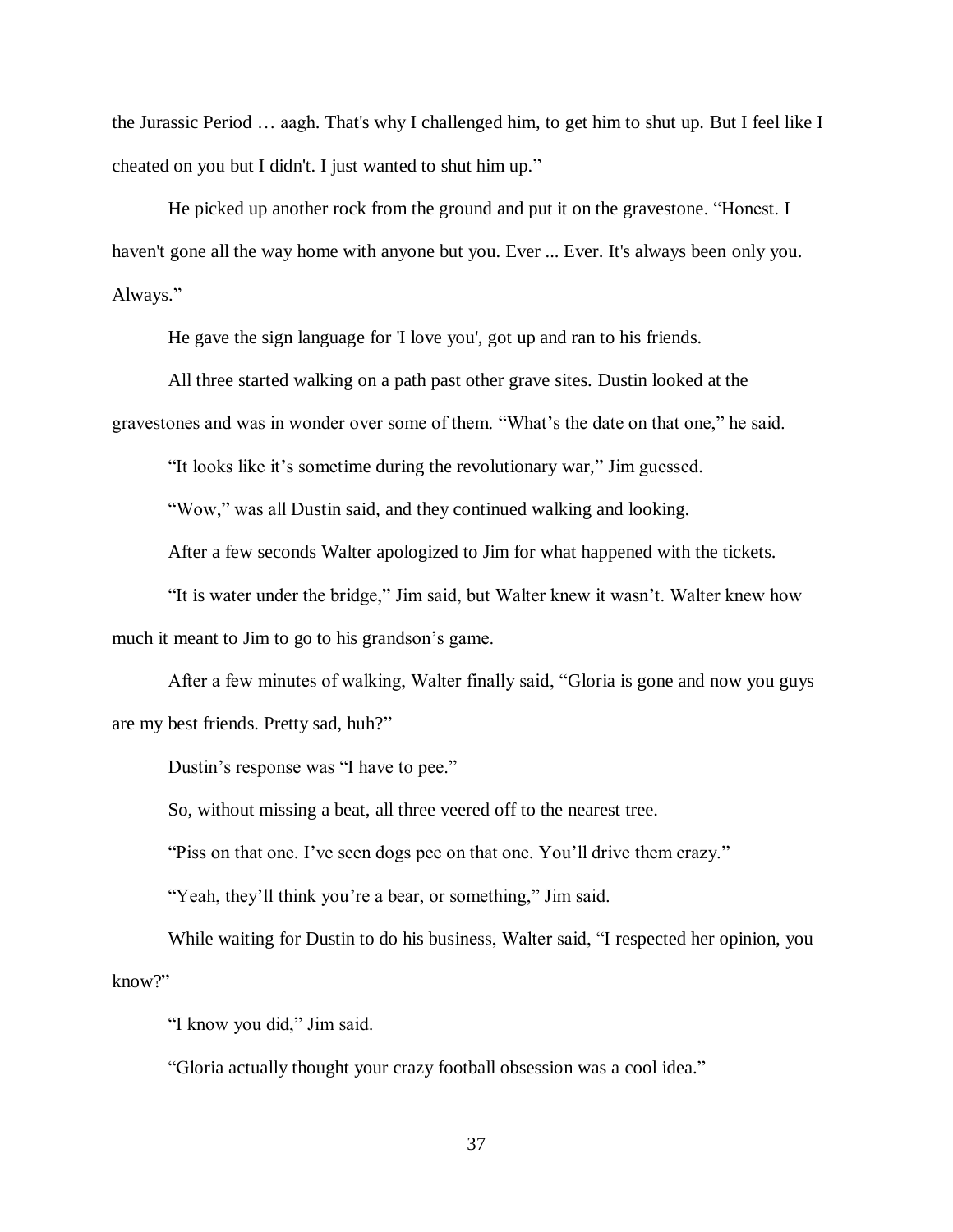the Jurassic Period … aagh. That's why I challenged him, to get him to shut up. But I feel like I cheated on you but I didn't. I just wanted to shut him up."

He picked up another rock from the ground and put it on the gravestone. "Honest. I haven't gone all the way home with anyone but you. Ever ... Ever. It's always been only you. Always."

He gave the sign language for 'I love you', got up and ran to his friends.

All three started walking on a path past other grave sites. Dustin looked at the gravestones and was in wonder over some of them. "What's the date on that one," he said.

"It looks like it's sometime during the revolutionary war," Jim guessed.

"Wow," was all Dustin said, and they continued walking and looking.

After a few seconds Walter apologized to Jim for what happened with the tickets.

"It is water under the bridge," Jim said, but Walter knew it wasn't. Walter knew how much it meant to Jim to go to his grandson's game.

After a few minutes of walking, Walter finally said, "Gloria is gone and now you guys are my best friends. Pretty sad, huh?"

Dustin's response was "I have to pee."

So, without missing a beat, all three veered off to the nearest tree.

"Piss on that one. I've seen dogs pee on that one. You'll drive them crazy."

"Yeah, they'll think you're a bear, or something," Jim said.

While waiting for Dustin to do his business, Walter said, "I respected her opinion, you know?"

"I know you did," Jim said.

"Gloria actually thought your crazy football obsession was a cool idea."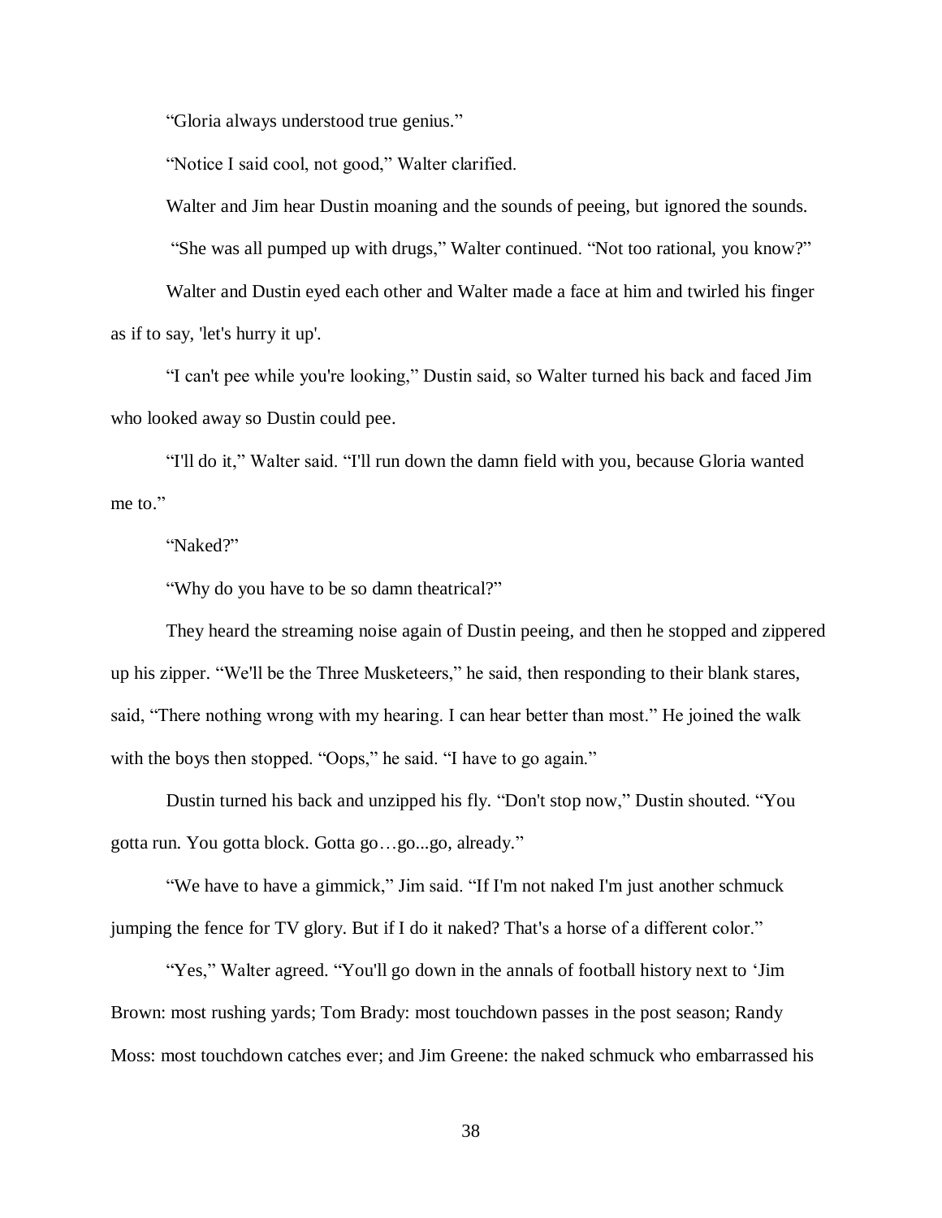"Gloria always understood true genius."

"Notice I said cool, not good," Walter clarified.

Walter and Jim hear Dustin moaning and the sounds of peeing, but ignored the sounds.

"She was all pumped up with drugs," Walter continued. "Not too rational, you know?"

Walter and Dustin eyed each other and Walter made a face at him and twirled his finger as if to say, 'let's hurry it up'.

"I can't pee while you're looking," Dustin said, so Walter turned his back and faced Jim who looked away so Dustin could pee.

"I'll do it," Walter said. "I'll run down the damn field with you, because Gloria wanted me to."

"Naked?"

"Why do you have to be so damn theatrical?"

They heard the streaming noise again of Dustin peeing, and then he stopped and zippered up his zipper. "We'll be the Three Musketeers," he said, then responding to their blank stares, said, "There nothing wrong with my hearing. I can hear better than most." He joined the walk with the boys then stopped. "Oops," he said. "I have to go again."

Dustin turned his back and unzipped his fly. "Don't stop now," Dustin shouted. "You gotta run. You gotta block. Gotta go…go...go, already."

"We have to have a gimmick," Jim said. "If I'm not naked I'm just another schmuck jumping the fence for TV glory. But if I do it naked? That's a horse of a different color."

"Yes," Walter agreed. "You'll go down in the annals of football history next to 'Jim Brown: most rushing yards; Tom Brady: most touchdown passes in the post season; Randy Moss: most touchdown catches ever; and Jim Greene: the naked schmuck who embarrassed his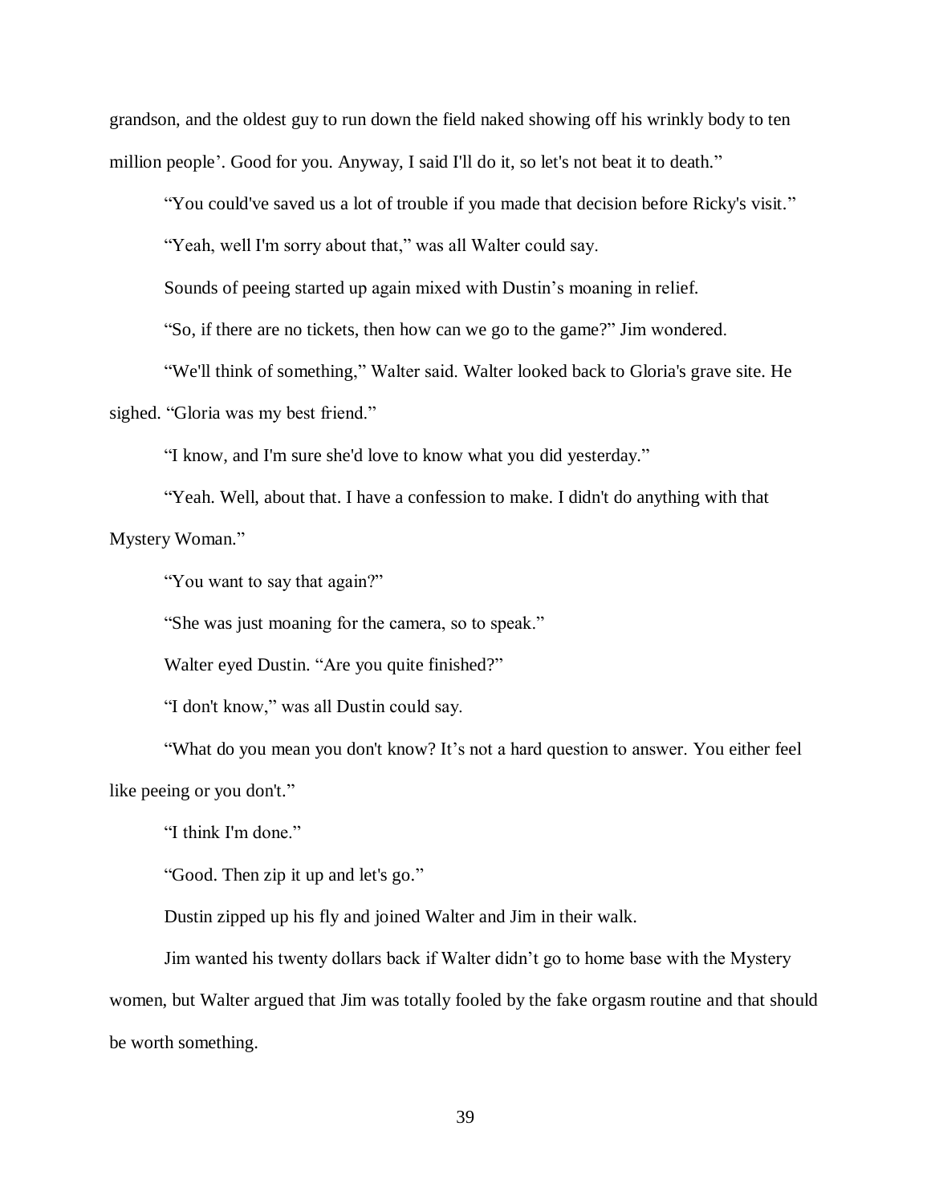grandson, and the oldest guy to run down the field naked showing off his wrinkly body to ten million people'. Good for you. Anyway, I said I'll do it, so let's not beat it to death."

"You could've saved us a lot of trouble if you made that decision before Ricky's visit."

"Yeah, well I'm sorry about that," was all Walter could say.

Sounds of peeing started up again mixed with Dustin's moaning in relief.

"So, if there are no tickets, then how can we go to the game?" Jim wondered.

"We'll think of something," Walter said. Walter looked back to Gloria's grave site. He sighed. "Gloria was my best friend."

"I know, and I'm sure she'd love to know what you did yesterday."

"Yeah. Well, about that. I have a confession to make. I didn't do anything with that Mystery Woman."

"You want to say that again?"

"She was just moaning for the camera, so to speak."

Walter eyed Dustin. "Are you quite finished?"

"I don't know," was all Dustin could say.

"What do you mean you don't know? It's not a hard question to answer. You either feel like peeing or you don't."

"I think I'm done."

"Good. Then zip it up and let's go."

Dustin zipped up his fly and joined Walter and Jim in their walk.

Jim wanted his twenty dollars back if Walter didn't go to home base with the Mystery women, but Walter argued that Jim was totally fooled by the fake orgasm routine and that should be worth something.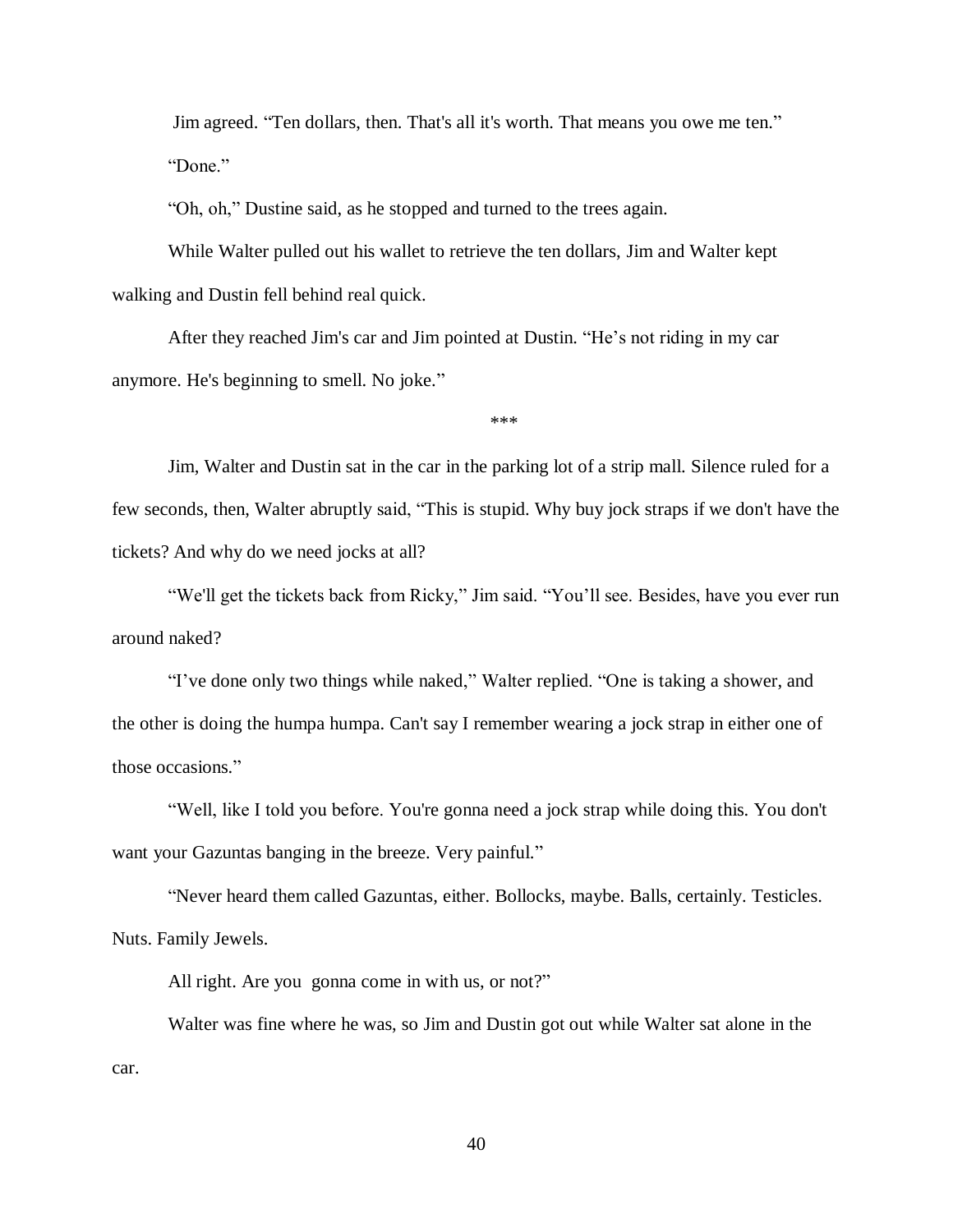Jim agreed. "Ten dollars, then. That's all it's worth. That means you owe me ten."

"Done."

"Oh, oh," Dustine said, as he stopped and turned to the trees again.

While Walter pulled out his wallet to retrieve the ten dollars, Jim and Walter kept walking and Dustin fell behind real quick.

After they reached Jim's car and Jim pointed at Dustin. "He's not riding in my car anymore. He's beginning to smell. No joke."

***

Jim, Walter and Dustin sat in the car in the parking lot of a strip mall. Silence ruled for a few seconds, then, Walter abruptly said, "This is stupid. Why buy jock straps if we don't have the tickets? And why do we need jocks at all?

"We'll get the tickets back from Ricky," Jim said. "You'll see. Besides, have you ever run around naked?

"I've done only two things while naked," Walter replied. "One is taking a shower, and the other is doing the humpa humpa. Can't say I remember wearing a jock strap in either one of those occasions."

"Well, like I told you before. You're gonna need a jock strap while doing this. You don't want your Gazuntas banging in the breeze. Very painful."

"Never heard them called Gazuntas, either. Bollocks, maybe. Balls, certainly. Testicles. Nuts. Family Jewels.

All right. Are you gonna come in with us, or not?"

Walter was fine where he was, so Jim and Dustin got out while Walter sat alone in the car.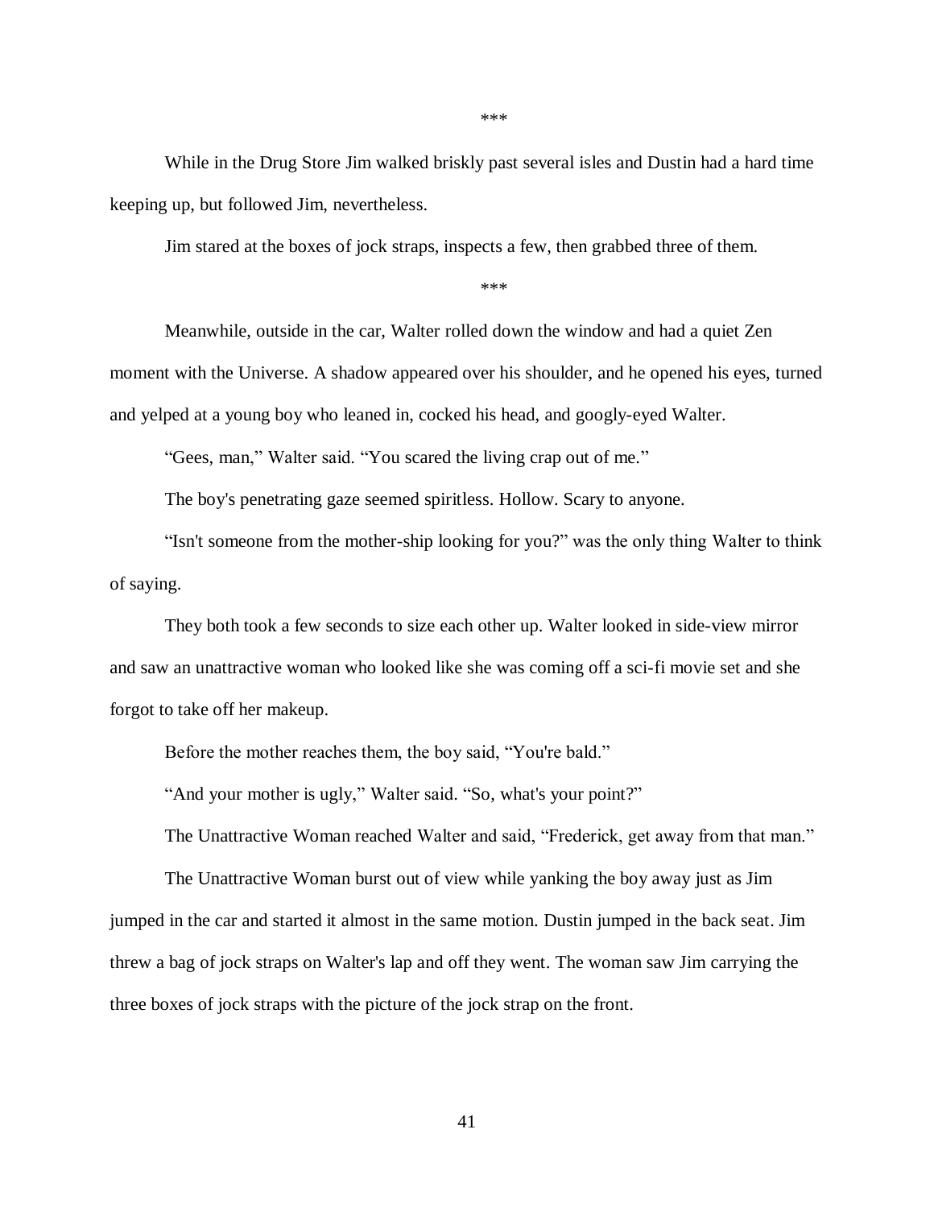***

While in the Drug Store Jim walked briskly past several isles and Dustin had a hard time keeping up, but followed Jim, nevertheless.

Jim stared at the boxes of jock straps, inspects a few, then grabbed three of them.

***

Meanwhile, outside in the car, Walter rolled down the window and had a quiet Zen moment with the Universe. A shadow appeared over his shoulder, and he opened his eyes, turned and yelped at a young boy who leaned in, cocked his head, and googly-eyed Walter.

"Gees, man," Walter said. "You scared the living crap out of me."

The boy's penetrating gaze seemed spiritless. Hollow. Scary to anyone.

"Isn't someone from the mother-ship looking for you?" was the only thing Walter to think of saying.

They both took a few seconds to size each other up. Walter looked in side-view mirror and saw an unattractive woman who looked like she was coming off a sci-fi movie set and she forgot to take off her makeup.

Before the mother reaches them, the boy said, "You're bald."

"And your mother is ugly," Walter said. "So, what's your point?"

The Unattractive Woman reached Walter and said, "Frederick, get away from that man."

The Unattractive Woman burst out of view while yanking the boy away just as Jim jumped in the car and started it almost in the same motion. Dustin jumped in the back seat. Jim threw a bag of jock straps on Walter's lap and off they went. The woman saw Jim carrying the three boxes of jock straps with the picture of the jock strap on the front.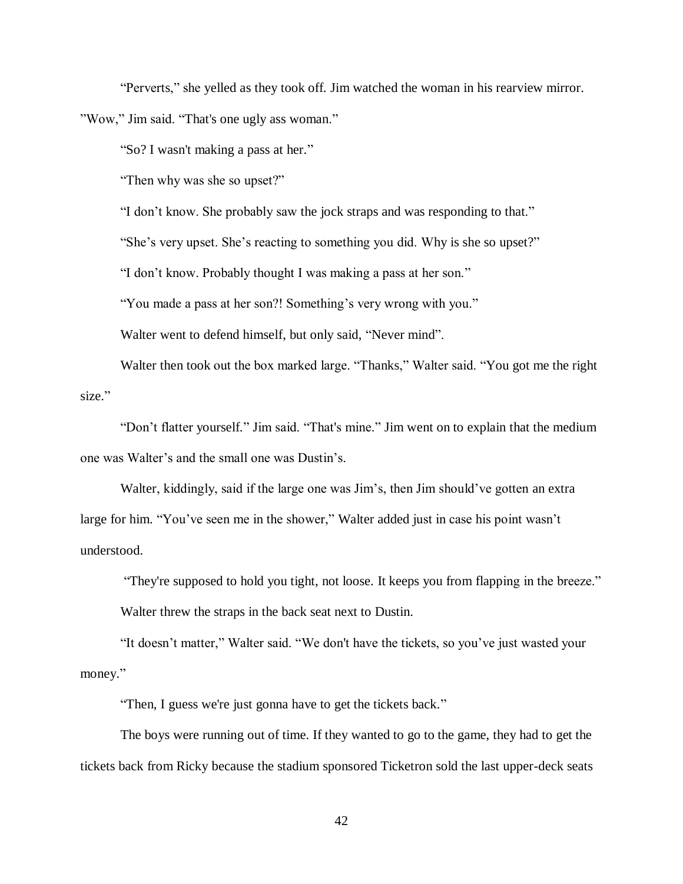"Perverts," she yelled as they took off. Jim watched the woman in his rearview mirror. "Wow," Jim said. "That's one ugly ass woman."

"So? I wasn't making a pass at her."

"Then why was she so upset?"

"I don't know. She probably saw the jock straps and was responding to that."

"She's very upset. She's reacting to something you did. Why is she so upset?"

"I don't know. Probably thought I was making a pass at her son."

"You made a pass at her son?! Something's very wrong with you."

Walter went to defend himself, but only said, "Never mind".

Walter then took out the box marked large. "Thanks," Walter said. "You got me the right size."

"Don't flatter yourself." Jim said. "That's mine." Jim went on to explain that the medium one was Walter's and the small one was Dustin's.

Walter, kiddingly, said if the large one was Jim's, then Jim should've gotten an extra large for him. "You've seen me in the shower," Walter added just in case his point wasn't understood.

"They're supposed to hold you tight, not loose. It keeps you from flapping in the breeze."

Walter threw the straps in the back seat next to Dustin.

"It doesn't matter," Walter said. "We don't have the tickets, so you've just wasted your money."

"Then, I guess we're just gonna have to get the tickets back."

The boys were running out of time. If they wanted to go to the game, they had to get the tickets back from Ricky because the stadium sponsored Ticketron sold the last upper-deck seats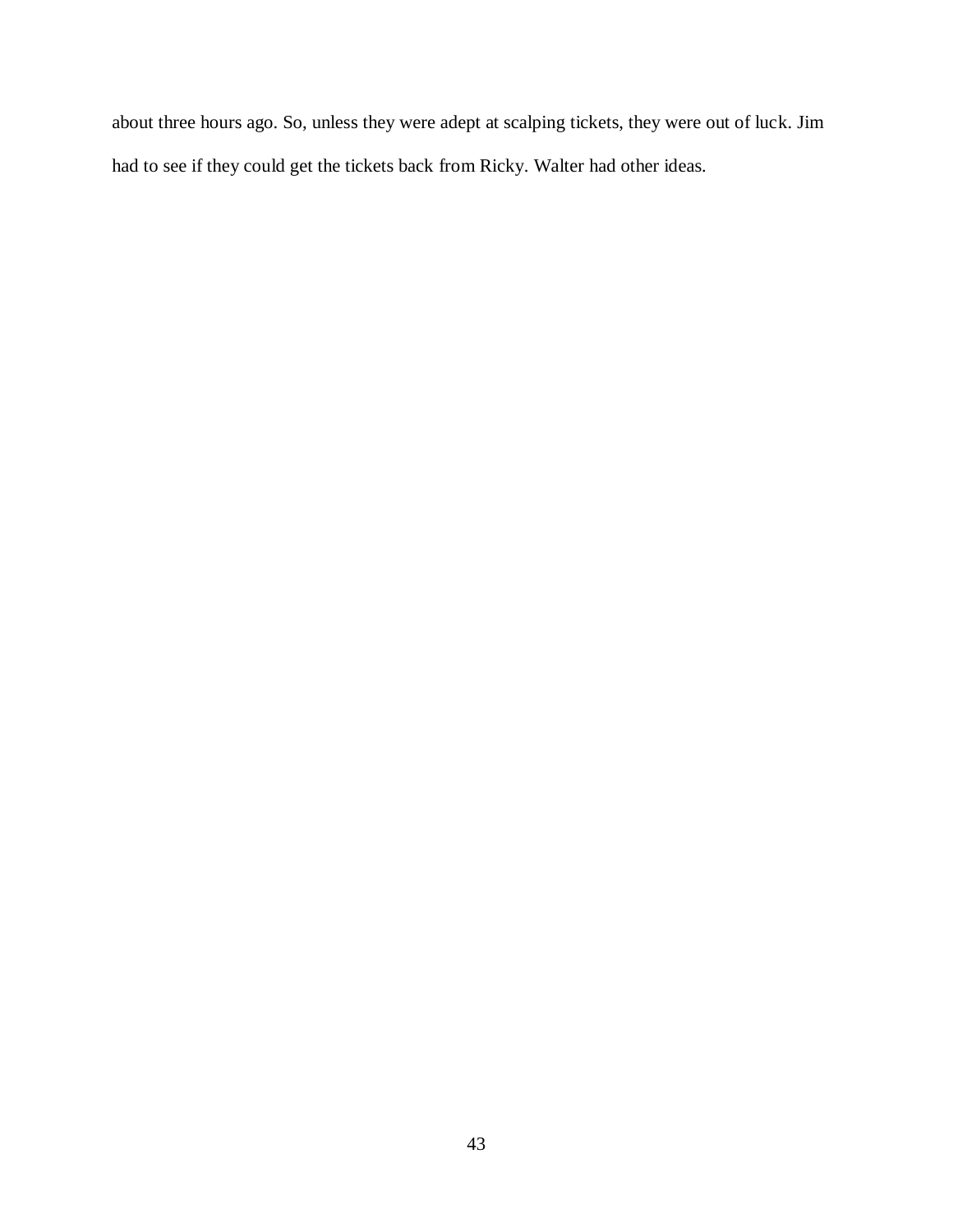about three hours ago. So, unless they were adept at scalping tickets, they were out of luck. Jim had to see if they could get the tickets back from Ricky. Walter had other ideas.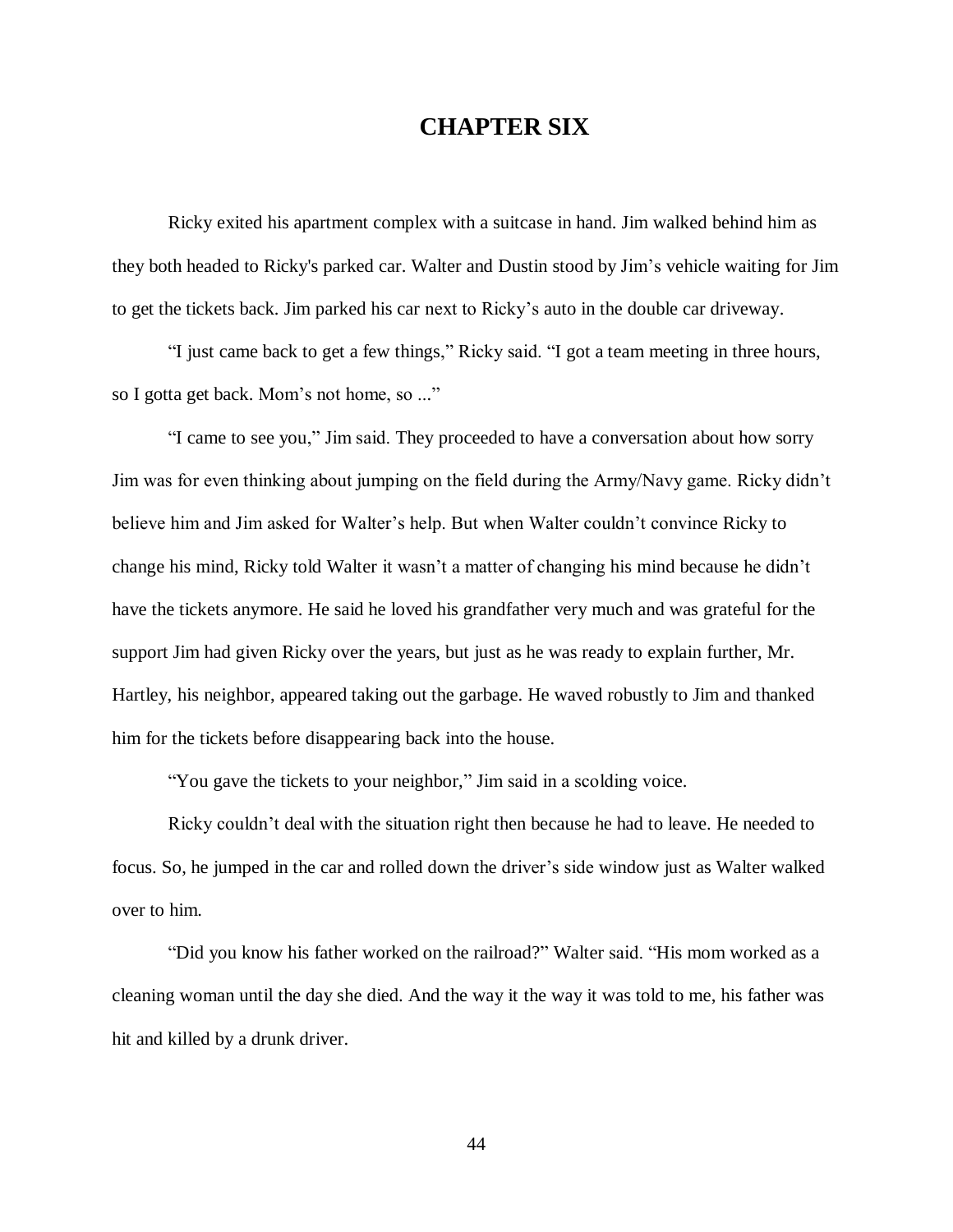# CHAPTER SIX

Ricky exited his apartment complex with a suitcase in hand. Jim walked behind him as they both headed to Ricky's parked car. Walter and Dustin stood by Jim's vehicle waiting for Jim to get the tickets back. Jim parked his car next to Ricky's auto in the double car driveway.

"I just came back to get a few things," Ricky said. "I got a team meeting in three hours, so I gotta get back. Mom's not home, so ..."

"I came to see you," Jim said. They proceeded to have a conversation about how sorry Jim was for even thinking about jumping on the field during the Army/Navy game. Ricky didn't believe him and Jim asked for Walter's help. But when Walter couldn't convince Ricky to change his mind, Ricky told Walter it wasn't a matter of changing his mind because he didn't have the tickets anymore. He said he loved his grandfather very much and was grateful for the support Jim had given Ricky over the years, but just as he was ready to explain further, Mr. Hartley, his neighbor, appeared taking out the garbage. He waved robustly to Jim and thanked him for the tickets before disappearing back into the house.

"You gave the tickets to your neighbor," Jim said in a scolding voice.

Ricky couldn't deal with the situation right then because he had to leave. He needed to focus. So, he jumped in the car and rolled down the driver's side window just as Walter walked over to him.

"Did you know his father worked on the railroad?" Walter said. "His mom worked as a cleaning woman until the day she died. And the way it the way it was told to me, his father was hit and killed by a drunk driver.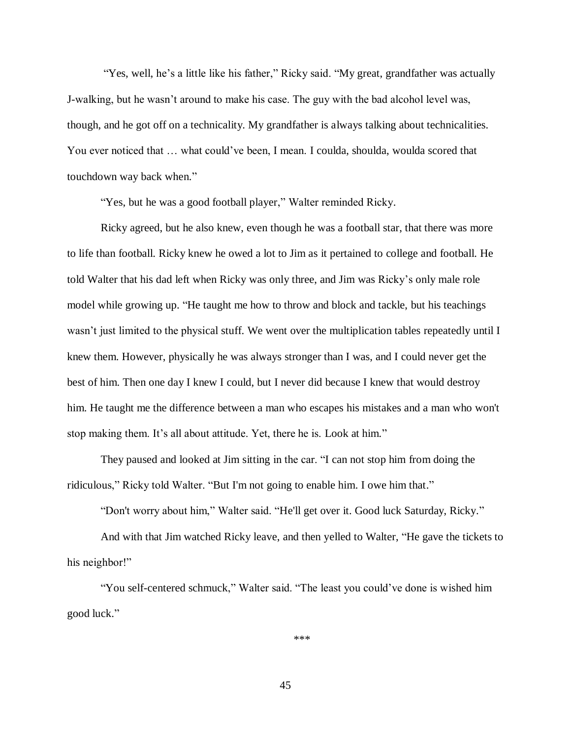"Yes, well, he's a little like his father," Ricky said. "My great, grandfather was actually J-walking, but he wasn't around to make his case. The guy with the bad alcohol level was, though, and he got off on a technicality. My grandfather is always talking about technicalities. You ever noticed that … what could've been, I mean. I coulda, shoulda, woulda scored that touchdown way back when."

"Yes, but he was a good football player," Walter reminded Ricky.

Ricky agreed, but he also knew, even though he was a football star, that there was more to life than football. Ricky knew he owed a lot to Jim as it pertained to college and football. He told Walter that his dad left when Ricky was only three, and Jim was Ricky's only male role model while growing up. "He taught me how to throw and block and tackle, but his teachings wasn't just limited to the physical stuff. We went over the multiplication tables repeatedly until I knew them. However, physically he was always stronger than I was, and I could never get the best of him. Then one day I knew I could, but I never did because I knew that would destroy him. He taught me the difference between a man who escapes his mistakes and a man who won't stop making them. It's all about attitude. Yet, there he is. Look at him."

They paused and looked at Jim sitting in the car. "I can not stop him from doing the ridiculous," Ricky told Walter. "But I'm not going to enable him. I owe him that."

"Don't worry about him," Walter said. "He'll get over it. Good luck Saturday, Ricky."

And with that Jim watched Ricky leave, and then yelled to Walter, "He gave the tickets to his neighbor!"

"You self-centered schmuck," Walter said. "The least you could've done is wished him good luck."

***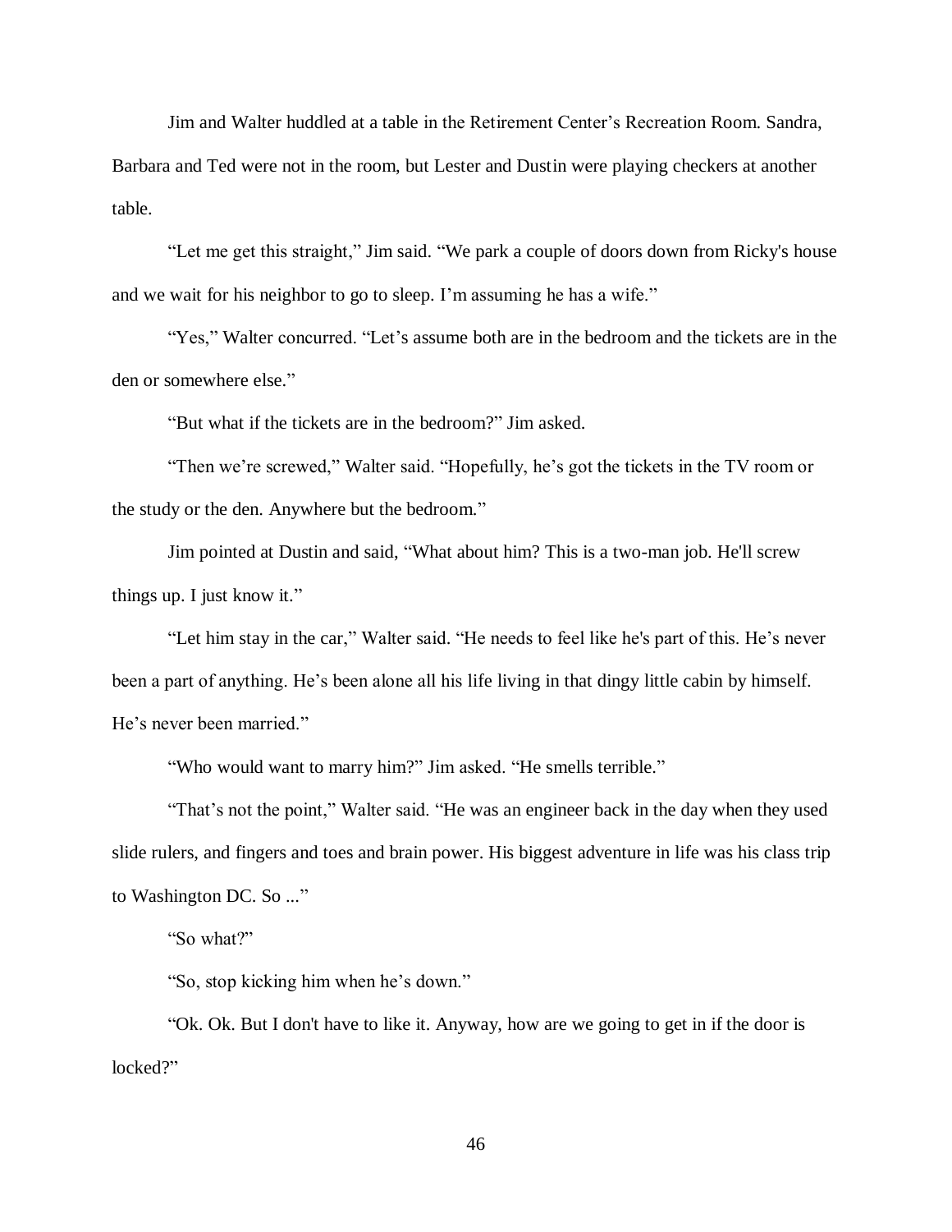Jim and Walter huddled at a table in the Retirement Center's Recreation Room. Sandra, Barbara and Ted were not in the room, but Lester and Dustin were playing checkers at another table.

"Let me get this straight," Jim said. "We park a couple of doors down from Ricky's house and we wait for his neighbor to go to sleep. I'm assuming he has a wife."

"Yes," Walter concurred. "Let's assume both are in the bedroom and the tickets are in the den or somewhere else."

"But what if the tickets are in the bedroom?" Jim asked.

"Then we're screwed," Walter said. "Hopefully, he's got the tickets in the TV room or the study or the den. Anywhere but the bedroom."

Jim pointed at Dustin and said, "What about him? This is a two-man job. He'll screw things up. I just know it."

"Let him stay in the car," Walter said. "He needs to feel like he's part of this. He's never been a part of anything. He's been alone all his life living in that dingy little cabin by himself. He's never been married."

"Who would want to marry him?" Jim asked. "He smells terrible."

"That's not the point," Walter said. "He was an engineer back in the day when they used slide rulers, and fingers and toes and brain power. His biggest adventure in life was his class trip to Washington DC. So ..."

"So what?"

"So, stop kicking him when he's down."

"Ok. Ok. But I don't have to like it. Anyway, how are we going to get in if the door is locked?"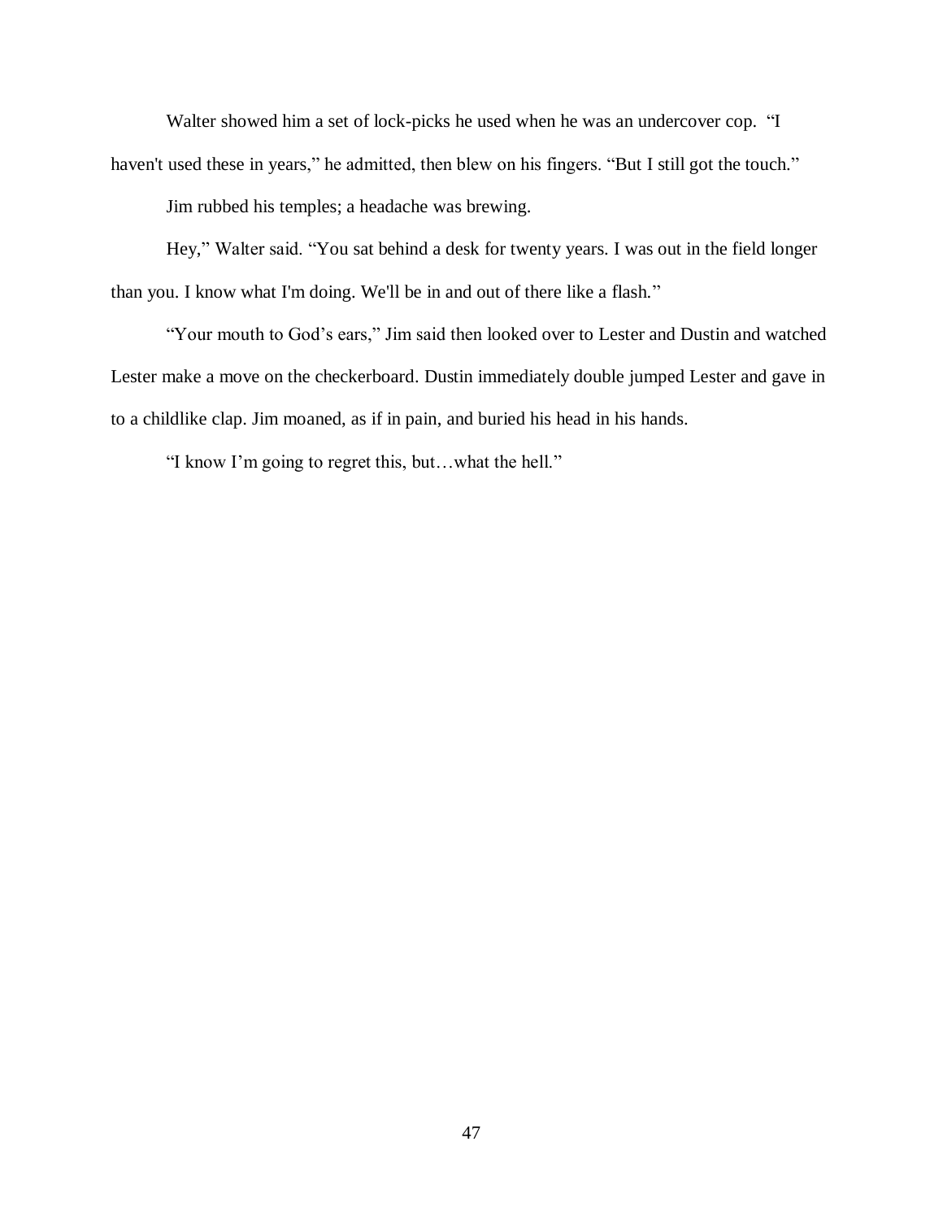Walter showed him a set of lock-picks he used when he was an undercover cop. "I haven't used these in years," he admitted, then blew on his fingers. "But I still got the touch."

Jim rubbed his temples; a headache was brewing.

Hey," Walter said. "You sat behind a desk for twenty years. I was out in the field longer than you. I know what I'm doing. We'll be in and out of there like a flash."

"Your mouth to God's ears," Jim said then looked over to Lester and Dustin and watched Lester make a move on the checkerboard. Dustin immediately double jumped Lester and gave in to a childlike clap. Jim moaned, as if in pain, and buried his head in his hands.

"I know I'm going to regret this, but…what the hell."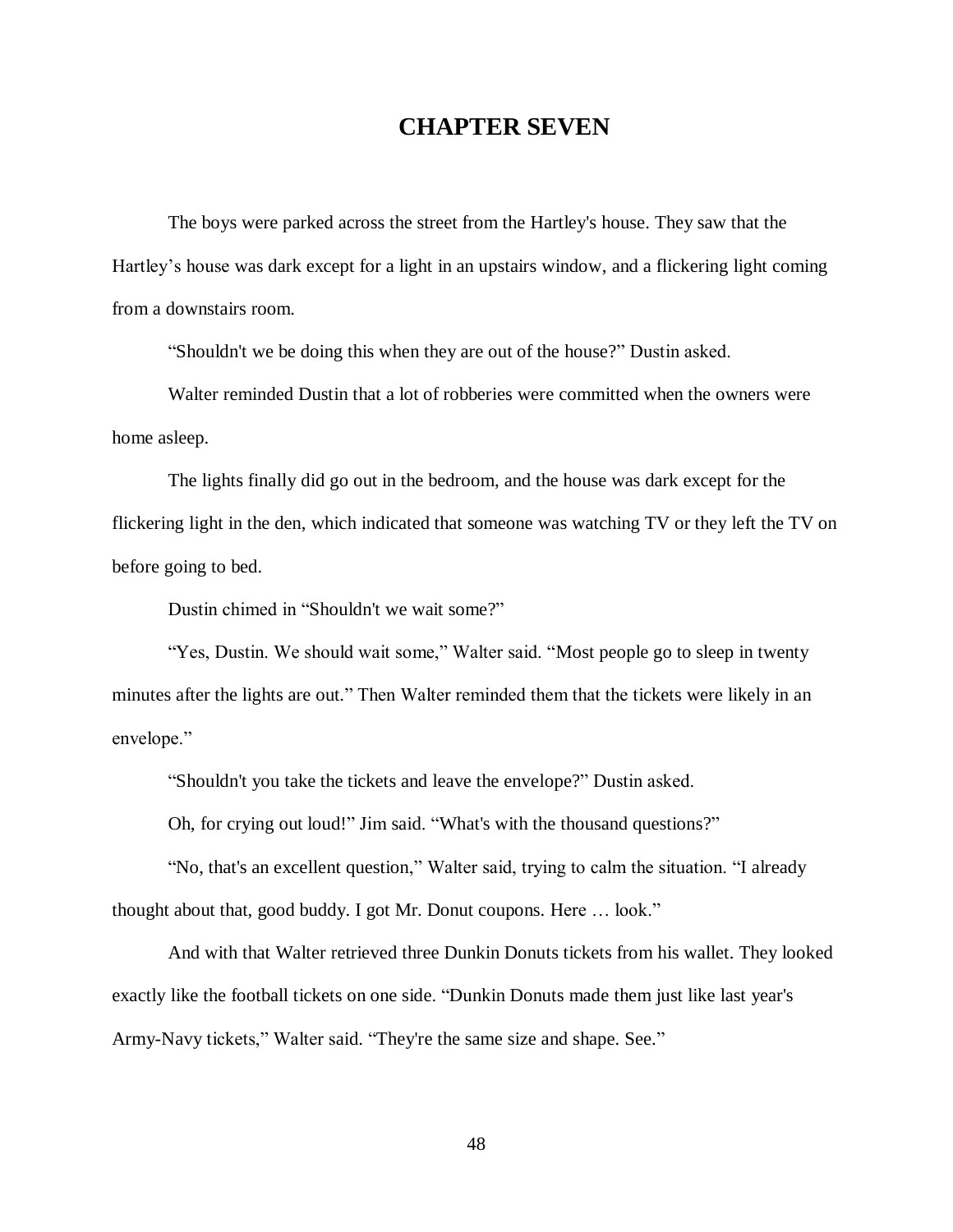# CHAPTER SEVEN

The boys were parked across the street from the Hartley's house. They saw that the Hartley's house was dark except for a light in an upstairs window, and a flickering light coming from a downstairs room.

"Shouldn't we be doing this when they are out of the house?" Dustin asked.

Walter reminded Dustin that a lot of robberies were committed when the owners were home asleep.

The lights finally did go out in the bedroom, and the house was dark except for the flickering light in the den, which indicated that someone was watching TV or they left the TV on before going to bed.

Dustin chimed in "Shouldn't we wait some?"

"Yes, Dustin. We should wait some," Walter said. "Most people go to sleep in twenty minutes after the lights are out." Then Walter reminded them that the tickets were likely in an envelope."

"Shouldn't you take the tickets and leave the envelope?" Dustin asked.

Oh, for crying out loud!" Jim said. "What's with the thousand questions?"

"No, that's an excellent question," Walter said, trying to calm the situation. "I already thought about that, good buddy. I got Mr. Donut coupons. Here … look."

And with that Walter retrieved three Dunkin Donuts tickets from his wallet. They looked exactly like the football tickets on one side. "Dunkin Donuts made them just like last year's Army-Navy tickets," Walter said. "They're the same size and shape. See."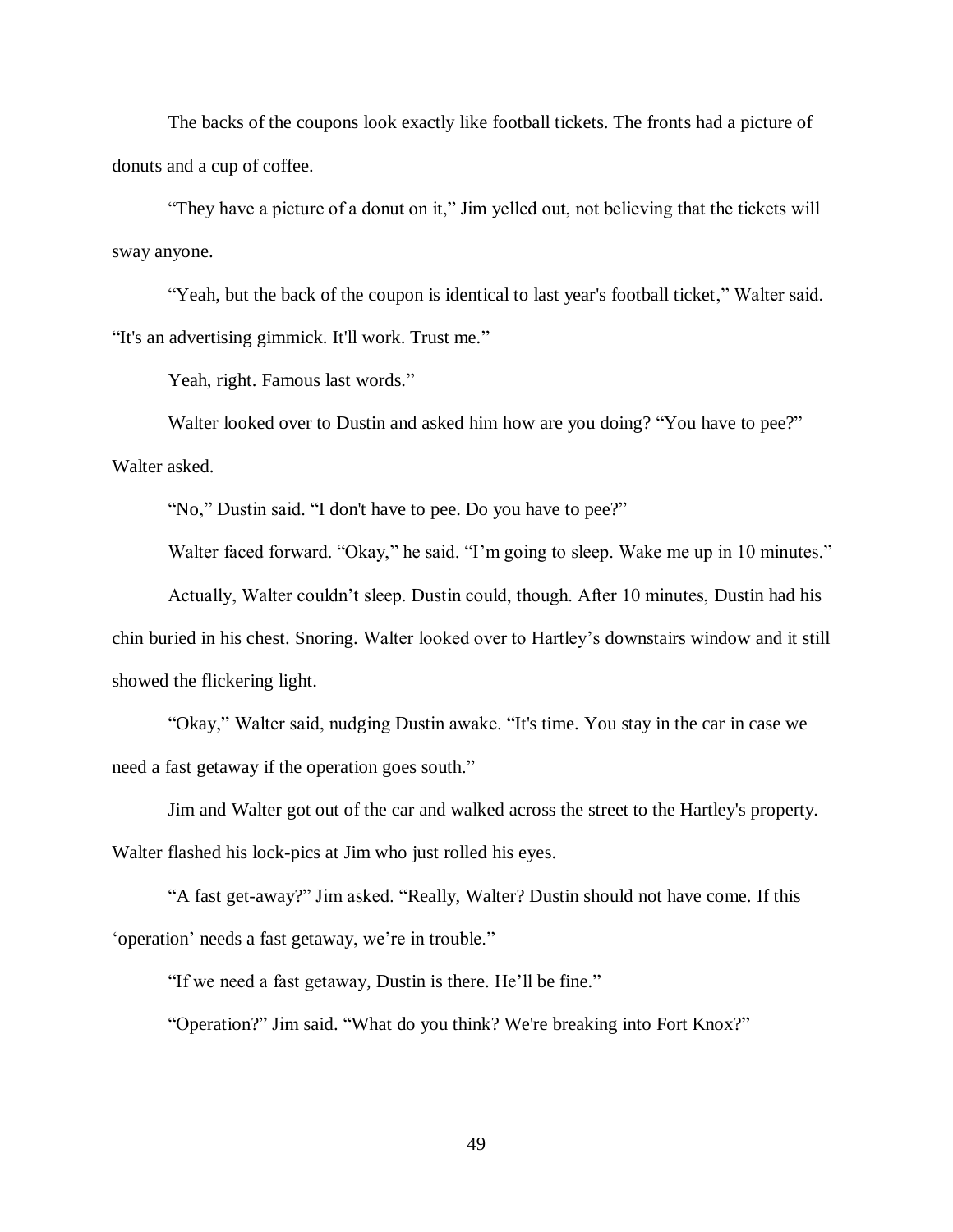The backs of the coupons look exactly like football tickets. The fronts had a picture of donuts and a cup of coffee.

"They have a picture of a donut on it," Jim yelled out, not believing that the tickets will sway anyone.

"Yeah, but the back of the coupon is identical to last year's football ticket," Walter said. "It's an advertising gimmick. It'll work. Trust me."

Yeah, right. Famous last words."

Walter looked over to Dustin and asked him how are you doing? "You have to pee?" Walter asked.

"No," Dustin said. "I don't have to pee. Do you have to pee?"

Walter faced forward. "Okay," he said. "I'm going to sleep. Wake me up in 10 minutes."

Actually, Walter couldn't sleep. Dustin could, though. After 10 minutes, Dustin had his chin buried in his chest. Snoring. Walter looked over to Hartley's downstairs window and it still showed the flickering light.

"Okay," Walter said, nudging Dustin awake. "It's time. You stay in the car in case we need a fast getaway if the operation goes south."

Jim and Walter got out of the car and walked across the street to the Hartley's property. Walter flashed his lock-pics at Jim who just rolled his eyes.

"A fast get-away?" Jim asked. "Really, Walter? Dustin should not have come. If this 'operation' needs a fast getaway, we're in trouble."

"If we need a fast getaway, Dustin is there. He'll be fine."

"Operation?" Jim said. "What do you think? We're breaking into Fort Knox?"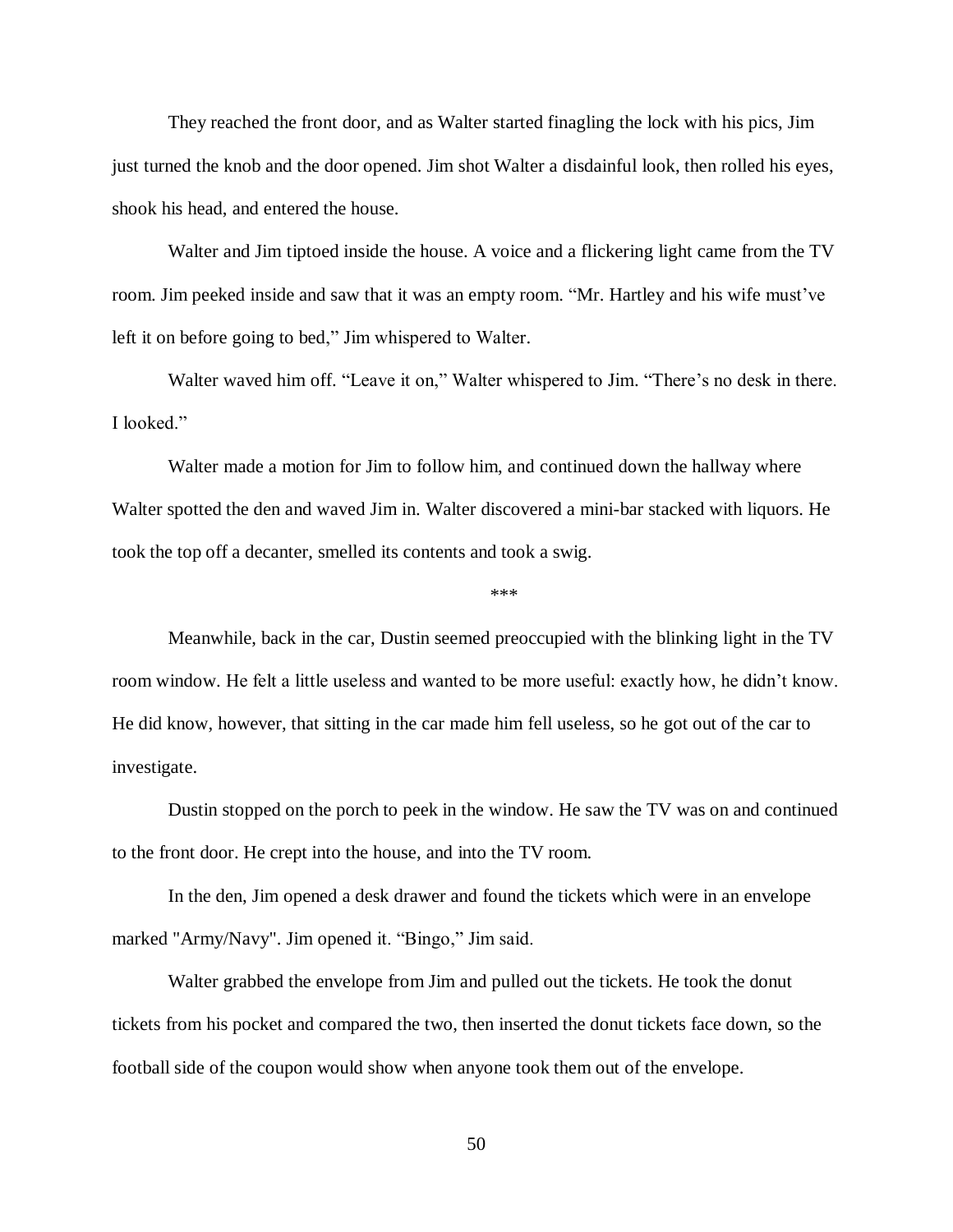They reached the front door, and as Walter started finagling the lock with his pics, Jim just turned the knob and the door opened. Jim shot Walter a disdainful look, then rolled his eyes, shook his head, and entered the house.

Walter and Jim tiptoed inside the house. A voice and a flickering light came from the TV room. Jim peeked inside and saw that it was an empty room. "Mr. Hartley and his wife must've left it on before going to bed," Jim whispered to Walter.

Walter waved him off. "Leave it on," Walter whispered to Jim. "There's no desk in there. I looked."

Walter made a motion for Jim to follow him, and continued down the hallway where Walter spotted the den and waved Jim in. Walter discovered a mini-bar stacked with liquors. He took the top off a decanter, smelled its contents and took a swig.

\*\*\*

Meanwhile, back in the car, Dustin seemed preoccupied with the blinking light in the TV room window. He felt a little useless and wanted to be more useful: exactly how, he didn't know. He did know, however, that sitting in the car made him fell useless, so he got out of the car to investigate.

Dustin stopped on the porch to peek in the window. He saw the TV was on and continued to the front door. He crept into the house, and into the TV room.

In the den, Jim opened a desk drawer and found the tickets which were in an envelope marked "Army/Navy". Jim opened it. "Bingo," Jim said.

Walter grabbed the envelope from Jim and pulled out the tickets. He took the donut tickets from his pocket and compared the two, then inserted the donut tickets face down, so the football side of the coupon would show when anyone took them out of the envelope.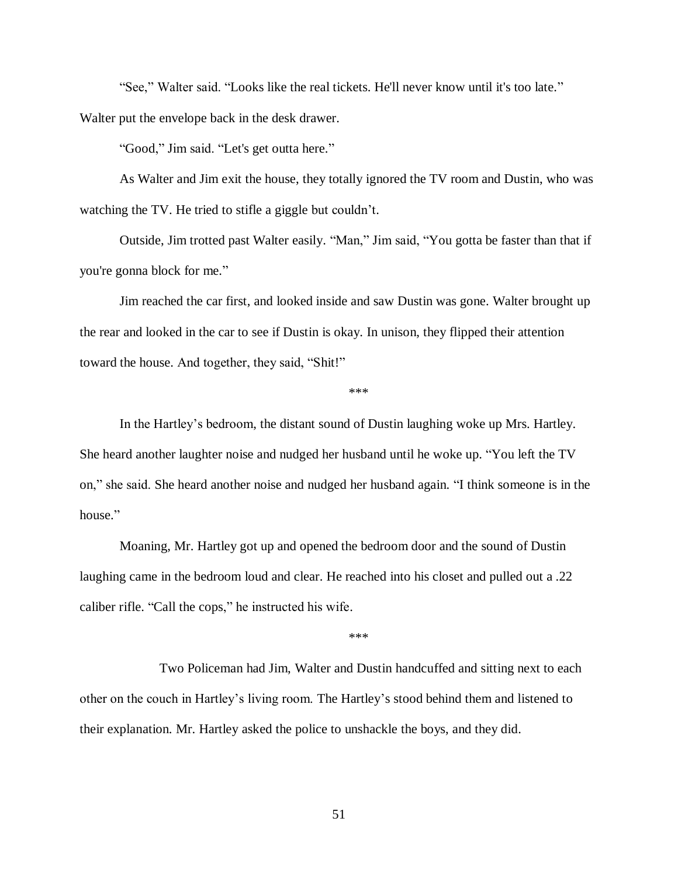"See," Walter said. "Looks like the real tickets. He'll never know until it's too late." Walter put the envelope back in the desk drawer.

"Good," Jim said. "Let's get outta here."

As Walter and Jim exit the house, they totally ignored the TV room and Dustin, who was watching the TV. He tried to stifle a giggle but couldn't.

Outside, Jim trotted past Walter easily. "Man," Jim said, "You gotta be faster than that if you're gonna block for me."

Jim reached the car first, and looked inside and saw Dustin was gone. Walter brought up the rear and looked in the car to see if Dustin is okay. In unison, they flipped their attention toward the house. And together, they said, "Shit!"

***

In the Hartley's bedroom, the distant sound of Dustin laughing woke up Mrs. Hartley. She heard another laughter noise and nudged her husband until he woke up. "You left the TV on," she said. She heard another noise and nudged her husband again. "I think someone is in the house."

Moaning, Mr. Hartley got up and opened the bedroom door and the sound of Dustin laughing came in the bedroom loud and clear. He reached into his closet and pulled out a .22 caliber rifle. "Call the cops," he instructed his wife.

***

Two Policeman had Jim, Walter and Dustin handcuffed and sitting next to each other on the couch in Hartley's living room. The Hartley's stood behind them and listened to their explanation. Mr. Hartley asked the police to unshackle the boys, and they did.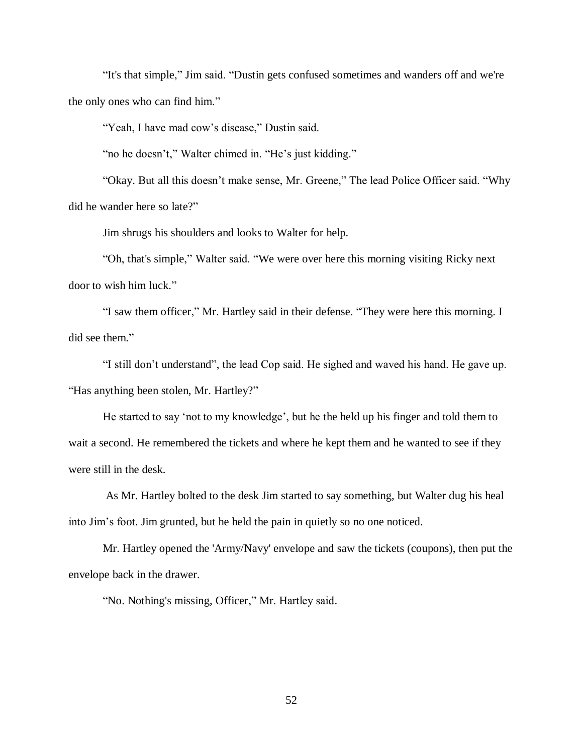"It's that simple," Jim said. "Dustin gets confused sometimes and wanders off and we're the only ones who can find him."

"Yeah, I have mad cow's disease," Dustin said.

"no he doesn't," Walter chimed in. "He's just kidding."

"Okay. But all this doesn't make sense, Mr. Greene," The lead Police Officer said. "Why did he wander here so late?"

Jim shrugs his shoulders and looks to Walter for help.

"Oh, that's simple," Walter said. "We were over here this morning visiting Ricky next door to wish him luck."

"I saw them officer," Mr. Hartley said in their defense. "They were here this morning. I did see them."

"I still don't understand", the lead Cop said. He sighed and waved his hand. He gave up. "Has anything been stolen, Mr. Hartley?"

He started to say 'not to my knowledge', but he the held up his finger and told them to wait a second. He remembered the tickets and where he kept them and he wanted to see if they were still in the desk.

As Mr. Hartley bolted to the desk Jim started to say something, but Walter dug his heal into Jim's foot. Jim grunted, but he held the pain in quietly so no one noticed.

Mr. Hartley opened the 'Army/Navy' envelope and saw the tickets (coupons), then put the envelope back in the drawer.

"No. Nothing's missing, Officer," Mr. Hartley said.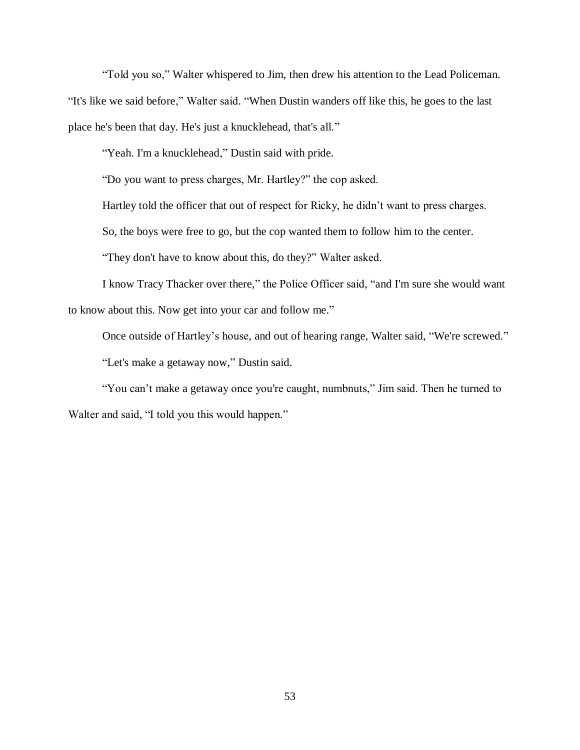"Told you so," Walter whispered to Jim, then drew his attention to the Lead Policeman. "It's like we said before," Walter said. "When Dustin wanders off like this, he goes to the last place he's been that day. He's just a knucklehead, that's all."

"Yeah. I'm a knucklehead," Dustin said with pride.

"Do you want to press charges, Mr. Hartley?" the cop asked.

Hartley told the officer that out of respect for Ricky, he didn't want to press charges.

So, the boys were free to go, but the cop wanted them to follow him to the center.

"They don't have to know about this, do they?" Walter asked.

I know Tracy Thacker over there," the Police Officer said, "and I'm sure she would want to know about this. Now get into your car and follow me."

Once outside of Hartley's house, and out of hearing range, Walter said, "We're screwed."

"Let's make a getaway now," Dustin said.

"You can't make a getaway once you're caught, numbnuts," Jim said. Then he turned to Walter and said, "I told you this would happen."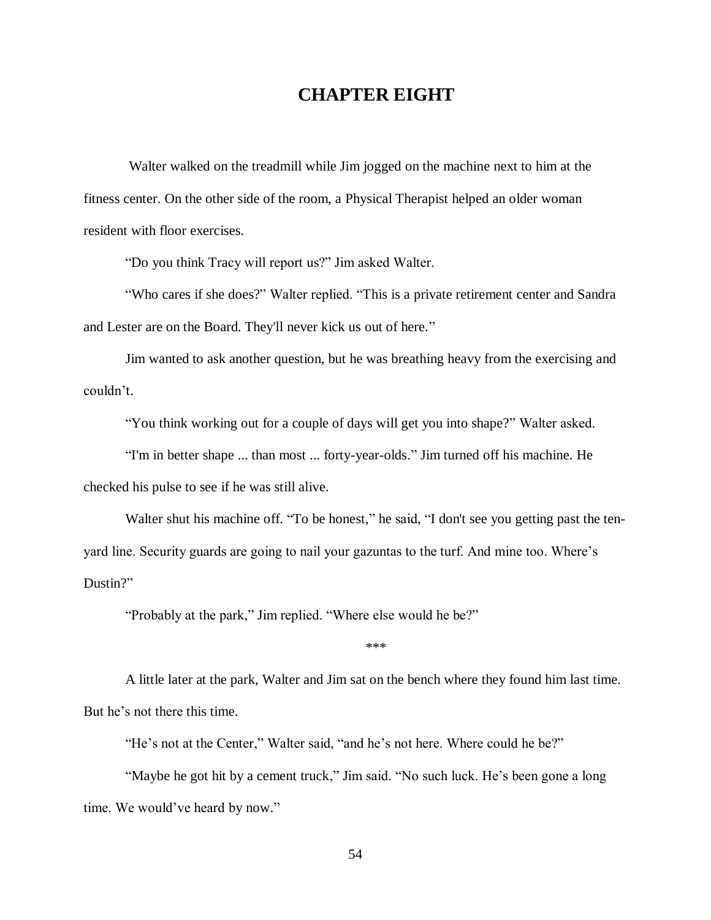# CHAPTER EIGHT

Walter walked on the treadmill while Jim jogged on the machine next to him at the fitness center. On the other side of the room, a Physical Therapist helped an older woman resident with floor exercises.

"Do you think Tracy will report us?" Jim asked Walter.

"Who cares if she does?" Walter replied. "This is a private retirement center and Sandra and Lester are on the Board. They'll never kick us out of here."

Jim wanted to ask another question, but he was breathing heavy from the exercising and couldn't.

"You think working out for a couple of days will get you into shape?" Walter asked.

"I'm in better shape ... than most ... forty-year-olds." Jim turned off his machine. He checked his pulse to see if he was still alive.

Walter shut his machine off. "To be honest," he said, "I don't see you getting past the ten-yard line. Security guards are going to nail your gazuntas to the turf. And mine too. Where's Dustin?"

"Probably at the park," Jim replied. "Where else would he be?"

***

A little later at the park, Walter and Jim sat on the bench where they found him last time. But he's not there this time.

"He's not at the Center," Walter said, "and he's not here. Where could he be?"

"Maybe he got hit by a cement truck," Jim said. "No such luck. He's been gone a long time. We would've heard by now."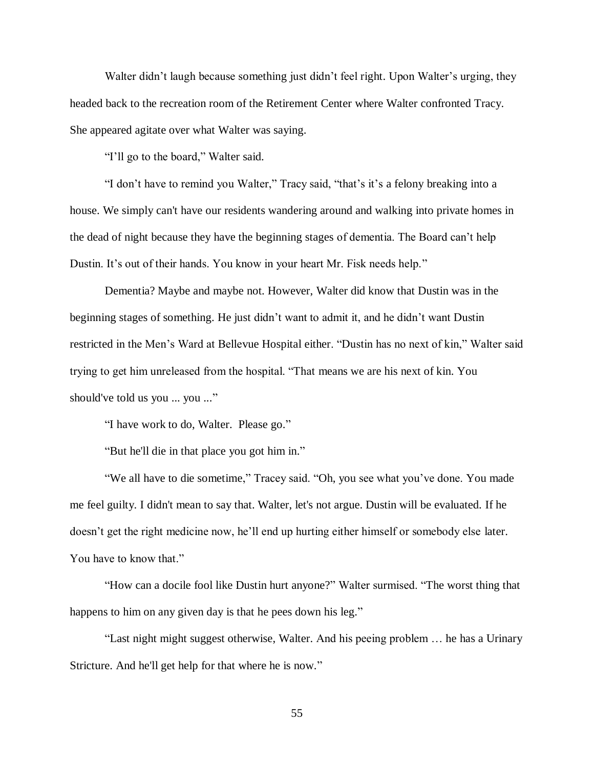Walter didn't laugh because something just didn't feel right. Upon Walter's urging, they headed back to the recreation room of the Retirement Center where Walter confronted Tracy. She appeared agitate over what Walter was saying.

"I'll go to the board," Walter said.

"I don't have to remind you Walter," Tracy said, "that's it's a felony breaking into a house. We simply can't have our residents wandering around and walking into private homes in the dead of night because they have the beginning stages of dementia. The Board can't help Dustin. It's out of their hands. You know in your heart Mr. Fisk needs help."

Dementia? Maybe and maybe not. However, Walter did know that Dustin was in the beginning stages of something. He just didn't want to admit it, and he didn't want Dustin restricted in the Men's Ward at Bellevue Hospital either. "Dustin has no next of kin," Walter said trying to get him unreleased from the hospital. "That means we are his next of kin. You should've told us you ... you ..."

"I have work to do, Walter. Please go."

"But he'll die in that place you got him in."

"We all have to die sometime," Tracey said. "Oh, you see what you've done. You made me feel guilty. I didn't mean to say that. Walter, let's not argue. Dustin will be evaluated. If he doesn't get the right medicine now, he'll end up hurting either himself or somebody else later. You have to know that."

"How can a docile fool like Dustin hurt anyone?" Walter surmised. "The worst thing that happens to him on any given day is that he pees down his leg."

"Last night might suggest otherwise, Walter. And his peeing problem … he has a Urinary Stricture. And he'll get help for that where he is now."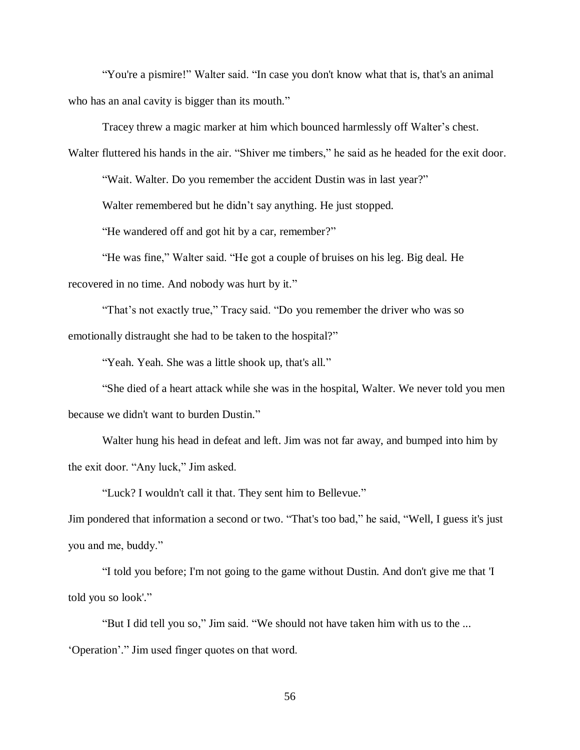"You're a pismire!" Walter said. "In case you don't know what that is, that's an animal who has an anal cavity is bigger than its mouth."

Tracey threw a magic marker at him which bounced harmlessly off Walter's chest. Walter fluttered his hands in the air. "Shiver me timbers," he said as he headed for the exit door.

"Wait. Walter. Do you remember the accident Dustin was in last year?"

Walter remembered but he didn't say anything. He just stopped.

"He wandered off and got hit by a car, remember?"

"He was fine," Walter said. "He got a couple of bruises on his leg. Big deal. He recovered in no time. And nobody was hurt by it."

"That's not exactly true," Tracy said. "Do you remember the driver who was so emotionally distraught she had to be taken to the hospital?"

"Yeah. Yeah. She was a little shook up, that's all."

"She died of a heart attack while she was in the hospital, Walter. We never told you men because we didn't want to burden Dustin."

Walter hung his head in defeat and left. Jim was not far away, and bumped into him by the exit door. "Any luck," Jim asked.

"Luck? I wouldn't call it that. They sent him to Bellevue."

Jim pondered that information a second or two. "That's too bad," he said, "Well, I guess it's just you and me, buddy."

"I told you before; I'm not going to the game without Dustin. And don't give me that 'I told you so look'."

"But I did tell you so," Jim said. "We should not have taken him with us to the ... 'Operation'." Jim used finger quotes on that word.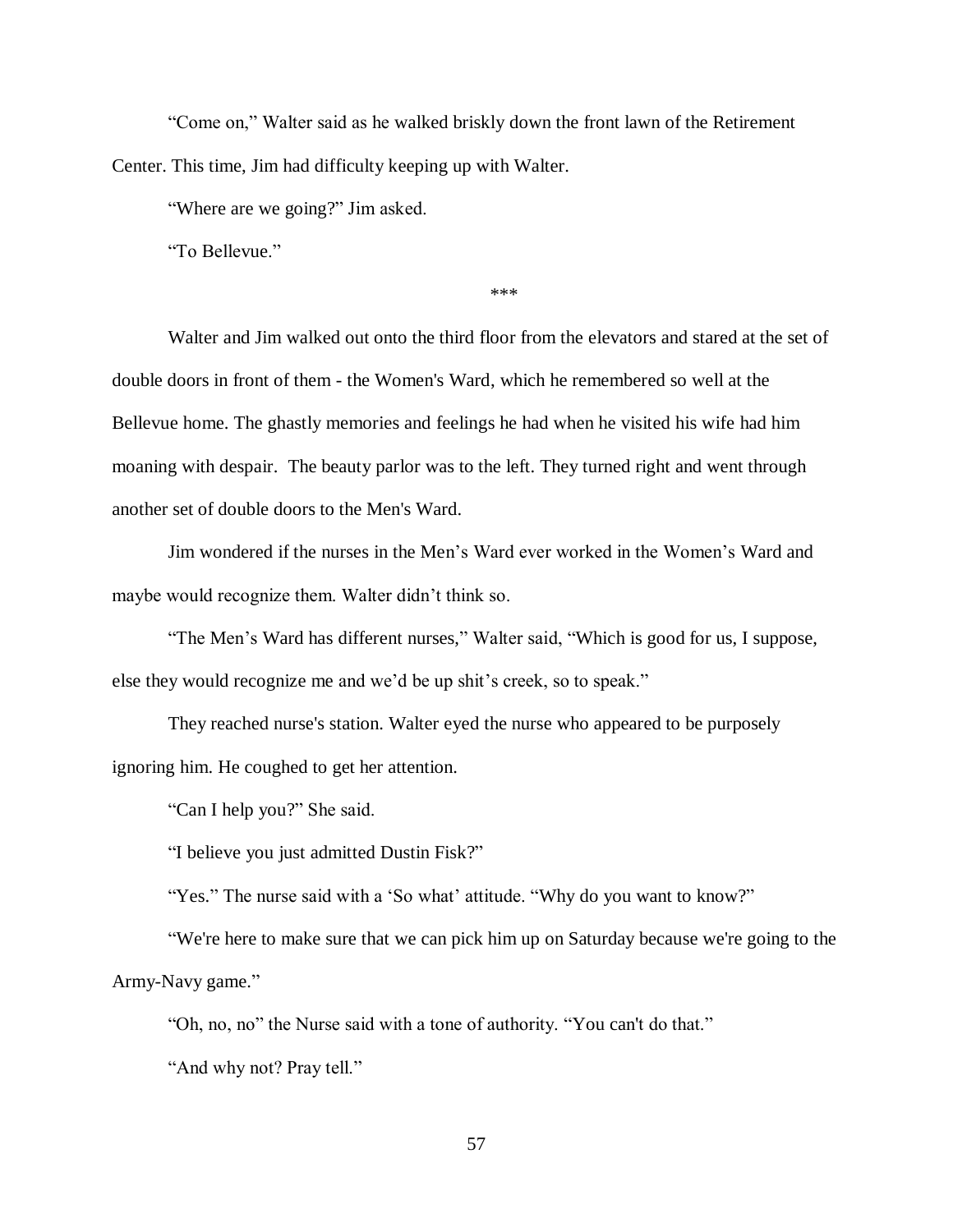"Come on," Walter said as he walked briskly down the front lawn of the Retirement Center. This time, Jim had difficulty keeping up with Walter.

"Where are we going?" Jim asked.

"To Bellevue."

***

Walter and Jim walked out onto the third floor from the elevators and stared at the set of double doors in front of them - the Women's Ward, which he remembered so well at the Bellevue home. The ghastly memories and feelings he had when he visited his wife had him moaning with despair.  The beauty parlor was to the left. They turned right and went through another set of double doors to the Men's Ward.

Jim wondered if the nurses in the Men's Ward ever worked in the Women's Ward and maybe would recognize them. Walter didn't think so.

"The Men's Ward has different nurses," Walter said, "Which is good for us, I suppose, else they would recognize me and we'd be up shit's creek, so to speak."

They reached nurse's station. Walter eyed the nurse who appeared to be purposely ignoring him. He coughed to get her attention.

"Can I help you?" She said.

"I believe you just admitted Dustin Fisk?"

"Yes." The nurse said with a 'So what' attitude. "Why do you want to know?"

"We're here to make sure that we can pick him up on Saturday because we're going to the Army-Navy game."

"Oh, no, no" the Nurse said with a tone of authority. "You can't do that."

"And why not? Pray tell."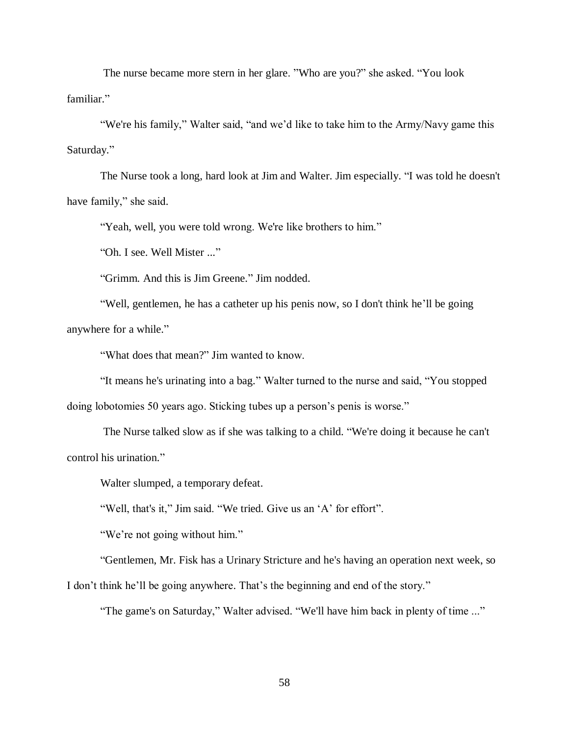The nurse became more stern in her glare. "Who are you?" she asked. "You look familiar."

"We're his family," Walter said, "and we'd like to take him to the Army/Navy game this Saturday."

The Nurse took a long, hard look at Jim and Walter. Jim especially. "I was told he doesn't have family," she said.

"Yeah, well, you were told wrong. We're like brothers to him."

"Oh. I see. Well Mister ..."

"Grimm. And this is Jim Greene." Jim nodded.

"Well, gentlemen, he has a catheter up his penis now, so I don't think he'll be going anywhere for a while."

"What does that mean?" Jim wanted to know.

"It means he's urinating into a bag." Walter turned to the nurse and said, "You stopped doing lobotomies 50 years ago. Sticking tubes up a person's penis is worse."

The Nurse talked slow as if she was talking to a child. "We're doing it because he can't control his urination."

Walter slumped, a temporary defeat.

"Well, that's it," Jim said. "We tried. Give us an 'A' for effort".

"We're not going without him."

"Gentlemen, Mr. Fisk has a Urinary Stricture and he's having an operation next week, so I don't think he'll be going anywhere. That's the beginning and end of the story."

"The game's on Saturday," Walter advised. "We'll have him back in plenty of time ..."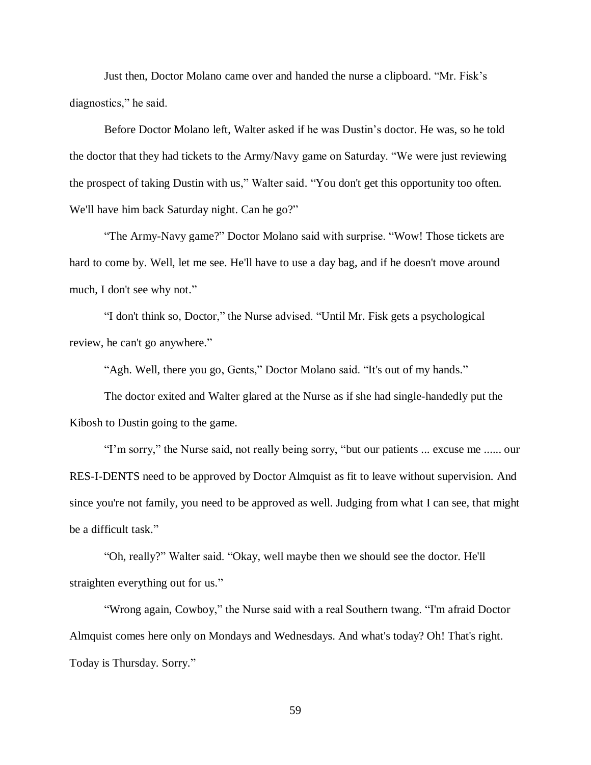Just then, Doctor Molano came over and handed the nurse a clipboard. “Mr. Fisk’s diagnostics,” he said.

Before Doctor Molano left, Walter asked if he was Dustin’s doctor. He was, so he told the doctor that they had tickets to the Army/Navy game on Saturday. “We were just reviewing the prospect of taking Dustin with us,” Walter said. “You don't get this opportunity too often. We'll have him back Saturday night. Can he go?”

“The Army-Navy game?” Doctor Molano said with surprise. “Wow! Those tickets are hard to come by. Well, let me see. He'll have to use a day bag, and if he doesn't move around much, I don't see why not.”

“I don't think so, Doctor,” the Nurse advised. “Until Mr. Fisk gets a psychological review, he can't go anywhere.”

“Agh. Well, there you go, Gents,” Doctor Molano said. “It's out of my hands.”

The doctor exited and Walter glared at the Nurse as if she had single-handedly put the Kibosh to Dustin going to the game.

“I’m sorry,” the Nurse said, not really being sorry, “but our patients ... excuse me ...... our RES-I-DENTS need to be approved by Doctor Almquist as fit to leave without supervision. And since you're not family, you need to be approved as well. Judging from what I can see, that might be a difficult task.”

“Oh, really?” Walter said. “Okay, well maybe then we should see the doctor. He'll straighten everything out for us.”

“Wrong again, Cowboy,” the Nurse said with a real Southern twang. “I'm afraid Doctor Almquist comes here only on Mondays and Wednesdays. And what's today? Oh! That's right. Today is Thursday. Sorry.”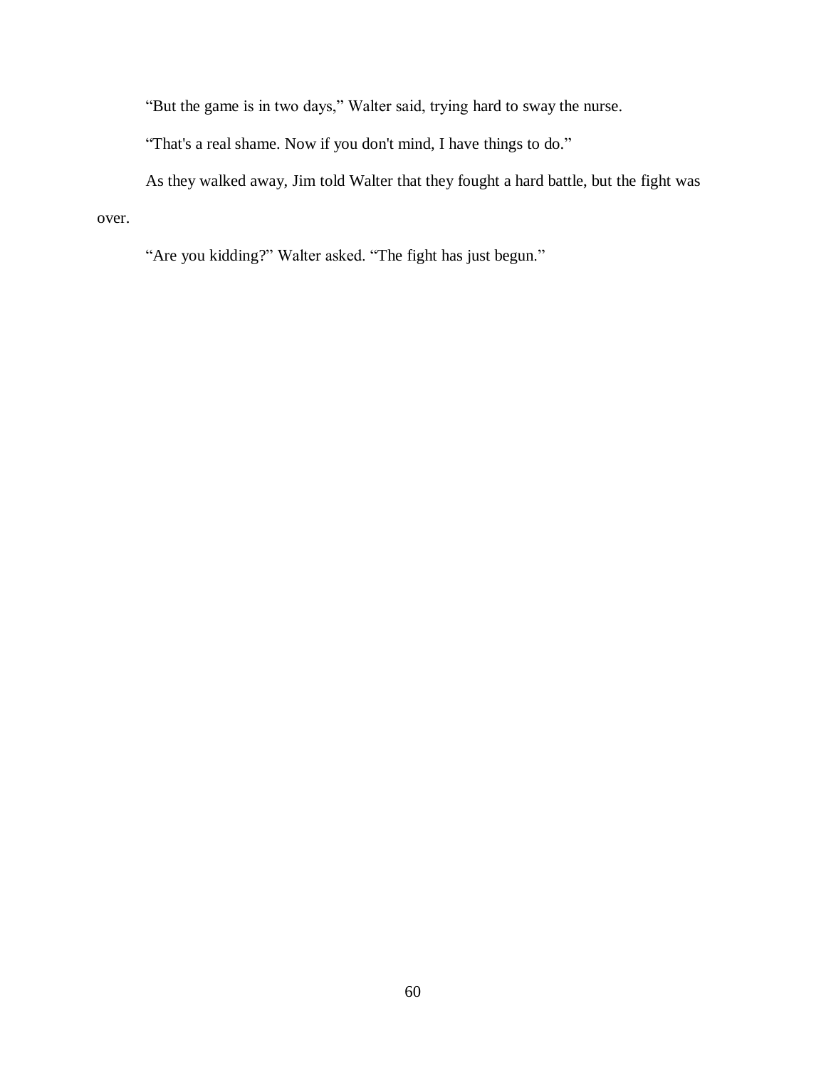"But the game is in two days," Walter said, trying hard to sway the nurse.

"That's a real shame. Now if you don't mind, I have things to do."

As they walked away, Jim told Walter that they fought a hard battle, but the fight was over.

"Are you kidding?" Walter asked. "The fight has just begun."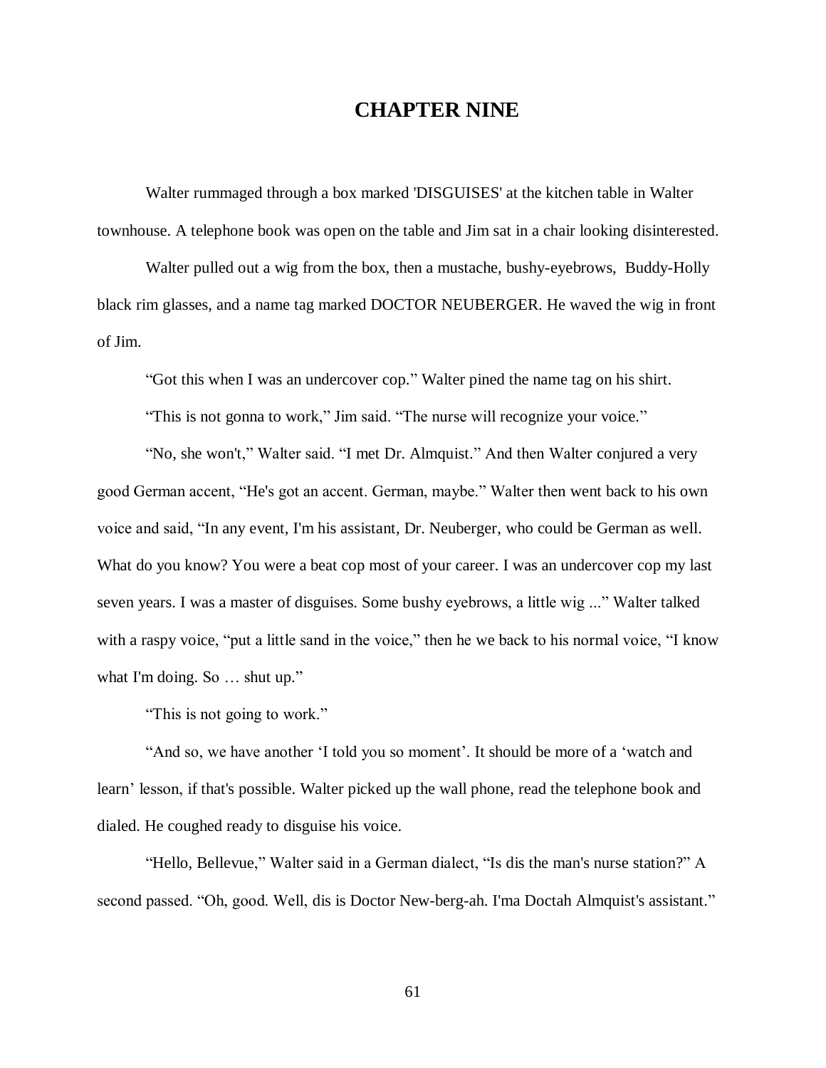# CHAPTER NINE

Walter rummaged through a box marked 'DISGUISES' at the kitchen table in Walter townhouse. A telephone book was open on the table and Jim sat in a chair looking disinterested.

Walter pulled out a wig from the box, then a mustache, bushy-eyebrows,  Buddy-Holly black rim glasses, and a name tag marked DOCTOR NEUBERGER. He waved the wig in front of Jim.

"Got this when I was an undercover cop." Walter pined the name tag on his shirt.

"This is not gonna to work," Jim said. "The nurse will recognize your voice."

"No, she won't," Walter said. "I met Dr. Almquist." And then Walter conjured a very good German accent, "He's got an accent. German, maybe." Walter then went back to his own voice and said, "In any event, I'm his assistant, Dr. Neuberger, who could be German as well. What do you know? You were a beat cop most of your career. I was an undercover cop my last seven years. I was a master of disguises. Some bushy eyebrows, a little wig ..." Walter talked with a raspy voice, "put a little sand in the voice," then he we back to his normal voice, "I know what I'm doing. So … shut up."

"This is not going to work."

"And so, we have another 'I told you so moment'. It should be more of a 'watch and learn' lesson, if that's possible. Walter picked up the wall phone, read the telephone book and dialed. He coughed ready to disguise his voice.

"Hello, Bellevue," Walter said in a German dialect, "Is dis the man's nurse station?" A second passed. "Oh, good. Well, dis is Doctor New-berg-ah. I'ma Doctah Almquist's assistant."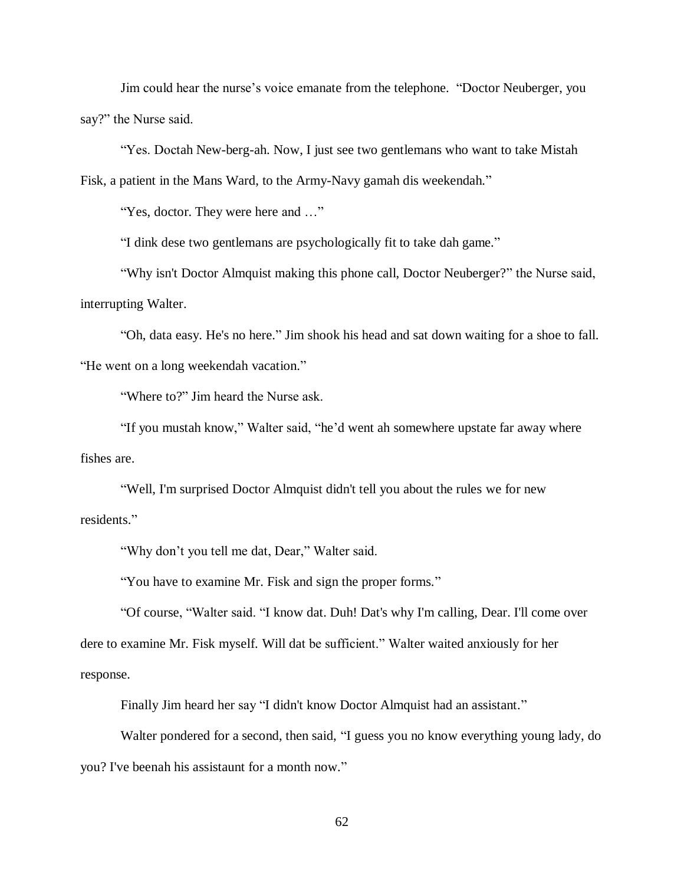Jim could hear the nurse's voice emanate from the telephone. "Doctor Neuberger, you say?" the Nurse said.

"Yes. Doctah New-berg-ah. Now, I just see two gentlemans who want to take Mistah Fisk, a patient in the Mans Ward, to the Army-Navy gamah dis weekendah."

"Yes, doctor. They were here and …"

"I dink dese two gentlemans are psychologically fit to take dah game."

"Why isn't Doctor Almquist making this phone call, Doctor Neuberger?" the Nurse said, interrupting Walter.

"Oh, data easy. He's no here." Jim shook his head and sat down waiting for a shoe to fall. "He went on a long weekendah vacation."

"Where to?" Jim heard the Nurse ask.

"If you mustah know," Walter said, "he'd went ah somewhere upstate far away where fishes are.

"Well, I'm surprised Doctor Almquist didn't tell you about the rules we for new residents."

"Why don't you tell me dat, Dear," Walter said.

"You have to examine Mr. Fisk and sign the proper forms."

"Of course, "Walter said. "I know dat. Duh! Dat's why I'm calling, Dear. I'll come over dere to examine Mr. Fisk myself. Will dat be sufficient." Walter waited anxiously for her response.

Finally Jim heard her say "I didn't know Doctor Almquist had an assistant."

Walter pondered for a second, then said, "I guess you no know everything young lady, do you? I've beenah his assistaunt for a month now."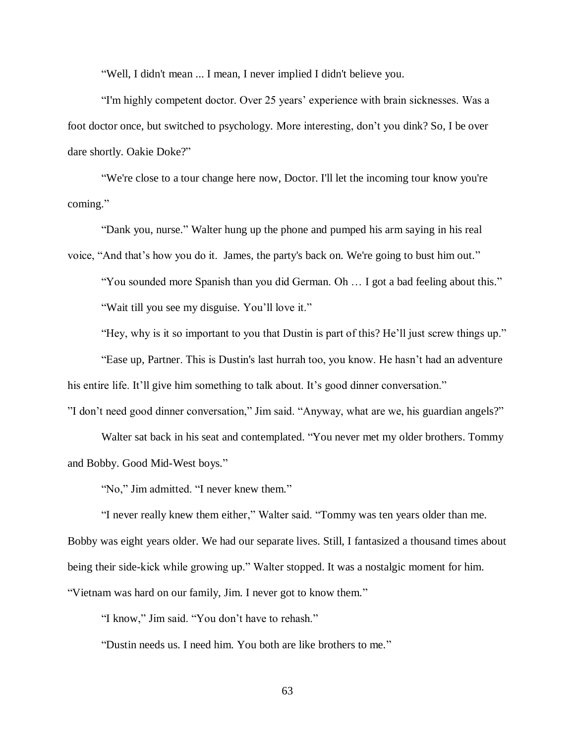"Well, I didn't mean ... I mean, I never implied I didn't believe you.

"I'm highly competent doctor. Over 25 years' experience with brain sicknesses. Was a foot doctor once, but switched to psychology. More interesting, don't you dink? So, I be over dare shortly. Oakie Doke?"

"We're close to a tour change here now, Doctor. I'll let the incoming tour know you're coming."

"Dank you, nurse." Walter hung up the phone and pumped his arm saying in his real voice, "And that's how you do it. James, the party's back on. We're going to bust him out."

"You sounded more Spanish than you did German. Oh … I got a bad feeling about this."

"Wait till you see my disguise. You'll love it."

"Hey, why is it so important to you that Dustin is part of this? He'll just screw things up."

"Ease up, Partner. This is Dustin's last hurrah too, you know. He hasn't had an adventure his entire life. It'll give him something to talk about. It's good dinner conversation."

"I don't need good dinner conversation," Jim said. "Anyway, what are we, his guardian angels?"

Walter sat back in his seat and contemplated. "You never met my older brothers. Tommy and Bobby. Good Mid-West boys."

"No," Jim admitted. "I never knew them."

"I never really knew them either," Walter said. "Tommy was ten years older than me. Bobby was eight years older. We had our separate lives. Still, I fantasized a thousand times about being their side-kick while growing up." Walter stopped. It was a nostalgic moment for him. "Vietnam was hard on our family, Jim. I never got to know them."

"I know," Jim said. "You don't have to rehash."

"Dustin needs us. I need him. You both are like brothers to me."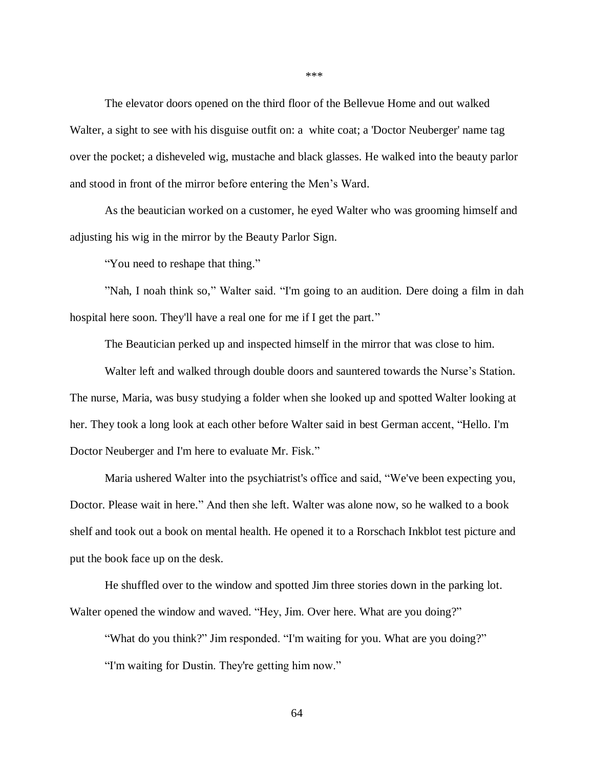\*\*\*

The elevator doors opened on the third floor of the Bellevue Home and out walked Walter, a sight to see with his disguise outfit on: a white coat; a 'Doctor Neuberger' name tag over the pocket; a disheveled wig, mustache and black glasses. He walked into the beauty parlor and stood in front of the mirror before entering the Men's Ward.

As the beautician worked on a customer, he eyed Walter who was grooming himself and adjusting his wig in the mirror by the Beauty Parlor Sign.

"You need to reshape that thing."

"Nah, I noah think so," Walter said. "I'm going to an audition. Dere doing a film in dah hospital here soon. They'll have a real one for me if I get the part."

The Beautician perked up and inspected himself in the mirror that was close to him.

Walter left and walked through double doors and sauntered towards the Nurse's Station. The nurse, Maria, was busy studying a folder when she looked up and spotted Walter looking at her. They took a long look at each other before Walter said in best German accent, "Hello. I'm Doctor Neuberger and I'm here to evaluate Mr. Fisk."

Maria ushered Walter into the psychiatrist's office and said, "We've been expecting you, Doctor. Please wait in here." And then she left. Walter was alone now, so he walked to a book shelf and took out a book on mental health. He opened it to a Rorschach Inkblot test picture and put the book face up on the desk.

He shuffled over to the window and spotted Jim three stories down in the parking lot. Walter opened the window and waved. "Hey, Jim. Over here. What are you doing?"

"What do you think?" Jim responded. "I'm waiting for you. What are you doing?"

"I'm waiting for Dustin. They're getting him now."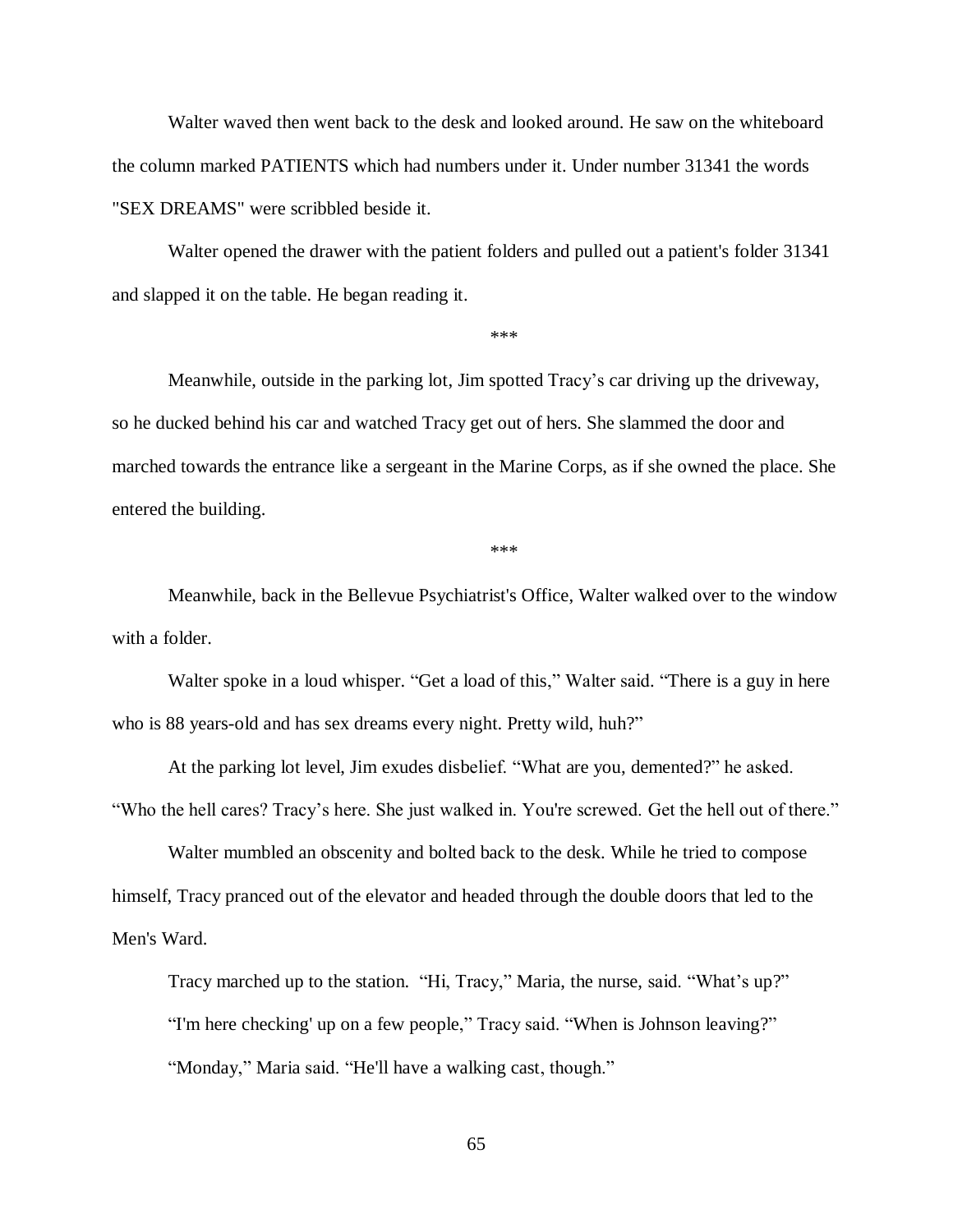Walter waved then went back to the desk and looked around. He saw on the whiteboard the column marked PATIENTS which had numbers under it. Under number 31341 the words "SEX DREAMS" were scribbled beside it.

Walter opened the drawer with the patient folders and pulled out a patient's folder 31341 and slapped it on the table. He began reading it.

***

Meanwhile, outside in the parking lot, Jim spotted Tracy's car driving up the driveway, so he ducked behind his car and watched Tracy get out of hers. She slammed the door and marched towards the entrance like a sergeant in the Marine Corps, as if she owned the place. She entered the building.

***

Meanwhile, back in the Bellevue Psychiatrist's Office, Walter walked over to the window with a folder.

Walter spoke in a loud whisper. "Get a load of this," Walter said. "There is a guy in here who is 88 years-old and has sex dreams every night. Pretty wild, huh?"

At the parking lot level, Jim exudes disbelief. "What are you, demented?" he asked. "Who the hell cares? Tracy's here. She just walked in. You're screwed. Get the hell out of there."

Walter mumbled an obscenity and bolted back to the desk. While he tried to compose himself, Tracy pranced out of the elevator and headed through the double doors that led to the Men's Ward.

Tracy marched up to the station. "Hi, Tracy," Maria, the nurse, said. "What's up?"

"I'm here checking' up on a few people," Tracy said. "When is Johnson leaving?"

"Monday," Maria said. "He'll have a walking cast, though."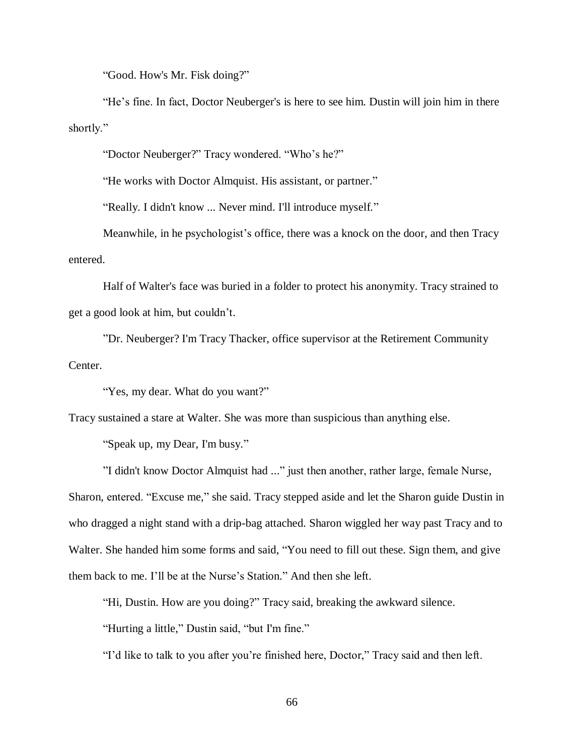"Good. How's Mr. Fisk doing?"

"He's fine. In fact, Doctor Neuberger's is here to see him. Dustin will join him in there shortly."

"Doctor Neuberger?" Tracy wondered. "Who's he?"

"He works with Doctor Almquist. His assistant, or partner."

"Really. I didn't know ... Never mind. I'll introduce myself."

Meanwhile, in he psychologist's office, there was a knock on the door, and then Tracy entered.

Half of Walter's face was buried in a folder to protect his anonymity. Tracy strained to get a good look at him, but couldn't.

"Dr. Neuberger? I'm Tracy Thacker, office supervisor at the Retirement Community Center.

"Yes, my dear. What do you want?"

Tracy sustained a stare at Walter. She was more than suspicious than anything else.

"Speak up, my Dear, I'm busy."

"I didn't know Doctor Almquist had ..." just then another, rather large, female Nurse, Sharon, entered. "Excuse me," she said. Tracy stepped aside and let the Sharon guide Dustin in who dragged a night stand with a drip-bag attached. Sharon wiggled her way past Tracy and to Walter. She handed him some forms and said, "You need to fill out these. Sign them, and give them back to me. I'll be at the Nurse's Station." And then she left.

"Hi, Dustin. How are you doing?" Tracy said, breaking the awkward silence.

"Hurting a little," Dustin said, "but I'm fine."

"I'd like to talk to you after you're finished here, Doctor," Tracy said and then left.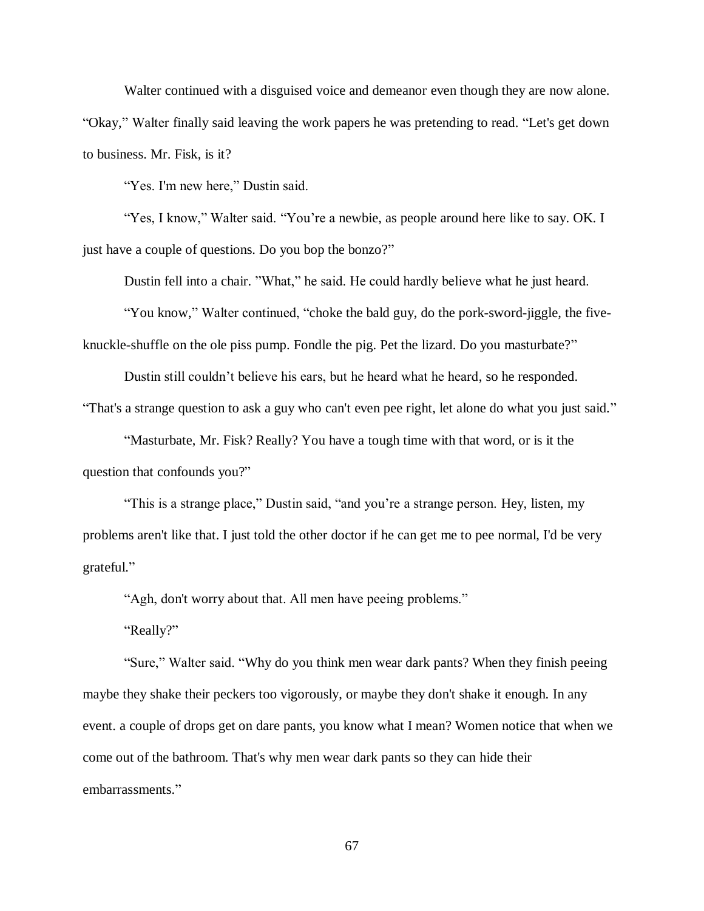Walter continued with a disguised voice and demeanor even though they are now alone. "Okay," Walter finally said leaving the work papers he was pretending to read. "Let's get down to business. Mr. Fisk, is it?

"Yes. I'm new here," Dustin said.

"Yes, I know," Walter said. "You're a newbie, as people around here like to say. OK. I just have a couple of questions. Do you bop the bonzo?"

Dustin fell into a chair. "What," he said. He could hardly believe what he just heard.

"You know," Walter continued, "choke the bald guy, do the pork-sword-jiggle, the five-knuckle-shuffle on the ole piss pump. Fondle the pig. Pet the lizard. Do you masturbate?"

Dustin still couldn't believe his ears, but he heard what he heard, so he responded. "That's a strange question to ask a guy who can't even pee right, let alone do what you just said."

"Masturbate, Mr. Fisk? Really? You have a tough time with that word, or is it the question that confounds you?"

"This is a strange place," Dustin said, "and you're a strange person. Hey, listen, my problems aren't like that. I just told the other doctor if he can get me to pee normal, I'd be very grateful."

"Agh, don't worry about that. All men have peeing problems."

"Really?"

"Sure," Walter said. "Why do you think men wear dark pants? When they finish peeing maybe they shake their peckers too vigorously, or maybe they don't shake it enough. In any event. a couple of drops get on dare pants, you know what I mean? Women notice that when we come out of the bathroom. That's why men wear dark pants so they can hide their embarrassments."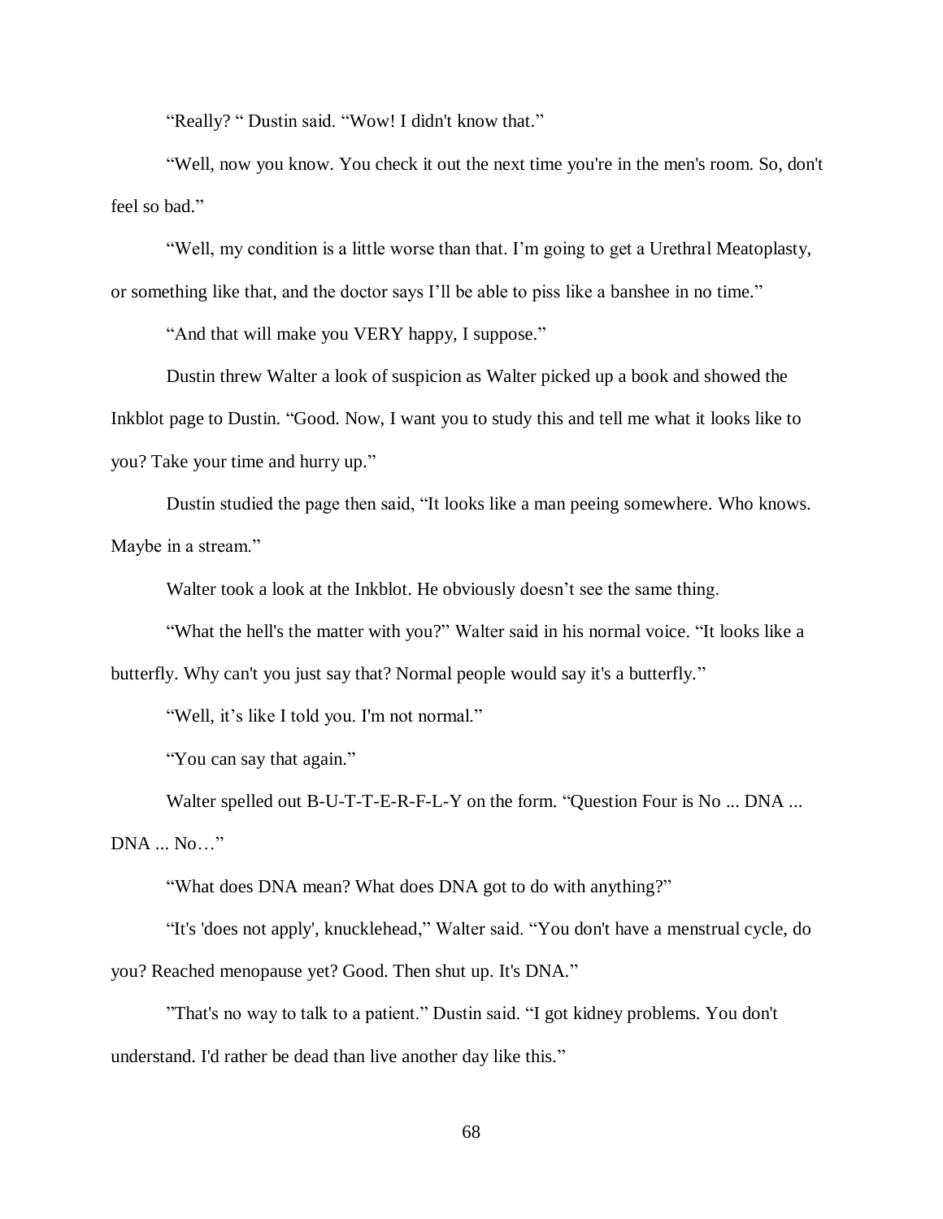“Really? “ Dustin said. “Wow! I didn't know that.”

“Well, now you know. You check it out the next time you're in the men's room. So, don't feel so bad.”

“Well, my condition is a little worse than that. I’m going to get a Urethral Meatoplasty, or something like that, and the doctor says I’ll be able to piss like a banshee in no time.”

“And that will make you VERY happy, I suppose.”

Dustin threw Walter a look of suspicion as Walter picked up a book and showed the Inkblot page to Dustin. “Good. Now, I want you to study this and tell me what it looks like to you? Take your time and hurry up.”

Dustin studied the page then said, “It looks like a man peeing somewhere. Who knows. Maybe in a stream.”

Walter took a look at the Inkblot. He obviously doesn’t see the same thing.

“What the hell's the matter with you?” Walter said in his normal voice. “It looks like a butterfly. Why can't you just say that? Normal people would say it's a butterfly.”

“Well, it’s like I told you. I'm not normal.”

“You can say that again.”

Walter spelled out B-U-T-T-E-R-F-L-Y on the form. “Question Four is No ... DNA ... DNA ... No…”

“What does DNA mean? What does DNA got to do with anything?”

“It's 'does not apply', knucklehead,” Walter said. “You don't have a menstrual cycle, do you? Reached menopause yet? Good. Then shut up. It's DNA.”

”That's no way to talk to a patient.” Dustin said. “I got kidney problems. You don't understand. I'd rather be dead than live another day like this.”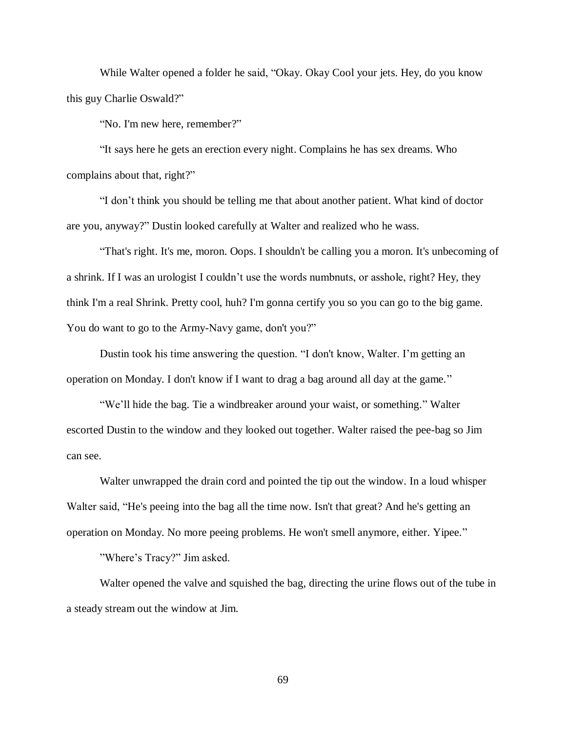While Walter opened a folder he said, “Okay. Okay Cool your jets. Hey, do you know this guy Charlie Oswald?”

“No. I'm new here, remember?”

“It says here he gets an erection every night. Complains he has sex dreams. Who complains about that, right?”

“I don’t think you should be telling me that about another patient. What kind of doctor are you, anyway?” Dustin looked carefully at Walter and realized who he wass.

“That's right. It's me, moron. Oops. I shouldn't be calling you a moron. It's unbecoming of a shrink. If I was an urologist I couldn’t use the words numbnuts, or asshole, right? Hey, they think I'm a real Shrink. Pretty cool, huh? I'm gonna certify you so you can go to the big game. You do want to go to the Army-Navy game, don't you?”

Dustin took his time answering the question. “I don't know, Walter. I’m getting an operation on Monday. I don't know if I want to drag a bag around all day at the game.”

“We’ll hide the bag. Tie a windbreaker around your waist, or something.” Walter escorted Dustin to the window and they looked out together. Walter raised the pee-bag so Jim can see.

Walter unwrapped the drain cord and pointed the tip out the window. In a loud whisper Walter said, “He's peeing into the bag all the time now. Isn't that great? And he's getting an operation on Monday. No more peeing problems. He won't smell anymore, either. Yipee.”

”Where’s Tracy?” Jim asked.

Walter opened the valve and squished the bag, directing the urine flows out of the tube in a steady stream out the window at Jim.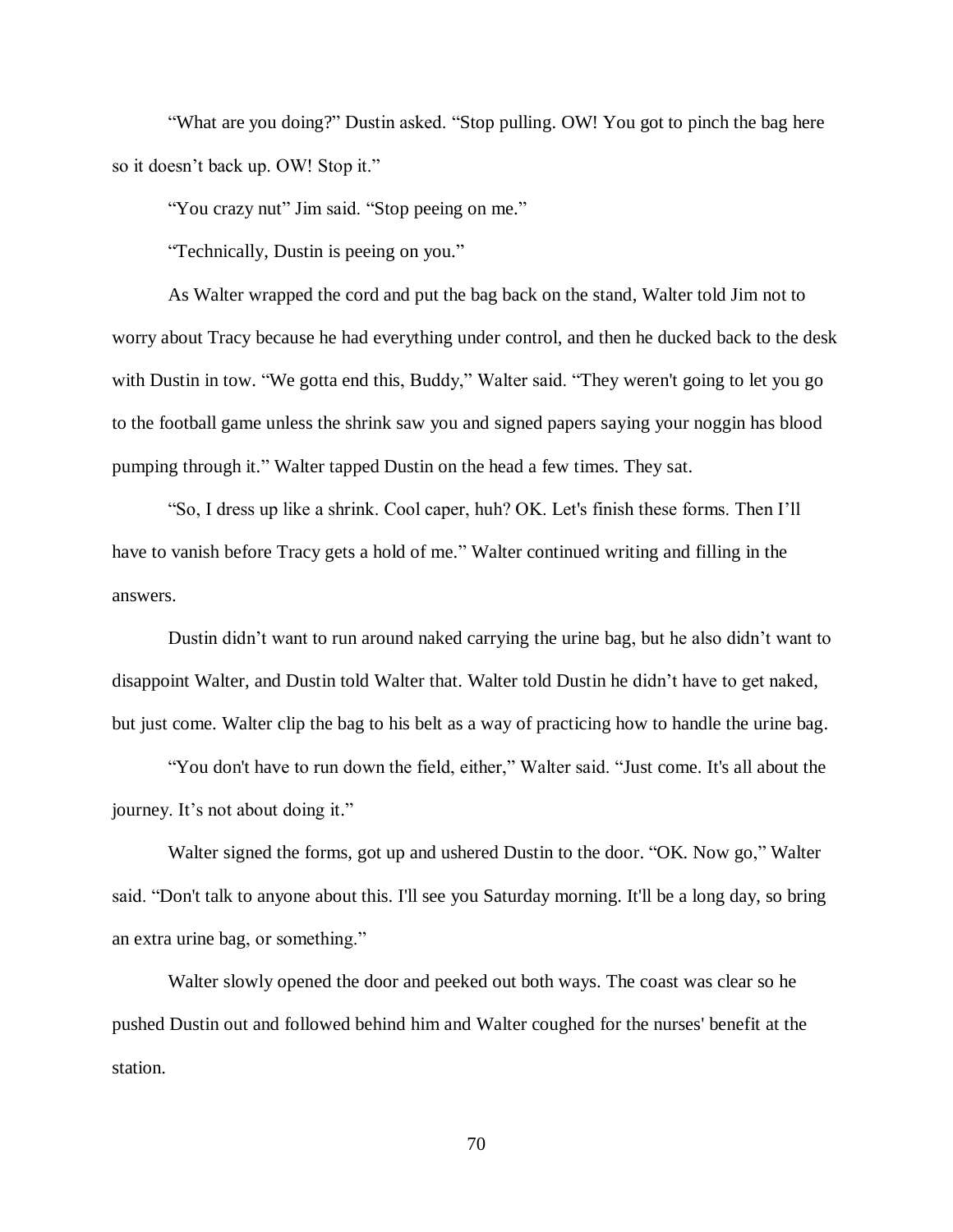"What are you doing?" Dustin asked. "Stop pulling. OW! You got to pinch the bag here so it doesn't back up. OW! Stop it."

"You crazy nut" Jim said. "Stop peeing on me."

"Technically, Dustin is peeing on you."

As Walter wrapped the cord and put the bag back on the stand, Walter told Jim not to worry about Tracy because he had everything under control, and then he ducked back to the desk with Dustin in tow. "We gotta end this, Buddy," Walter said. "They weren't going to let you go to the football game unless the shrink saw you and signed papers saying your noggin has blood pumping through it." Walter tapped Dustin on the head a few times. They sat.

"So, I dress up like a shrink. Cool caper, huh? OK. Let's finish these forms. Then I'll have to vanish before Tracy gets a hold of me." Walter continued writing and filling in the answers.

Dustin didn't want to run around naked carrying the urine bag, but he also didn't want to disappoint Walter, and Dustin told Walter that. Walter told Dustin he didn't have to get naked, but just come. Walter clip the bag to his belt as a way of practicing how to handle the urine bag.

"You don't have to run down the field, either," Walter said. "Just come. It's all about the journey. It's not about doing it."

Walter signed the forms, got up and ushered Dustin to the door. "OK. Now go," Walter said. "Don't talk to anyone about this. I'll see you Saturday morning. It'll be a long day, so bring an extra urine bag, or something."

Walter slowly opened the door and peeked out both ways. The coast was clear so he pushed Dustin out and followed behind him and Walter coughed for the nurses' benefit at the station.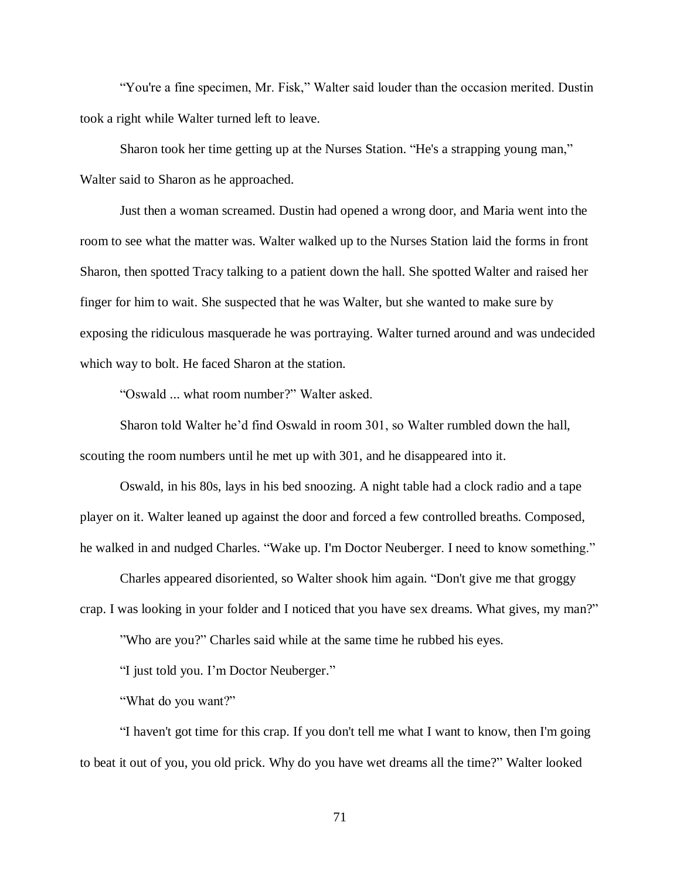“You're a fine specimen, Mr. Fisk,” Walter said louder than the occasion merited. Dustin took a right while Walter turned left to leave.

Sharon took her time getting up at the Nurses Station. “He's a strapping young man,” Walter said to Sharon as he approached.

Just then a woman screamed. Dustin had opened a wrong door, and Maria went into the room to see what the matter was. Walter walked up to the Nurses Station laid the forms in front Sharon, then spotted Tracy talking to a patient down the hall. She spotted Walter and raised her finger for him to wait. She suspected that he was Walter, but she wanted to make sure by exposing the ridiculous masquerade he was portraying. Walter turned around and was undecided which way to bolt. He faced Sharon at the station.

“Oswald ... what room number?” Walter asked.

Sharon told Walter he’d find Oswald in room 301, so Walter rumbled down the hall, scouting the room numbers until he met up with 301, and he disappeared into it.

Oswald, in his 80s, lays in his bed snoozing. A night table had a clock radio and a tape player on it. Walter leaned up against the door and forced a few controlled breaths. Composed, he walked in and nudged Charles. “Wake up. I'm Doctor Neuberger. I need to know something.”

Charles appeared disoriented, so Walter shook him again. “Don't give me that groggy crap. I was looking in your folder and I noticed that you have sex dreams. What gives, my man?”

”Who are you?” Charles said while at the same time he rubbed his eyes.

“I just told you. I’m Doctor Neuberger.”

“What do you want?”

“I haven't got time for this crap. If you don't tell me what I want to know, then I'm going to beat it out of you, you old prick. Why do you have wet dreams all the time?” Walter looked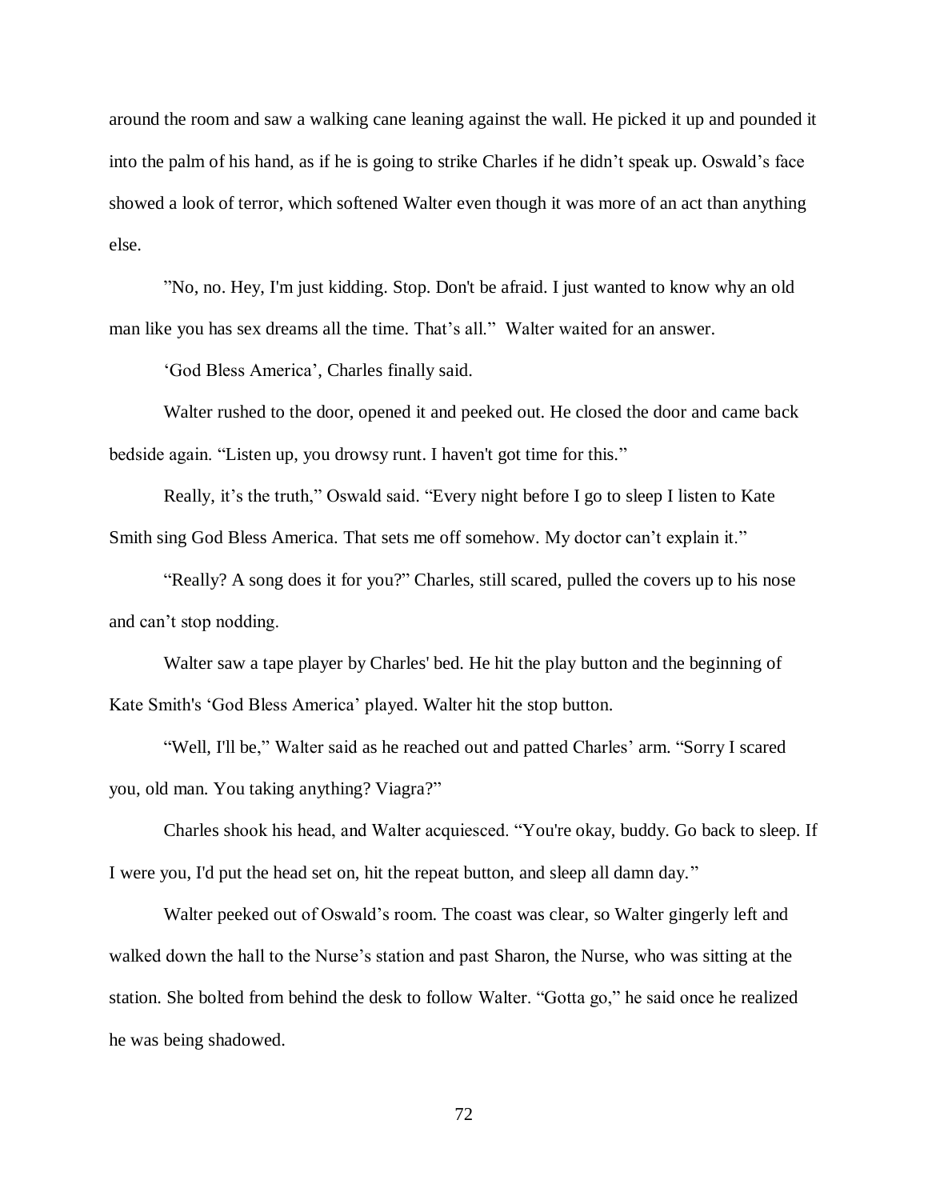around the room and saw a walking cane leaning against the wall. He picked it up and pounded it into the palm of his hand, as if he is going to strike Charles if he didn't speak up. Oswald's face showed a look of terror, which softened Walter even though it was more of an act than anything else.

”No, no. Hey, I'm just kidding. Stop. Don't be afraid. I just wanted to know why an old man like you has sex dreams all the time. That's all." Walter waited for an answer.

'God Bless America', Charles finally said.

Walter rushed to the door, opened it and peeked out. He closed the door and came back bedside again. "Listen up, you drowsy runt. I haven't got time for this."

Really, it's the truth," Oswald said. "Every night before I go to sleep I listen to Kate Smith sing God Bless America. That sets me off somehow. My doctor can't explain it."

"Really? A song does it for you?" Charles, still scared, pulled the covers up to his nose and can't stop nodding.

Walter saw a tape player by Charles' bed. He hit the play button and the beginning of Kate Smith's 'God Bless America' played. Walter hit the stop button.

"Well, I'll be," Walter said as he reached out and patted Charles' arm. "Sorry I scared you, old man. You taking anything? Viagra?"

Charles shook his head, and Walter acquiesced. "You're okay, buddy. Go back to sleep. If I were you, I'd put the head set on, hit the repeat button, and sleep all damn day."

Walter peeked out of Oswald's room. The coast was clear, so Walter gingerly left and walked down the hall to the Nurse's station and past Sharon, the Nurse, who was sitting at the station. She bolted from behind the desk to follow Walter. "Gotta go," he said once he realized he was being shadowed.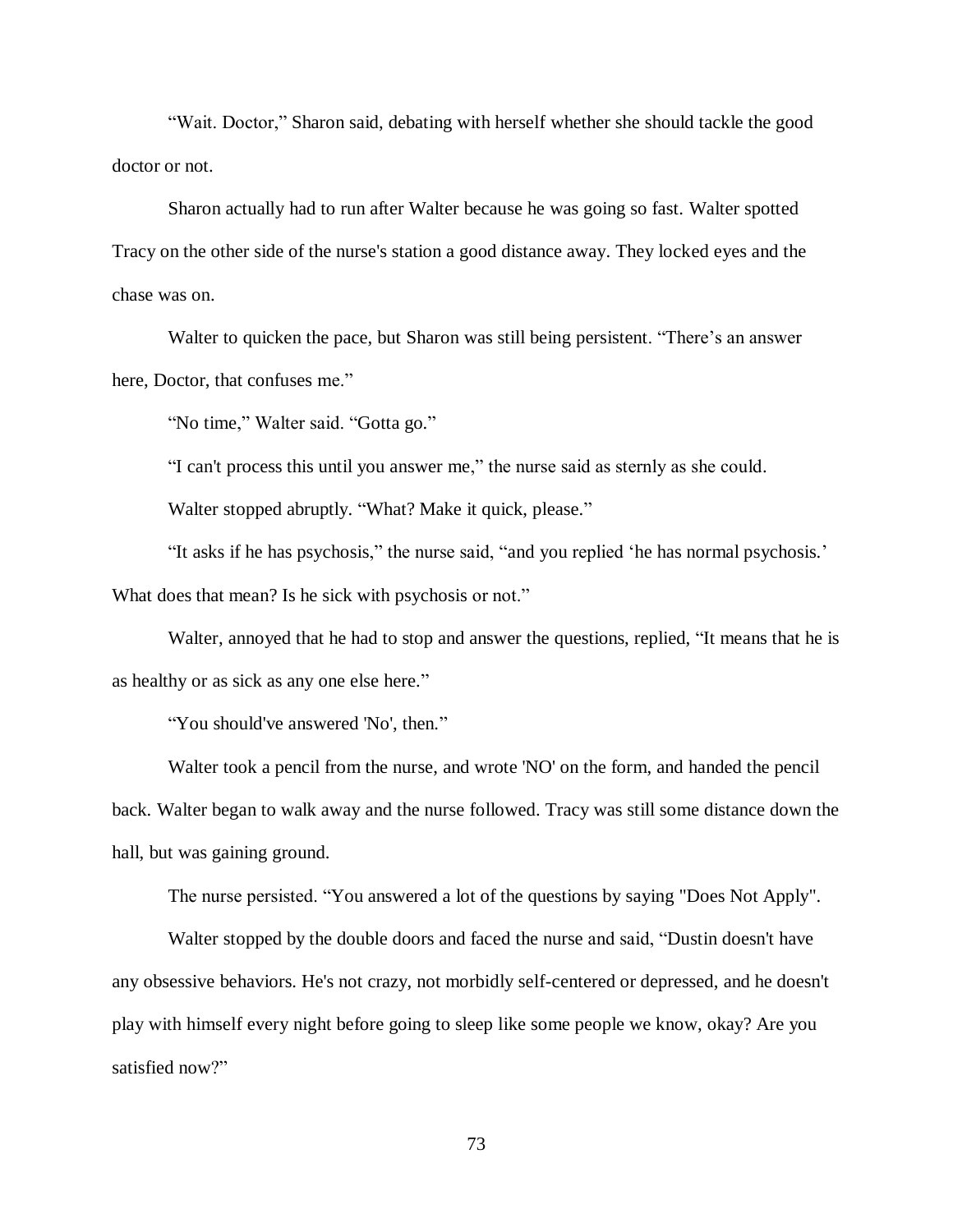“Wait. Doctor,” Sharon said, debating with herself whether she should tackle the good doctor or not.

Sharon actually had to run after Walter because he was going so fast. Walter spotted Tracy on the other side of the nurse's station a good distance away. They locked eyes and the chase was on.

Walter to quicken the pace, but Sharon was still being persistent. “There’s an answer here, Doctor, that confuses me.”

“No time,” Walter said. “Gotta go.”

“I can't process this until you answer me,” the nurse said as sternly as she could.

Walter stopped abruptly. “What? Make it quick, please.”

“It asks if he has psychosis,” the nurse said, “and you replied ‘he has normal psychosis.’ What does that mean? Is he sick with psychosis or not.”

Walter, annoyed that he had to stop and answer the questions, replied, “It means that he is as healthy or as sick as any one else here.”

“You should've answered 'No', then.”

Walter took a pencil from the nurse, and wrote 'NO' on the form, and handed the pencil back. Walter began to walk away and the nurse followed. Tracy was still some distance down the hall, but was gaining ground.

The nurse persisted. “You answered a lot of the questions by saying "Does Not Apply".

Walter stopped by the double doors and faced the nurse and said, “Dustin doesn't have any obsessive behaviors. He's not crazy, not morbidly self-centered or depressed, and he doesn't play with himself every night before going to sleep like some people we know, okay? Are you satisfied now?”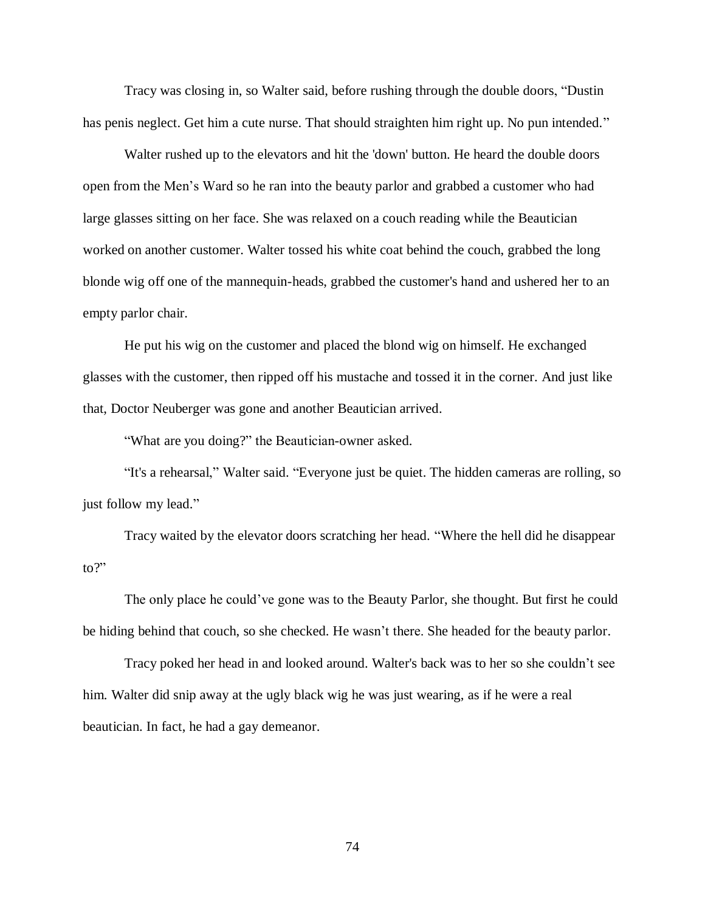Tracy was closing in, so Walter said, before rushing through the double doors, "Dustin has penis neglect. Get him a cute nurse. That should straighten him right up. No pun intended."

Walter rushed up to the elevators and hit the 'down' button. He heard the double doors open from the Men's Ward so he ran into the beauty parlor and grabbed a customer who had large glasses sitting on her face. She was relaxed on a couch reading while the Beautician worked on another customer. Walter tossed his white coat behind the couch, grabbed the long blonde wig off one of the mannequin-heads, grabbed the customer's hand and ushered her to an empty parlor chair.

He put his wig on the customer and placed the blond wig on himself. He exchanged glasses with the customer, then ripped off his mustache and tossed it in the corner. And just like that, Doctor Neuberger was gone and another Beautician arrived.

"What are you doing?" the Beautician-owner asked.

"It's a rehearsal," Walter said. "Everyone just be quiet. The hidden cameras are rolling, so just follow my lead."

Tracy waited by the elevator doors scratching her head. "Where the hell did he disappear to?"

The only place he could've gone was to the Beauty Parlor, she thought. But first he could be hiding behind that couch, so she checked. He wasn't there. She headed for the beauty parlor.

Tracy poked her head in and looked around. Walter's back was to her so she couldn't see him. Walter did snip away at the ugly black wig he was just wearing, as if he were a real beautician. In fact, he had a gay demeanor.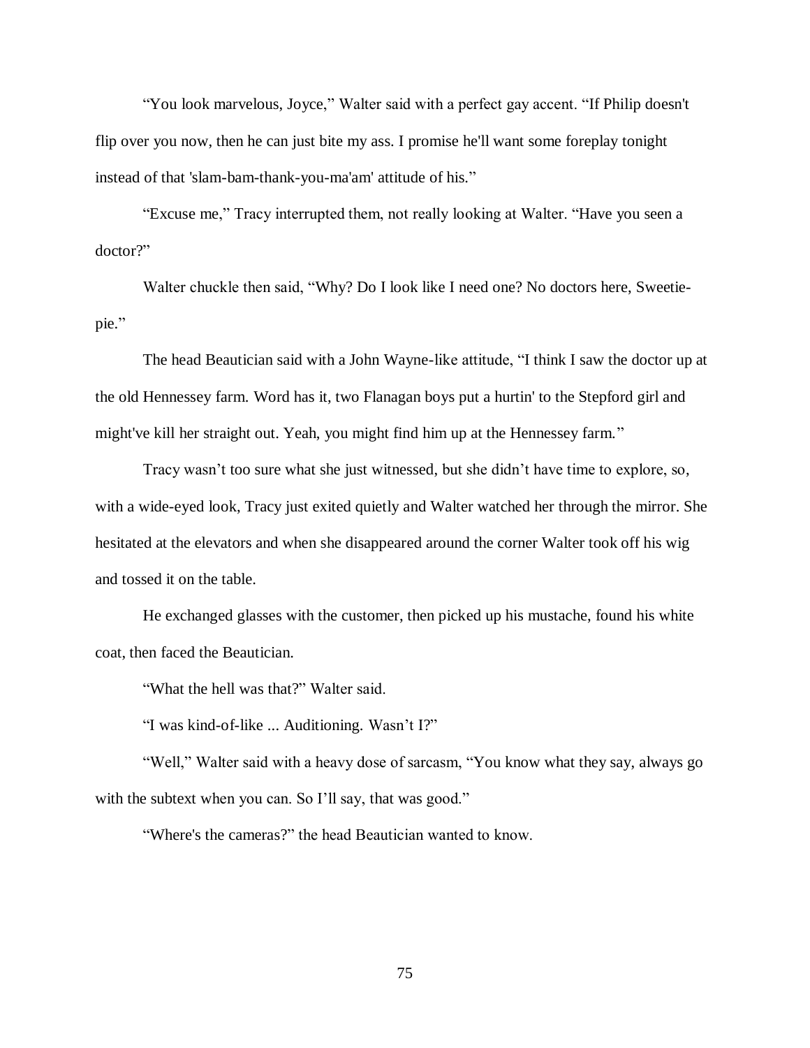"You look marvelous, Joyce," Walter said with a perfect gay accent. "If Philip doesn't flip over you now, then he can just bite my ass. I promise he'll want some foreplay tonight instead of that 'slam-bam-thank-you-ma'am' attitude of his."

"Excuse me," Tracy interrupted them, not really looking at Walter. "Have you seen a doctor?"

Walter chuckle then said, "Why? Do I look like I need one? No doctors here, Sweetie-pie."

The head Beautician said with a John Wayne-like attitude, "I think I saw the doctor up at the old Hennessey farm. Word has it, two Flanagan boys put a hurtin' to the Stepford girl and might've kill her straight out. Yeah, you might find him up at the Hennessey farm."

Tracy wasn't too sure what she just witnessed, but she didn't have time to explore, so, with a wide-eyed look, Tracy just exited quietly and Walter watched her through the mirror. She hesitated at the elevators and when she disappeared around the corner Walter took off his wig and tossed it on the table.

He exchanged glasses with the customer, then picked up his mustache, found his white coat, then faced the Beautician.

"What the hell was that?" Walter said.

"I was kind-of-like ... Auditioning. Wasn't I?"

"Well," Walter said with a heavy dose of sarcasm, "You know what they say, always go with the subtext when you can. So I'll say, that was good."

"Where's the cameras?" the head Beautician wanted to know.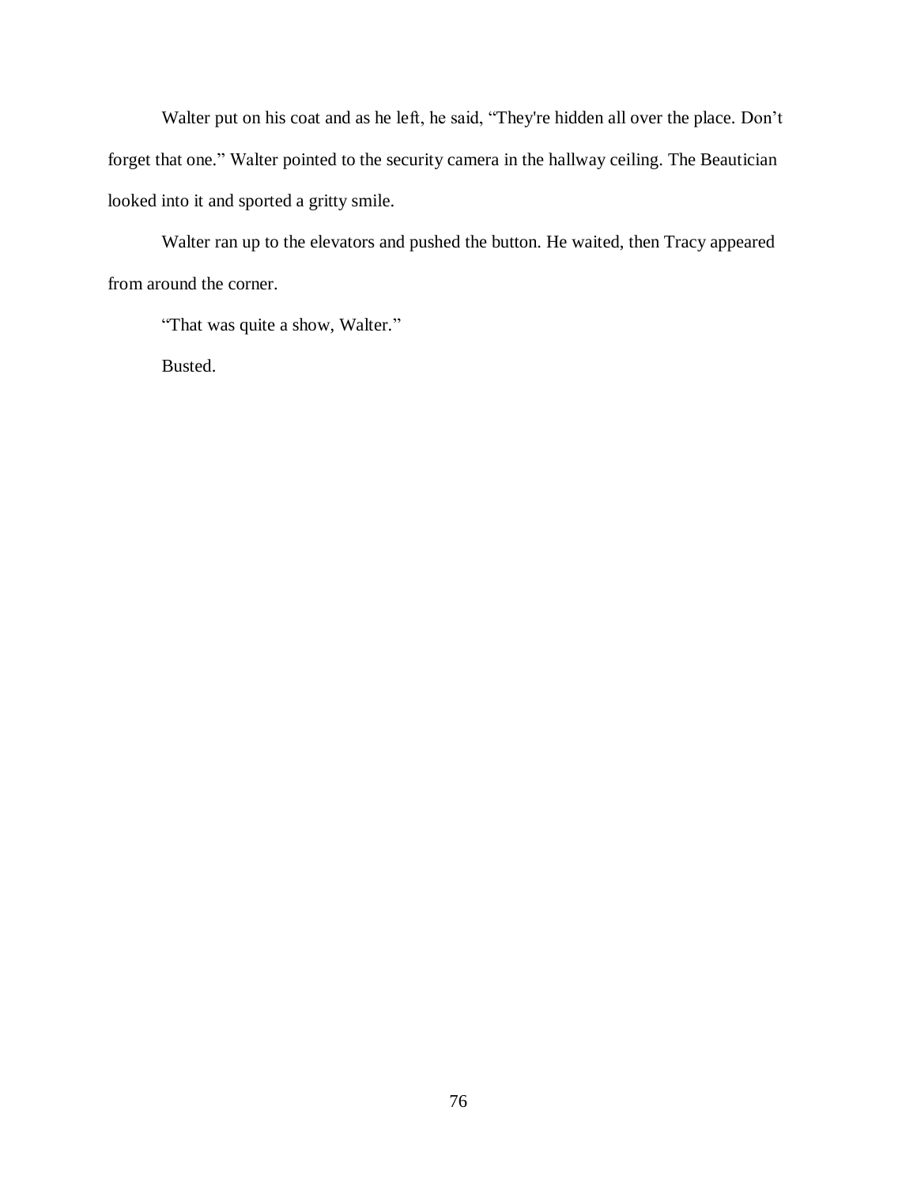Walter put on his coat and as he left, he said, “They're hidden all over the place. Don’t forget that one.” Walter pointed to the security camera in the hallway ceiling. The Beautician looked into it and sported a gritty smile.

Walter ran up to the elevators and pushed the button. He waited, then Tracy appeared from around the corner.

“That was quite a show, Walter.”

Busted.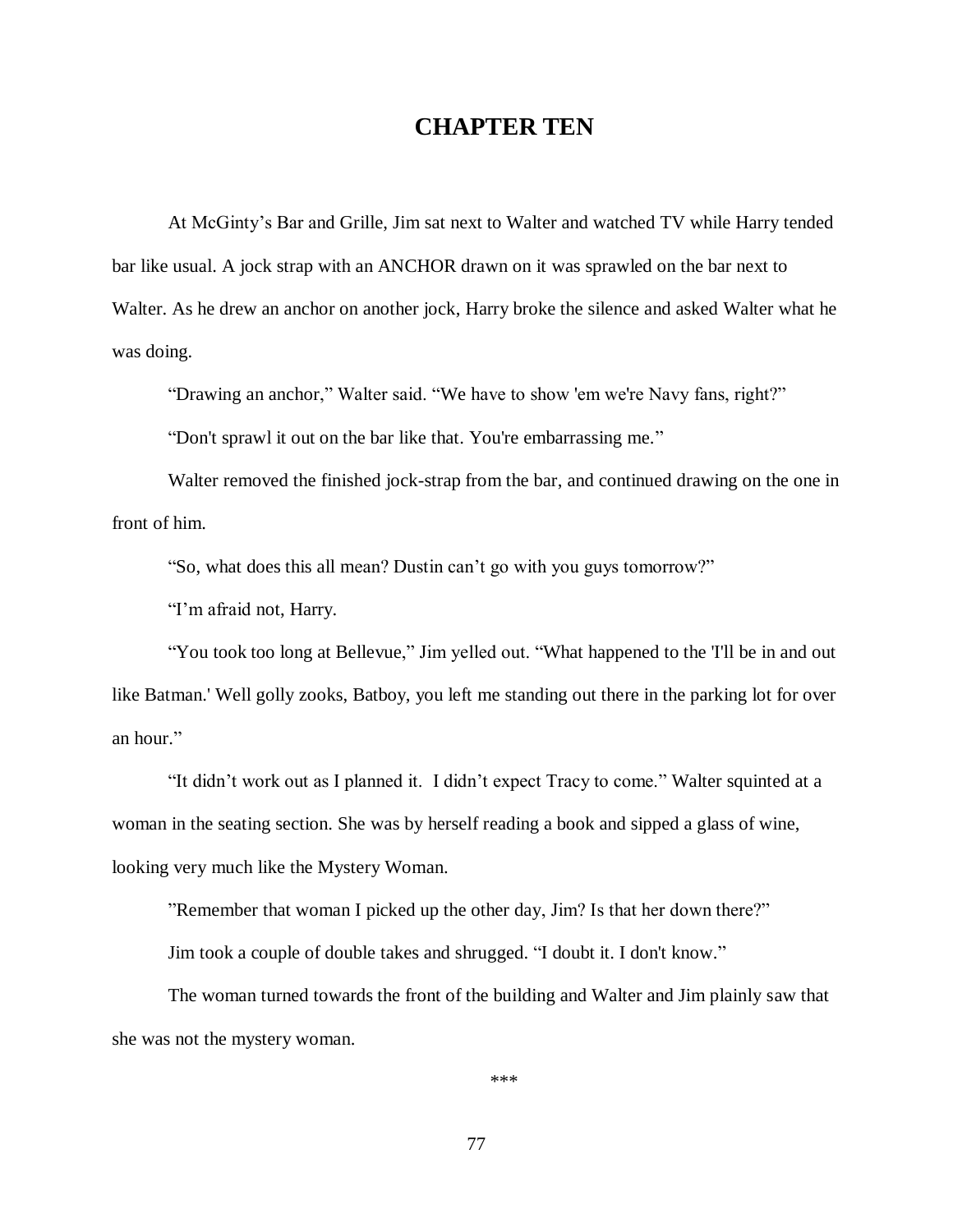# CHAPTER TEN

At McGinty's Bar and Grille, Jim sat next to Walter and watched TV while Harry tended bar like usual. A jock strap with an ANCHOR drawn on it was sprawled on the bar next to Walter. As he drew an anchor on another jock, Harry broke the silence and asked Walter what he was doing.

"Drawing an anchor," Walter said. "We have to show 'em we're Navy fans, right?"

"Don't sprawl it out on the bar like that. You're embarrassing me."

Walter removed the finished jock-strap from the bar, and continued drawing on the one in front of him.

"So, what does this all mean? Dustin can't go with you guys tomorrow?"

"I'm afraid not, Harry.

"You took too long at Bellevue," Jim yelled out. "What happened to the 'I'll be in and out like Batman.' Well golly zooks, Batboy, you left me standing out there in the parking lot for over an hour."

"It didn't work out as I planned it. I didn't expect Tracy to come." Walter squinted at a woman in the seating section. She was by herself reading a book and sipped a glass of wine, looking very much like the Mystery Woman.

"Remember that woman I picked up the other day, Jim? Is that her down there?"

Jim took a couple of double takes and shrugged. "I doubt it. I don't know."

The woman turned towards the front of the building and Walter and Jim plainly saw that she was not the mystery woman.

***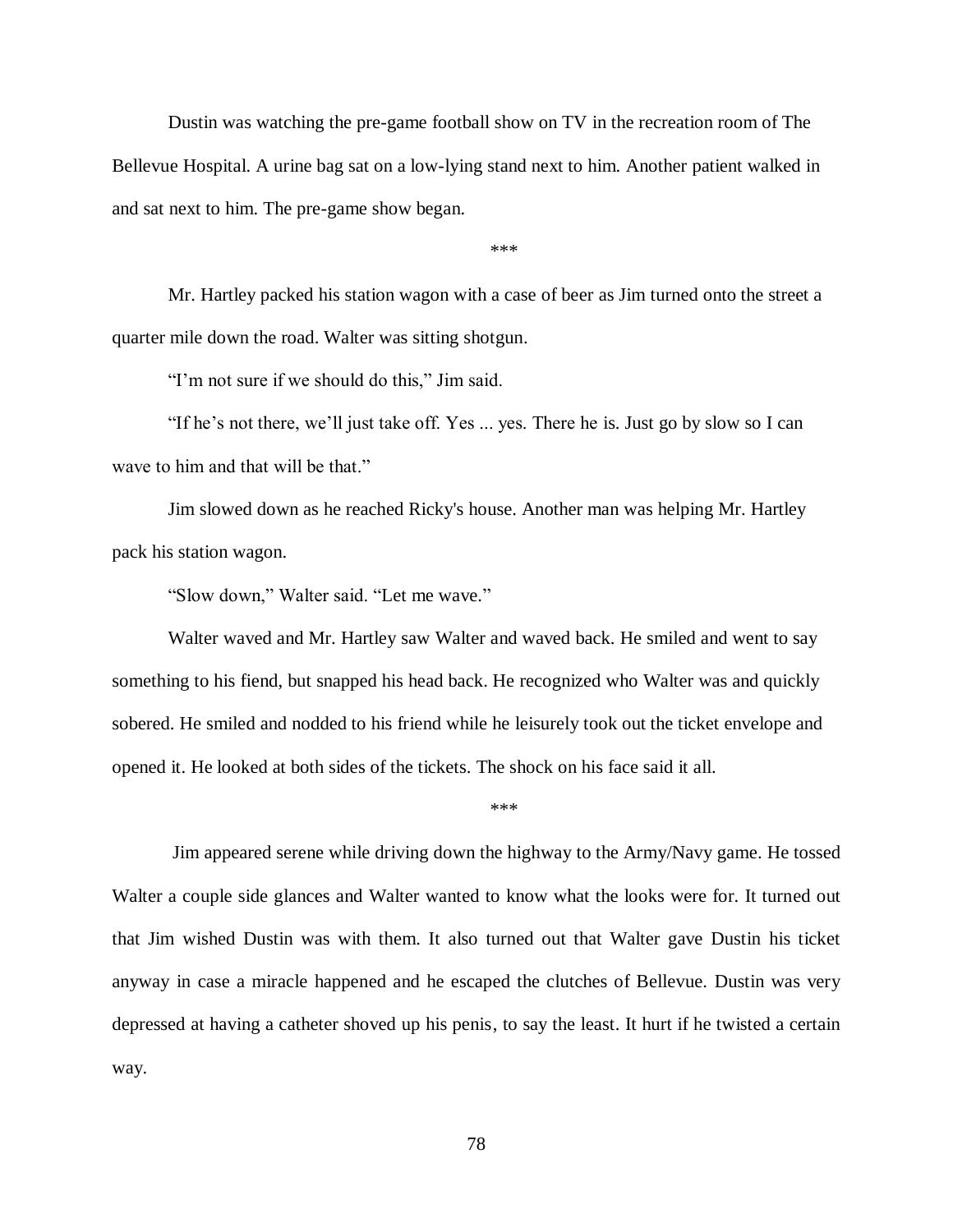Dustin was watching the pre-game football show on TV in the recreation room of The Bellevue Hospital. A urine bag sat on a low-lying stand next to him. Another patient walked in and sat next to him. The pre-game show began.

***

Mr. Hartley packed his station wagon with a case of beer as Jim turned onto the street a quarter mile down the road. Walter was sitting shotgun.

"I'm not sure if we should do this," Jim said.

"If he's not there, we'll just take off. Yes ... yes. There he is. Just go by slow so I can wave to him and that will be that."

Jim slowed down as he reached Ricky's house. Another man was helping Mr. Hartley pack his station wagon.

"Slow down," Walter said. "Let me wave."

Walter waved and Mr. Hartley saw Walter and waved back. He smiled and went to say something to his fiend, but snapped his head back. He recognized who Walter was and quickly sobered. He smiled and nodded to his friend while he leisurely took out the ticket envelope and opened it. He looked at both sides of the tickets. The shock on his face said it all.

***

Jim appeared serene while driving down the highway to the Army/Navy game. He tossed Walter a couple side glances and Walter wanted to know what the looks were for. It turned out that Jim wished Dustin was with them. It also turned out that Walter gave Dustin his ticket anyway in case a miracle happened and he escaped the clutches of Bellevue. Dustin was very depressed at having a catheter shoved up his penis, to say the least. It hurt if he twisted a certain way.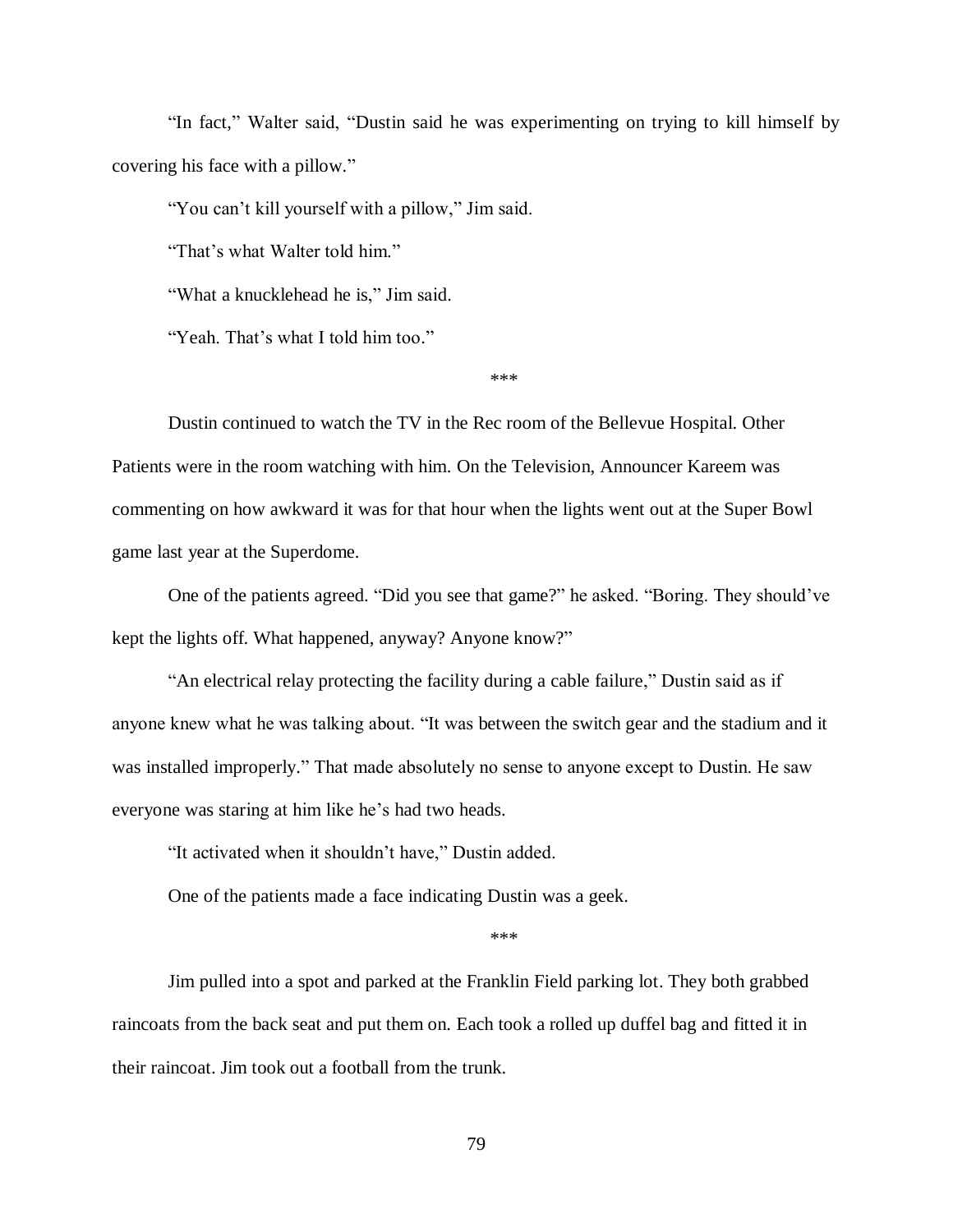"In fact," Walter said, "Dustin said he was experimenting on trying to kill himself by covering his face with a pillow."

"You can't kill yourself with a pillow," Jim said.

"That's what Walter told him."

"What a knucklehead he is," Jim said.

"Yeah. That's what I told him too."

***

Dustin continued to watch the TV in the Rec room of the Bellevue Hospital. Other Patients were in the room watching with him. On the Television, Announcer Kareem was commenting on how awkward it was for that hour when the lights went out at the Super Bowl game last year at the Superdome.

One of the patients agreed. "Did you see that game?" he asked. "Boring. They should've kept the lights off. What happened, anyway? Anyone know?"

"An electrical relay protecting the facility during a cable failure," Dustin said as if anyone knew what he was talking about. "It was between the switch gear and the stadium and it was installed improperly." That made absolutely no sense to anyone except to Dustin. He saw everyone was staring at him like he's had two heads.

"It activated when it shouldn't have," Dustin added.

One of the patients made a face indicating Dustin was a geek.

***

Jim pulled into a spot and parked at the Franklin Field parking lot. They both grabbed raincoats from the back seat and put them on. Each took a rolled up duffel bag and fitted it in their raincoat. Jim took out a football from the trunk.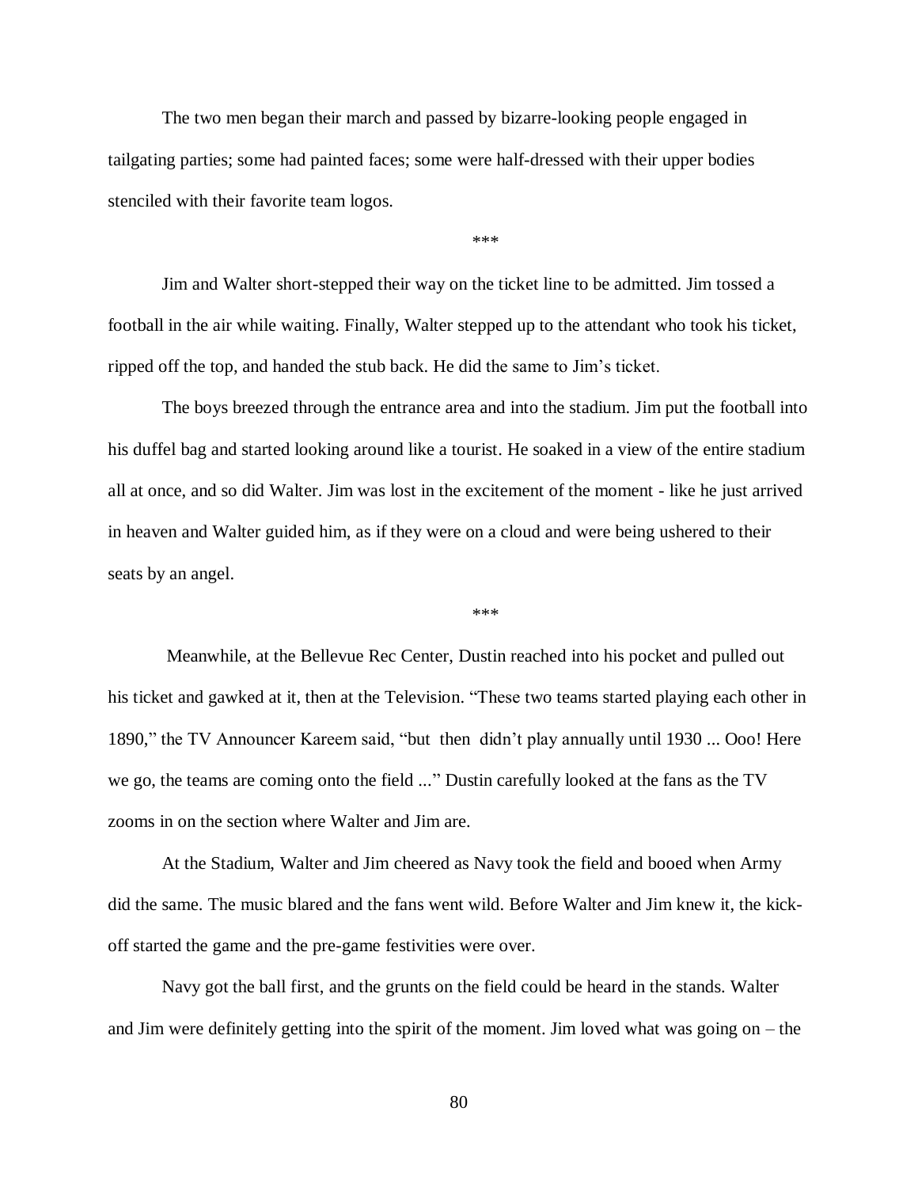The two men began their march and passed by bizarre-looking people engaged in tailgating parties; some had painted faces; some were half-dressed with their upper bodies stenciled with their favorite team logos.

***

Jim and Walter short-stepped their way on the ticket line to be admitted. Jim tossed a football in the air while waiting. Finally, Walter stepped up to the attendant who took his ticket, ripped off the top, and handed the stub back. He did the same to Jim's ticket.

The boys breezed through the entrance area and into the stadium. Jim put the football into his duffel bag and started looking around like a tourist. He soaked in a view of the entire stadium all at once, and so did Walter. Jim was lost in the excitement of the moment - like he just arrived in heaven and Walter guided him, as if they were on a cloud and were being ushered to their seats by an angel.

***

Meanwhile, at the Bellevue Rec Center, Dustin reached into his pocket and pulled out his ticket and gawked at it, then at the Television. "These two teams started playing each other in 1890," the TV Announcer Kareem said, "but then didn't play annually until 1930 ... Ooo! Here we go, the teams are coming onto the field ..." Dustin carefully looked at the fans as the TV zooms in on the section where Walter and Jim are.

At the Stadium, Walter and Jim cheered as Navy took the field and booed when Army did the same. The music blared and the fans went wild. Before Walter and Jim knew it, the kick-off started the game and the pre-game festivities were over.

Navy got the ball first, and the grunts on the field could be heard in the stands. Walter and Jim were definitely getting into the spirit of the moment. Jim loved what was going on – the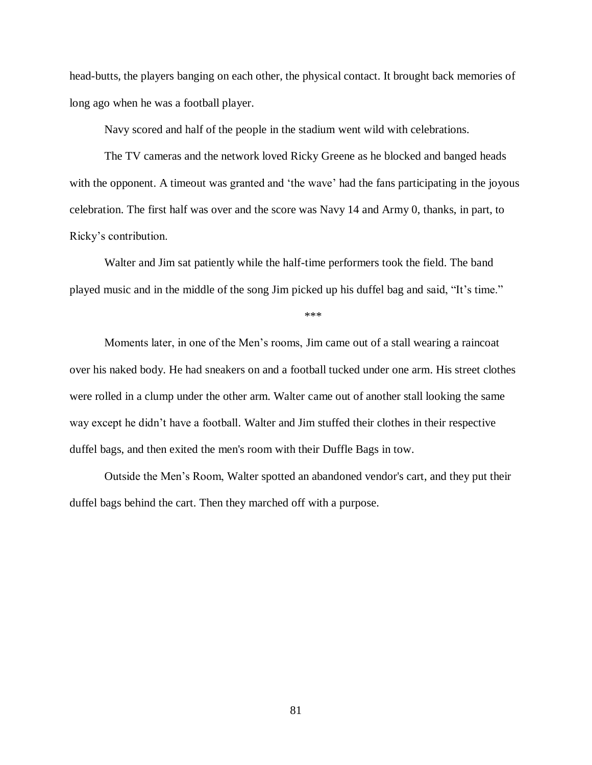head-butts, the players banging on each other, the physical contact. It brought back memories of long ago when he was a football player.

Navy scored and half of the people in the stadium went wild with celebrations.

The TV cameras and the network loved Ricky Greene as he blocked and banged heads with the opponent. A timeout was granted and 'the wave' had the fans participating in the joyous celebration. The first half was over and the score was Navy 14 and Army 0, thanks, in part, to Ricky's contribution.

Walter and Jim sat patiently while the half-time performers took the field. The band played music and in the middle of the song Jim picked up his duffel bag and said, "It's time."

***

Moments later, in one of the Men's rooms, Jim came out of a stall wearing a raincoat over his naked body. He had sneakers on and a football tucked under one arm. His street clothes were rolled in a clump under the other arm. Walter came out of another stall looking the same way except he didn't have a football. Walter and Jim stuffed their clothes in their respective duffel bags, and then exited the men's room with their Duffle Bags in tow.

Outside the Men's Room, Walter spotted an abandoned vendor's cart, and they put their duffel bags behind the cart. Then they marched off with a purpose.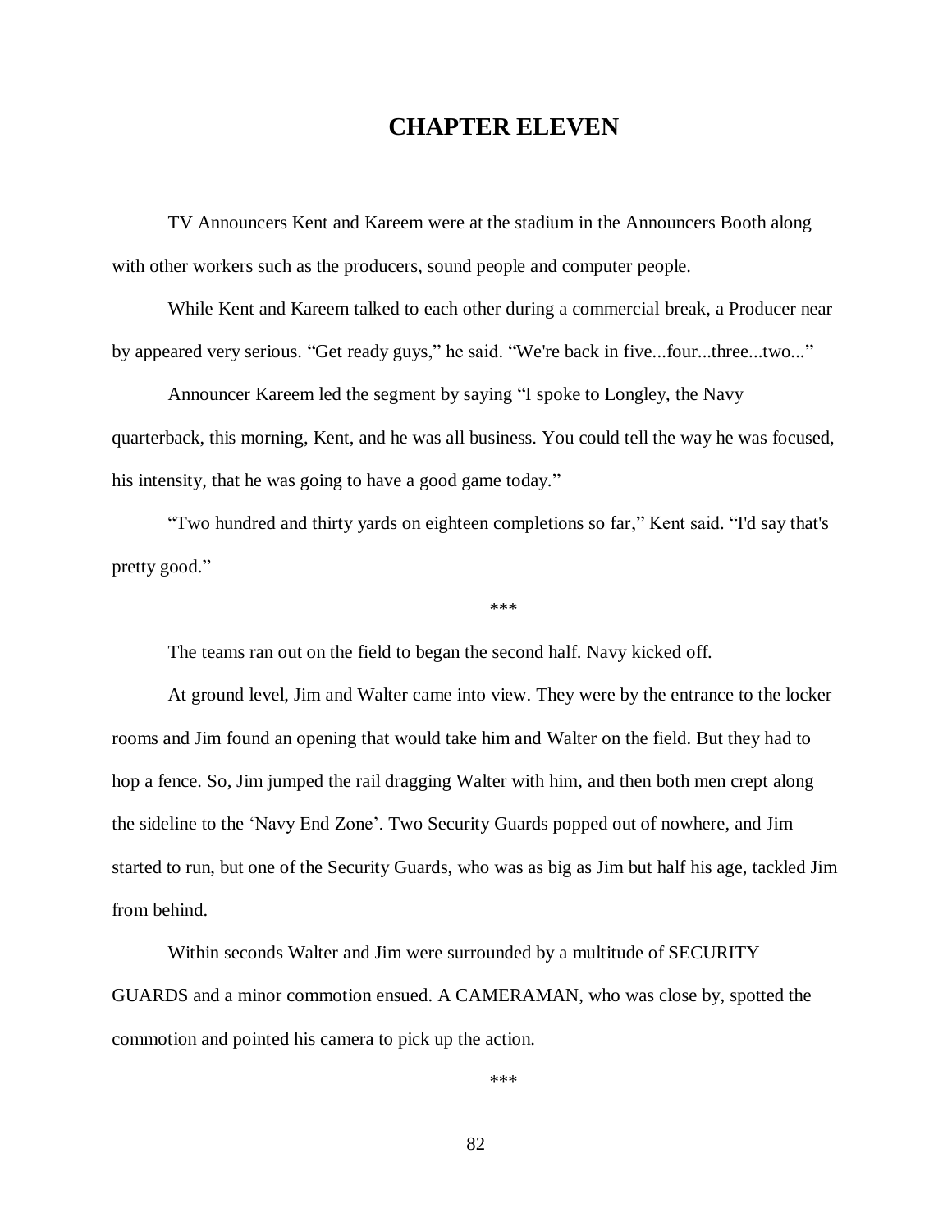# CHAPTER ELEVEN

TV Announcers Kent and Kareem were at the stadium in the Announcers Booth along with other workers such as the producers, sound people and computer people.

While Kent and Kareem talked to each other during a commercial break, a Producer near by appeared very serious. “Get ready guys,” he said. “We're back in five...four...three...two...”

Announcer Kareem led the segment by saying “I spoke to Longley, the Navy quarterback, this morning, Kent, and he was all business. You could tell the way he was focused, his intensity, that he was going to have a good game today.”

“Two hundred and thirty yards on eighteen completions so far,” Kent said. “I'd say that's pretty good.”

\*\*\*

The teams ran out on the field to began the second half. Navy kicked off.

At ground level, Jim and Walter came into view. They were by the entrance to the locker rooms and Jim found an opening that would take him and Walter on the field. But they had to hop a fence. So, Jim jumped the rail dragging Walter with him, and then both men crept along the sideline to the ‘Navy End Zone’. Two Security Guards popped out of nowhere, and Jim started to run, but one of the Security Guards, who was as big as Jim but half his age, tackled Jim from behind.

Within seconds Walter and Jim were surrounded by a multitude of SECURITY GUARDS and a minor commotion ensued. A CAMERAMAN, who was close by, spotted the commotion and pointed his camera to pick up the action.

\*\*\*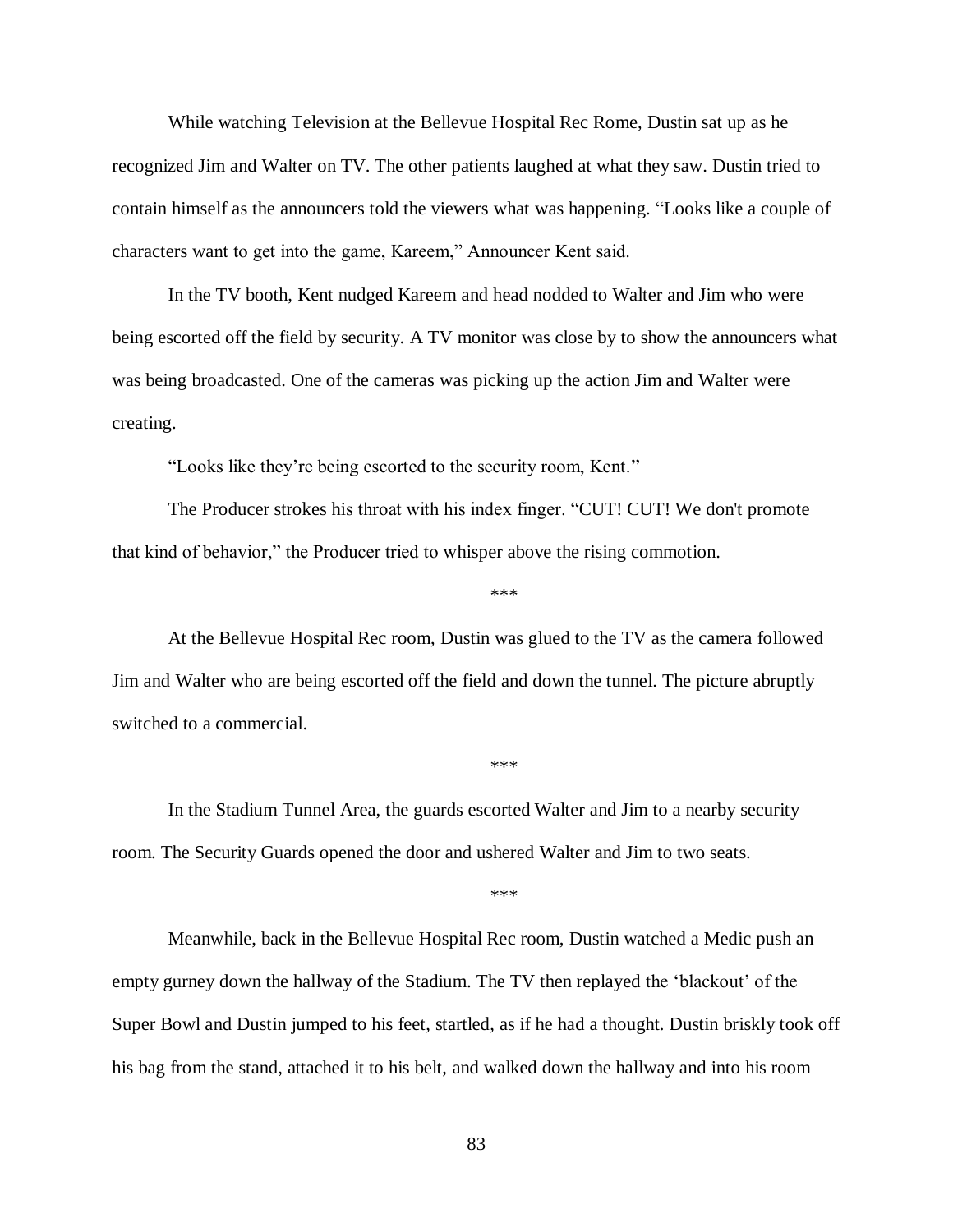While watching Television at the Bellevue Hospital Rec Rome, Dustin sat up as he recognized Jim and Walter on TV. The other patients laughed at what they saw. Dustin tried to contain himself as the announcers told the viewers what was happening. “Looks like a couple of characters want to get into the game, Kareem,” Announcer Kent said.

In the TV booth, Kent nudged Kareem and head nodded to Walter and Jim who were being escorted off the field by security. A TV monitor was close by to show the announcers what was being broadcasted. One of the cameras was picking up the action Jim and Walter were creating.

“Looks like they’re being escorted to the security room, Kent.”

The Producer strokes his throat with his index finger. “CUT! CUT! We don't promote that kind of behavior,” the Producer tried to whisper above the rising commotion.

***

At the Bellevue Hospital Rec room, Dustin was glued to the TV as the camera followed Jim and Walter who are being escorted off the field and down the tunnel. The picture abruptly switched to a commercial.

***

In the Stadium Tunnel Area, the guards escorted Walter and Jim to a nearby security room. The Security Guards opened the door and ushered Walter and Jim to two seats.

***

Meanwhile, back in the Bellevue Hospital Rec room, Dustin watched a Medic push an empty gurney down the hallway of the Stadium. The TV then replayed the ‘blackout’ of the Super Bowl and Dustin jumped to his feet, startled, as if he had a thought. Dustin briskly took off his bag from the stand, attached it to his belt, and walked down the hallway and into his room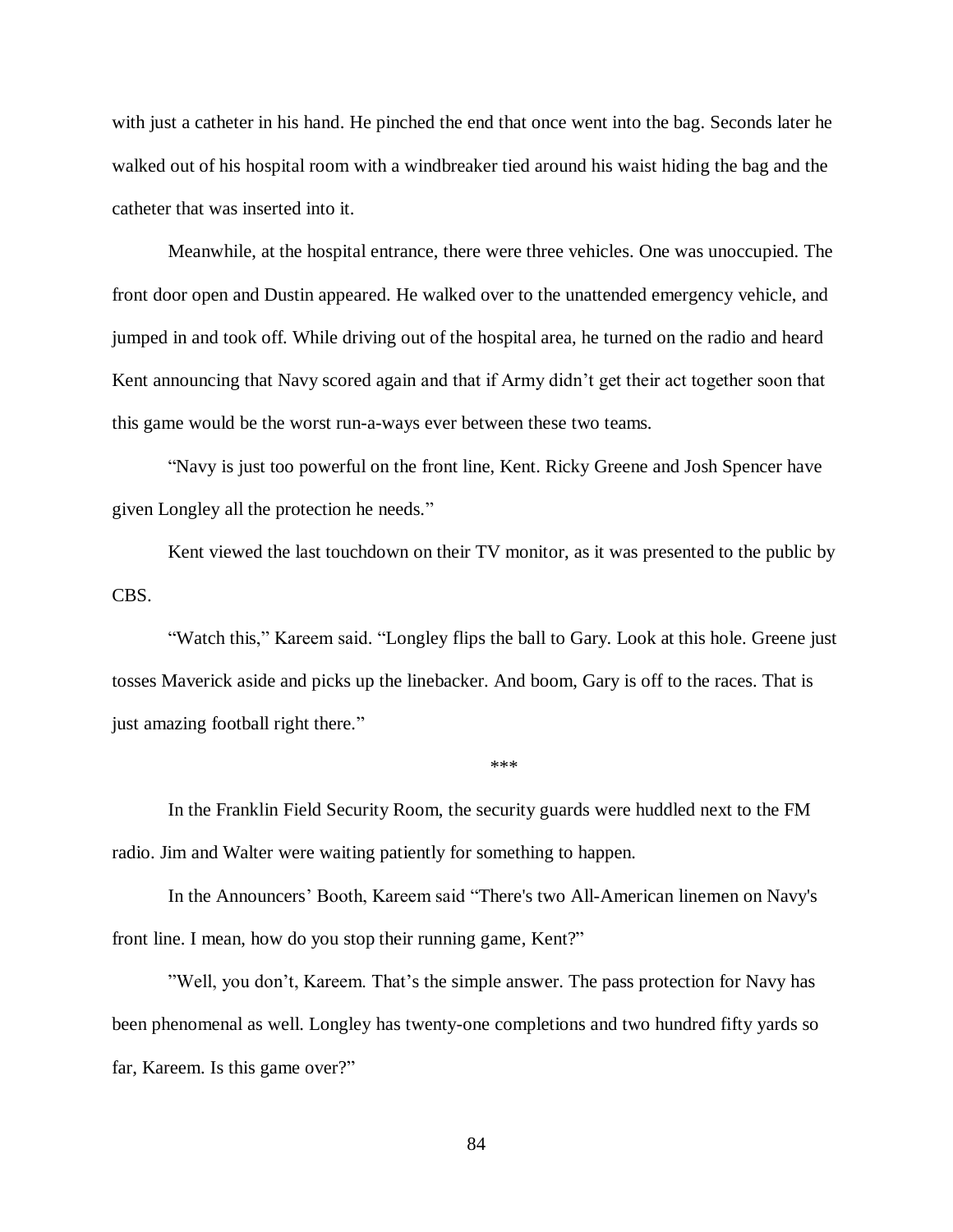with just a catheter in his hand. He pinched the end that once went into the bag. Seconds later he walked out of his hospital room with a windbreaker tied around his waist hiding the bag and the catheter that was inserted into it.

Meanwhile, at the hospital entrance, there were three vehicles. One was unoccupied. The front door open and Dustin appeared. He walked over to the unattended emergency vehicle, and jumped in and took off. While driving out of the hospital area, he turned on the radio and heard Kent announcing that Navy scored again and that if Army didn't get their act together soon that this game would be the worst run-a-ways ever between these two teams.

"Navy is just too powerful on the front line, Kent. Ricky Greene and Josh Spencer have given Longley all the protection he needs."

Kent viewed the last touchdown on their TV monitor, as it was presented to the public by CBS.

"Watch this," Kareem said. "Longley flips the ball to Gary. Look at this hole. Greene just tosses Maverick aside and picks up the linebacker. And boom, Gary is off to the races. That is just amazing football right there."

***

In the Franklin Field Security Room, the security guards were huddled next to the FM radio. Jim and Walter were waiting patiently for something to happen.

In the Announcers' Booth, Kareem said "There's two All-American linemen on Navy's front line. I mean, how do you stop their running game, Kent?"

"Well, you don't, Kareem. That's the simple answer. The pass protection for Navy has been phenomenal as well. Longley has twenty-one completions and two hundred fifty yards so far, Kareem. Is this game over?"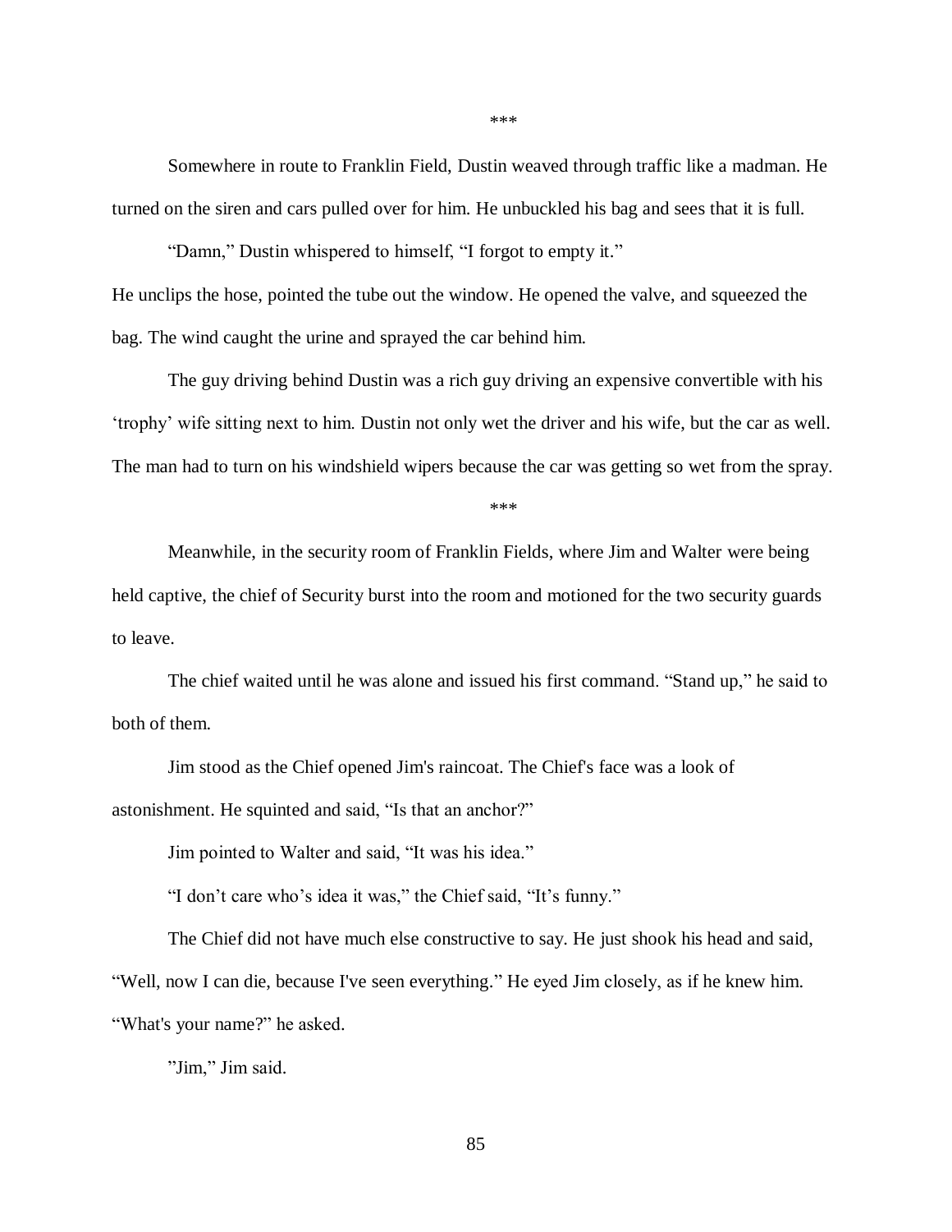***

Somewhere in route to Franklin Field, Dustin weaved through traffic like a madman. He turned on the siren and cars pulled over for him. He unbuckled his bag and sees that it is full.

"Damn," Dustin whispered to himself, "I forgot to empty it."

He unclips the hose, pointed the tube out the window. He opened the valve, and squeezed the bag. The wind caught the urine and sprayed the car behind him.

The guy driving behind Dustin was a rich guy driving an expensive convertible with his 'trophy' wife sitting next to him. Dustin not only wet the driver and his wife, but the car as well. The man had to turn on his windshield wipers because the car was getting so wet from the spray.

***

Meanwhile, in the security room of Franklin Fields, where Jim and Walter were being held captive, the chief of Security burst into the room and motioned for the two security guards to leave.

The chief waited until he was alone and issued his first command. "Stand up," he said to both of them.

Jim stood as the Chief opened Jim's raincoat. The Chief's face was a look of astonishment. He squinted and said, "Is that an anchor?"

Jim pointed to Walter and said, "It was his idea."

"I don't care who's idea it was," the Chief said, "It's funny."

The Chief did not have much else constructive to say. He just shook his head and said, "Well, now I can die, because I've seen everything." He eyed Jim closely, as if he knew him. "What's your name?" he asked.

"Jim," Jim said.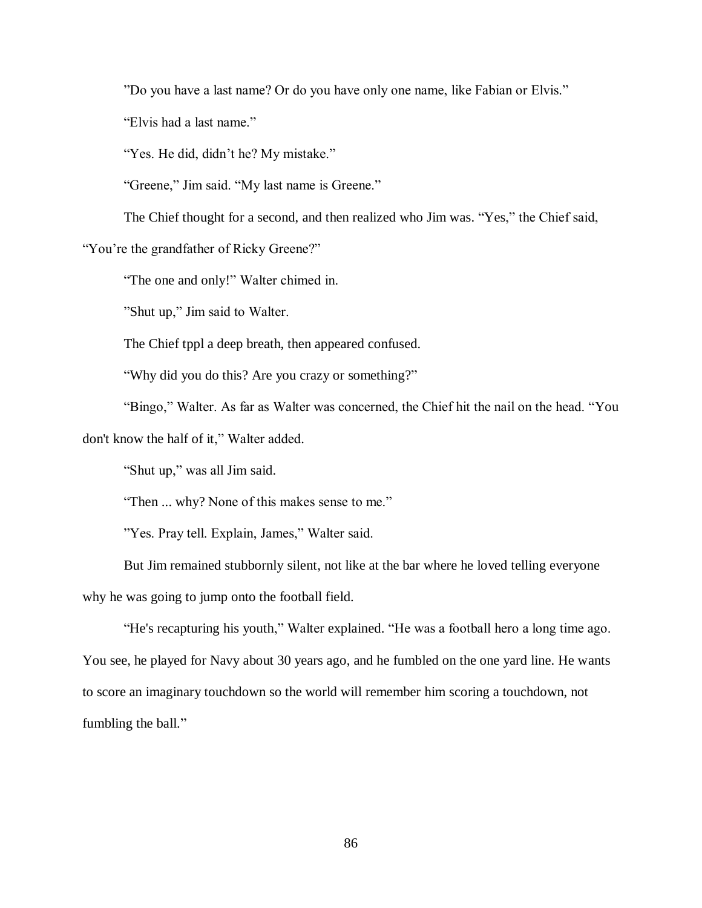”Do you have a last name? Or do you have only one name, like Fabian or Elvis.”

“Elvis had a last name.”

“Yes. He did, didn’t he? My mistake.”

“Greene,” Jim said. “My last name is Greene.”

The Chief thought for a second, and then realized who Jim was. “Yes,” the Chief said, “You’re the grandfather of Ricky Greene?”

“The one and only!” Walter chimed in.

”Shut up,” Jim said to Walter.

The Chief tppl a deep breath, then appeared confused.

“Why did you do this? Are you crazy or something?”

“Bingo,” Walter. As far as Walter was concerned, the Chief hit the nail on the head. “You don't know the half of it,” Walter added.

“Shut up,” was all Jim said.

“Then ... why? None of this makes sense to me.”

”Yes. Pray tell. Explain, James,” Walter said.

But Jim remained stubbornly silent, not like at the bar where he loved telling everyone why he was going to jump onto the football field.

“He's recapturing his youth,” Walter explained. “He was a football hero a long time ago. You see, he played for Navy about 30 years ago, and he fumbled on the one yard line. He wants to score an imaginary touchdown so the world will remember him scoring a touchdown, not fumbling the ball.”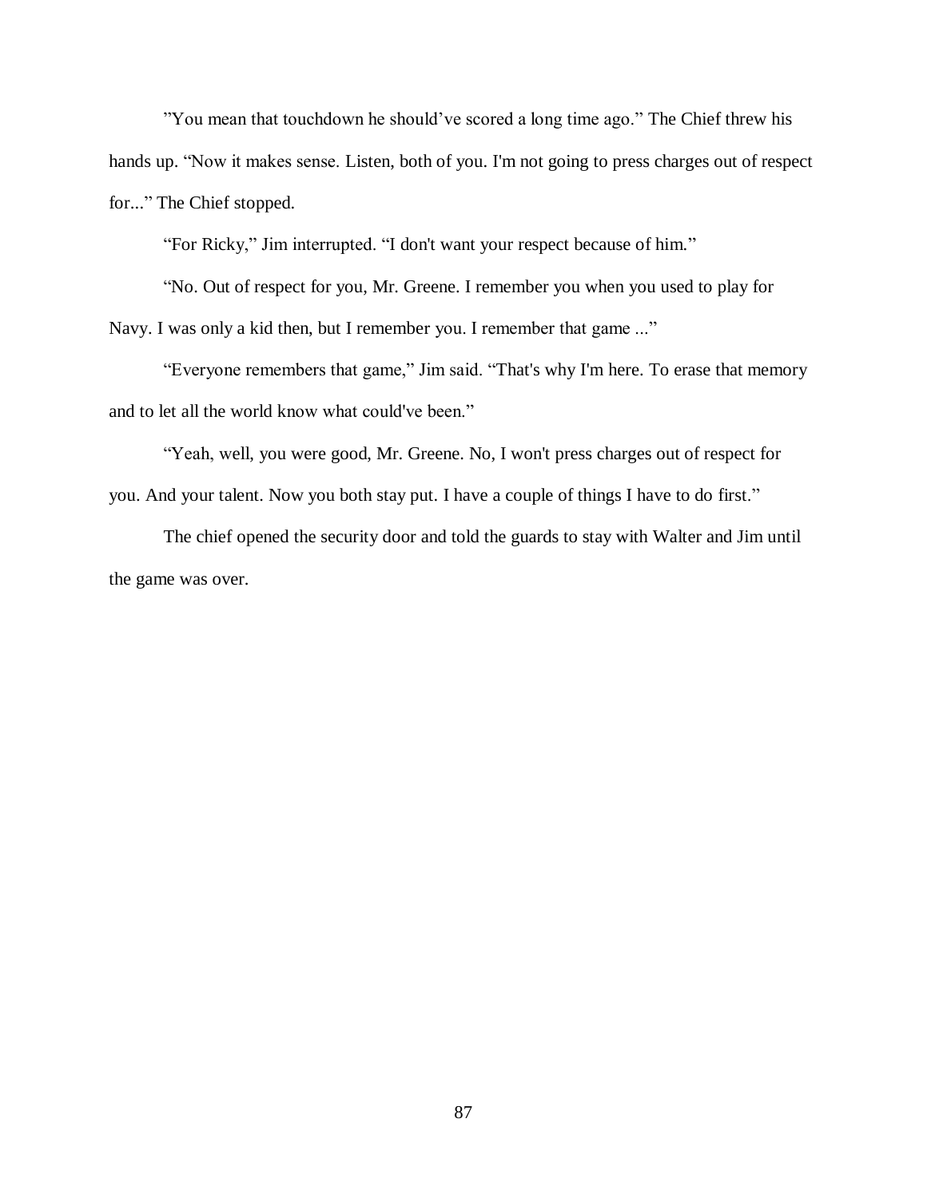"You mean that touchdown he should've scored a long time ago." The Chief threw his hands up. "Now it makes sense. Listen, both of you. I'm not going to press charges out of respect for..." The Chief stopped.

"For Ricky," Jim interrupted. "I don't want your respect because of him."

"No. Out of respect for you, Mr. Greene. I remember you when you used to play for Navy. I was only a kid then, but I remember you. I remember that game ..."

"Everyone remembers that game," Jim said. "That's why I'm here. To erase that memory and to let all the world know what could've been."

"Yeah, well, you were good, Mr. Greene. No, I won't press charges out of respect for you. And your talent. Now you both stay put. I have a couple of things I have to do first."

The chief opened the security door and told the guards to stay with Walter and Jim until the game was over.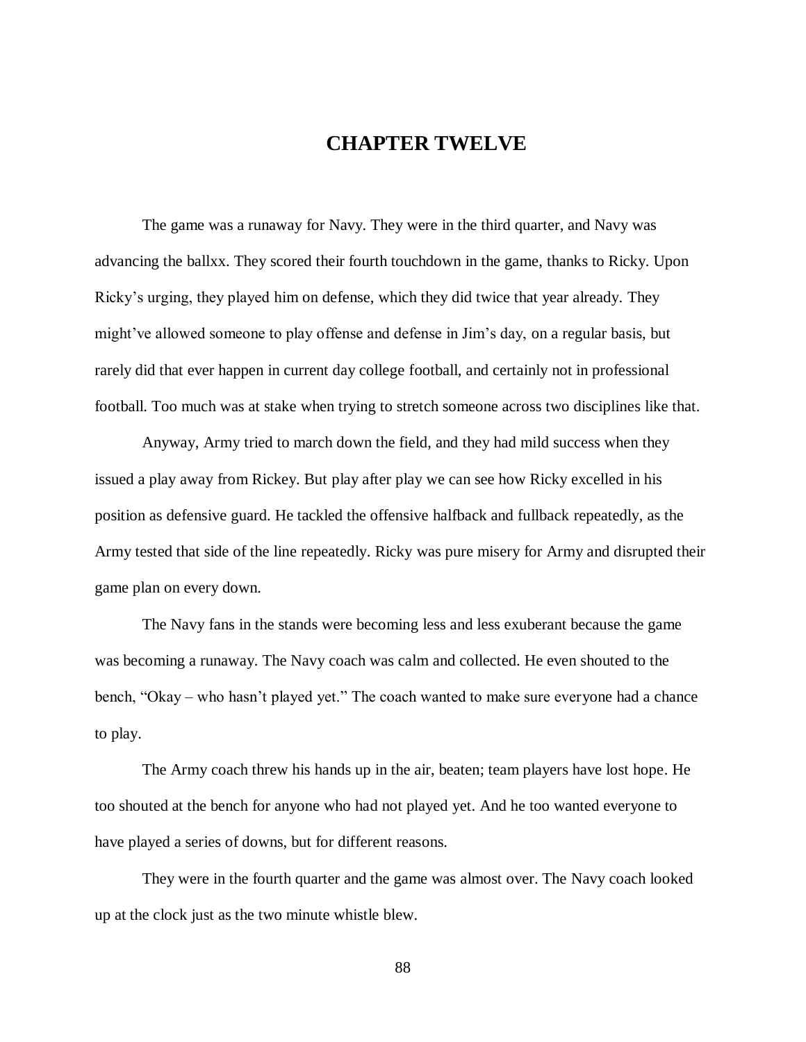# CHAPTER TWELVE

The game was a runaway for Navy. They were in the third quarter, and Navy was advancing the ballxx. They scored their fourth touchdown in the game, thanks to Ricky. Upon Ricky's urging, they played him on defense, which they did twice that year already. They might've allowed someone to play offense and defense in Jim's day, on a regular basis, but rarely did that ever happen in current day college football, and certainly not in professional football. Too much was at stake when trying to stretch someone across two disciplines like that.

Anyway, Army tried to march down the field, and they had mild success when they issued a play away from Rickey. But play after play we can see how Ricky excelled in his position as defensive guard. He tackled the offensive halfback and fullback repeatedly, as the Army tested that side of the line repeatedly. Ricky was pure misery for Army and disrupted their game plan on every down.

The Navy fans in the stands were becoming less and less exuberant because the game was becoming a runaway. The Navy coach was calm and collected. He even shouted to the bench, "Okay – who hasn't played yet." The coach wanted to make sure everyone had a chance to play.

The Army coach threw his hands up in the air, beaten; team players have lost hope. He too shouted at the bench for anyone who had not played yet. And he too wanted everyone to have played a series of downs, but for different reasons.

They were in the fourth quarter and the game was almost over. The Navy coach looked up at the clock just as the two minute whistle blew.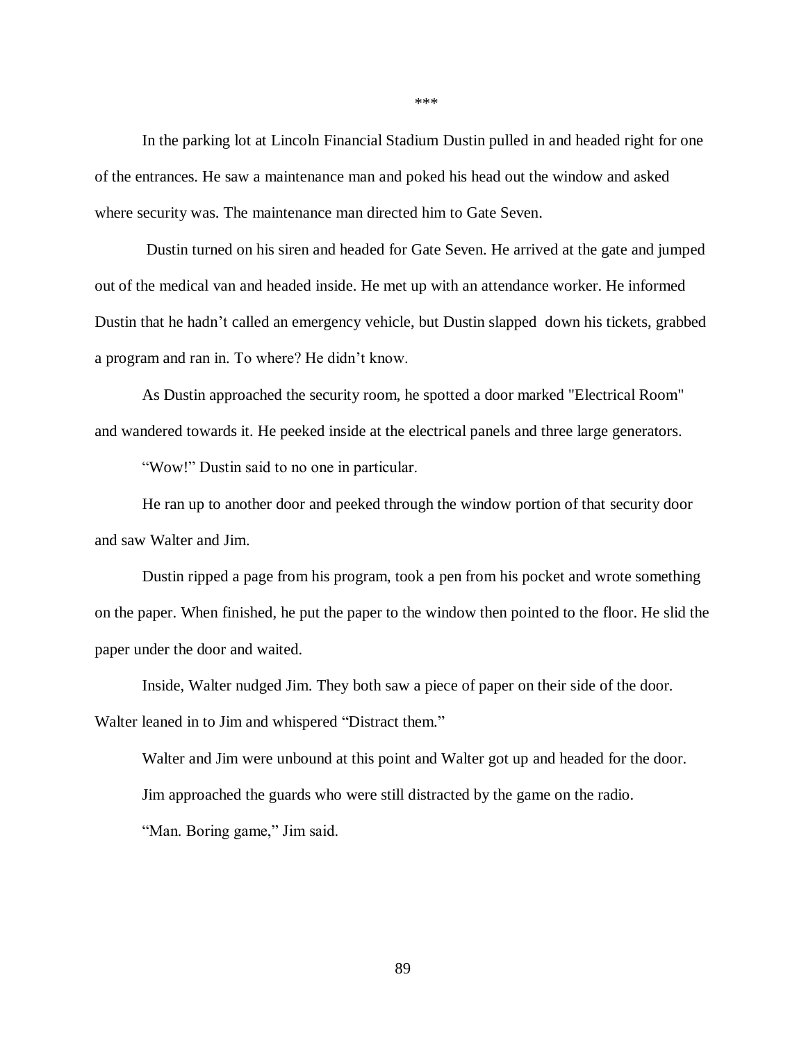***

In the parking lot at Lincoln Financial Stadium Dustin pulled in and headed right for one of the entrances. He saw a maintenance man and poked his head out the window and asked where security was. The maintenance man directed him to Gate Seven.

Dustin turned on his siren and headed for Gate Seven. He arrived at the gate and jumped out of the medical van and headed inside. He met up with an attendance worker. He informed Dustin that he hadn't called an emergency vehicle, but Dustin slapped down his tickets, grabbed a program and ran in. To where? He didn't know.

As Dustin approached the security room, he spotted a door marked "Electrical Room" and wandered towards it. He peeked inside at the electrical panels and three large generators.

"Wow!" Dustin said to no one in particular.

He ran up to another door and peeked through the window portion of that security door and saw Walter and Jim.

Dustin ripped a page from his program, took a pen from his pocket and wrote something on the paper. When finished, he put the paper to the window then pointed to the floor. He slid the paper under the door and waited.

Inside, Walter nudged Jim. They both saw a piece of paper on their side of the door. Walter leaned in to Jim and whispered "Distract them."

Walter and Jim were unbound at this point and Walter got up and headed for the door.

Jim approached the guards who were still distracted by the game on the radio.

"Man. Boring game," Jim said.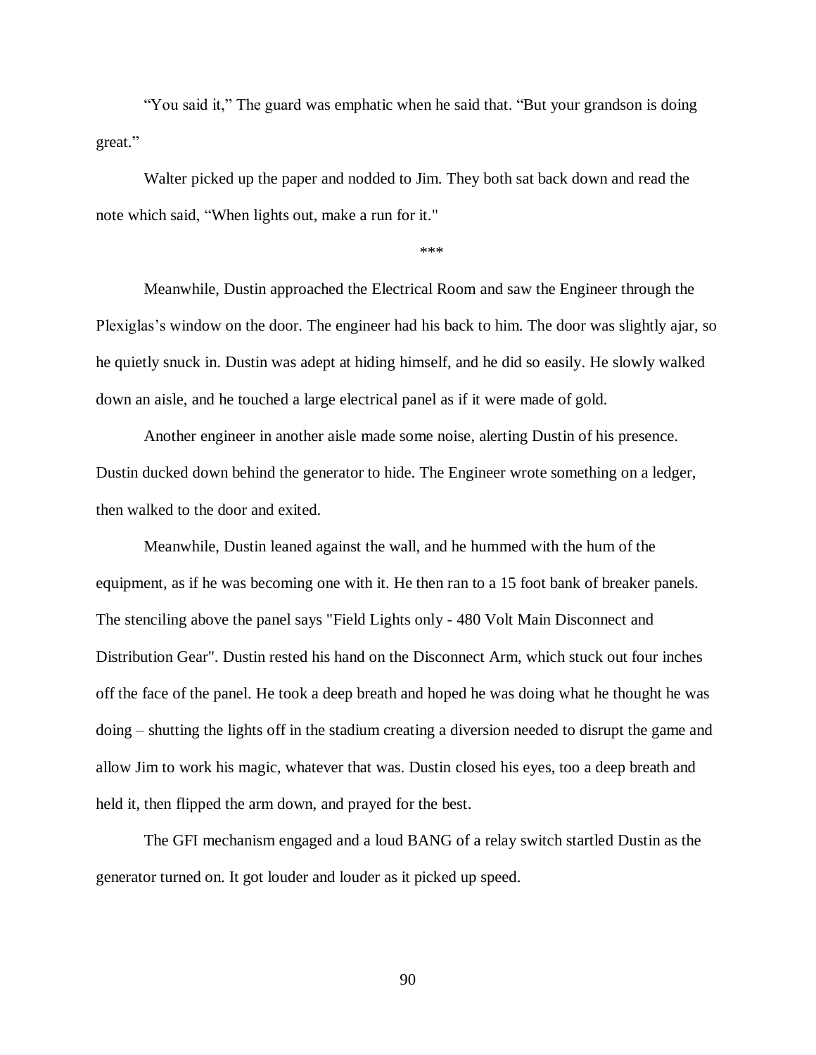“You said it,” The guard was emphatic when he said that. “But your grandson is doing great.”

Walter picked up the paper and nodded to Jim. They both sat back down and read the note which said, “When lights out, make a run for it."

***

Meanwhile, Dustin approached the Electrical Room and saw the Engineer through the Plexiglas’s window on the door. The engineer had his back to him. The door was slightly ajar, so he quietly snuck in. Dustin was adept at hiding himself, and he did so easily. He slowly walked down an aisle, and he touched a large electrical panel as if it were made of gold.

Another engineer in another aisle made some noise, alerting Dustin of his presence. Dustin ducked down behind the generator to hide. The Engineer wrote something on a ledger, then walked to the door and exited.

Meanwhile, Dustin leaned against the wall, and he hummed with the hum of the equipment, as if he was becoming one with it. He then ran to a 15 foot bank of breaker panels. The stenciling above the panel says "Field Lights only - 480 Volt Main Disconnect and Distribution Gear". Dustin rested his hand on the Disconnect Arm, which stuck out four inches off the face of the panel. He took a deep breath and hoped he was doing what he thought he was doing – shutting the lights off in the stadium creating a diversion needed to disrupt the game and allow Jim to work his magic, whatever that was. Dustin closed his eyes, too a deep breath and held it, then flipped the arm down, and prayed for the best.

The GFI mechanism engaged and a loud BANG of a relay switch startled Dustin as the generator turned on. It got louder and louder as it picked up speed.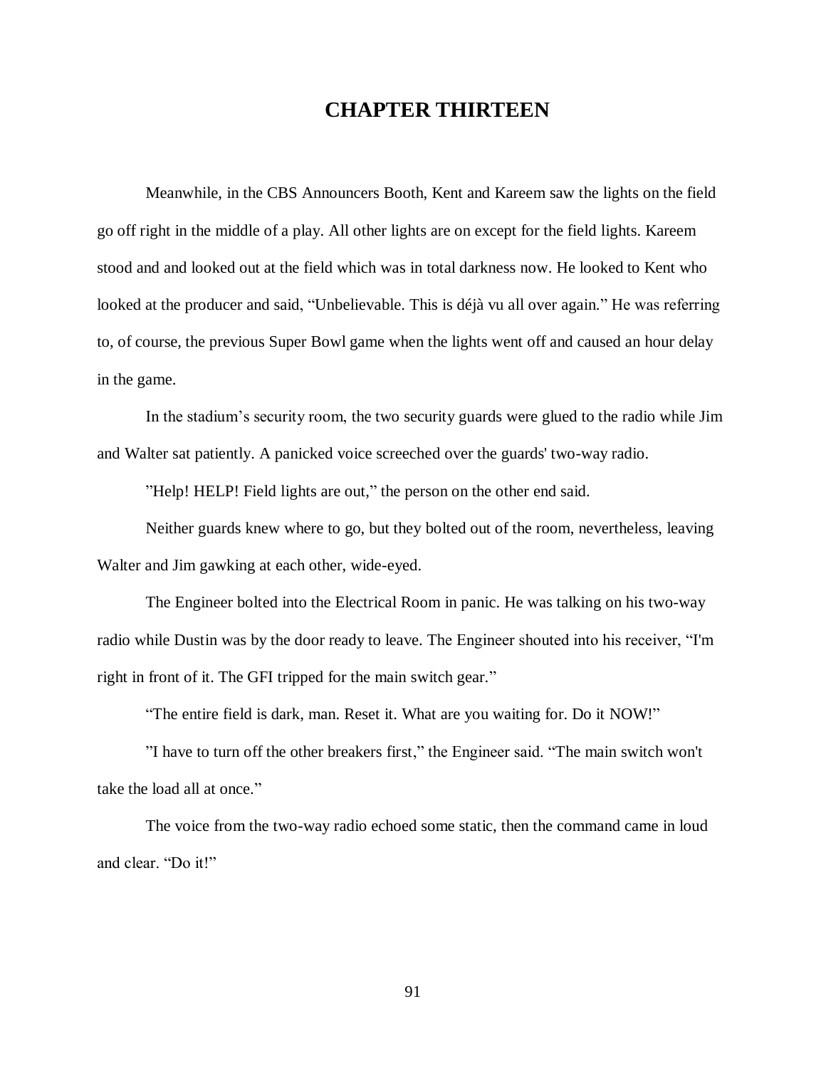# CHAPTER THIRTEEN

Meanwhile, in the CBS Announcers Booth, Kent and Kareem saw the lights on the field go off right in the middle of a play. All other lights are on except for the field lights. Kareem stood and and looked out at the field which was in total darkness now. He looked to Kent who looked at the producer and said, “Unbelievable. This is déjà vu all over again.” He was referring to, of course, the previous Super Bowl game when the lights went off and caused an hour delay in the game.

In the stadium’s security room, the two security guards were glued to the radio while Jim and Walter sat patiently. A panicked voice screeched over the guards' two-way radio.

”Help! HELP! Field lights are out,” the person on the other end said.

Neither guards knew where to go, but they bolted out of the room, nevertheless, leaving Walter and Jim gawking at each other, wide-eyed.

The Engineer bolted into the Electrical Room in panic. He was talking on his two-way radio while Dustin was by the door ready to leave. The Engineer shouted into his receiver, “I'm right in front of it. The GFI tripped for the main switch gear.”

“The entire field is dark, man. Reset it. What are you waiting for. Do it NOW!”

”I have to turn off the other breakers first,” the Engineer said. “The main switch won't take the load all at once.”

The voice from the two-way radio echoed some static, then the command came in loud and clear. “Do it!”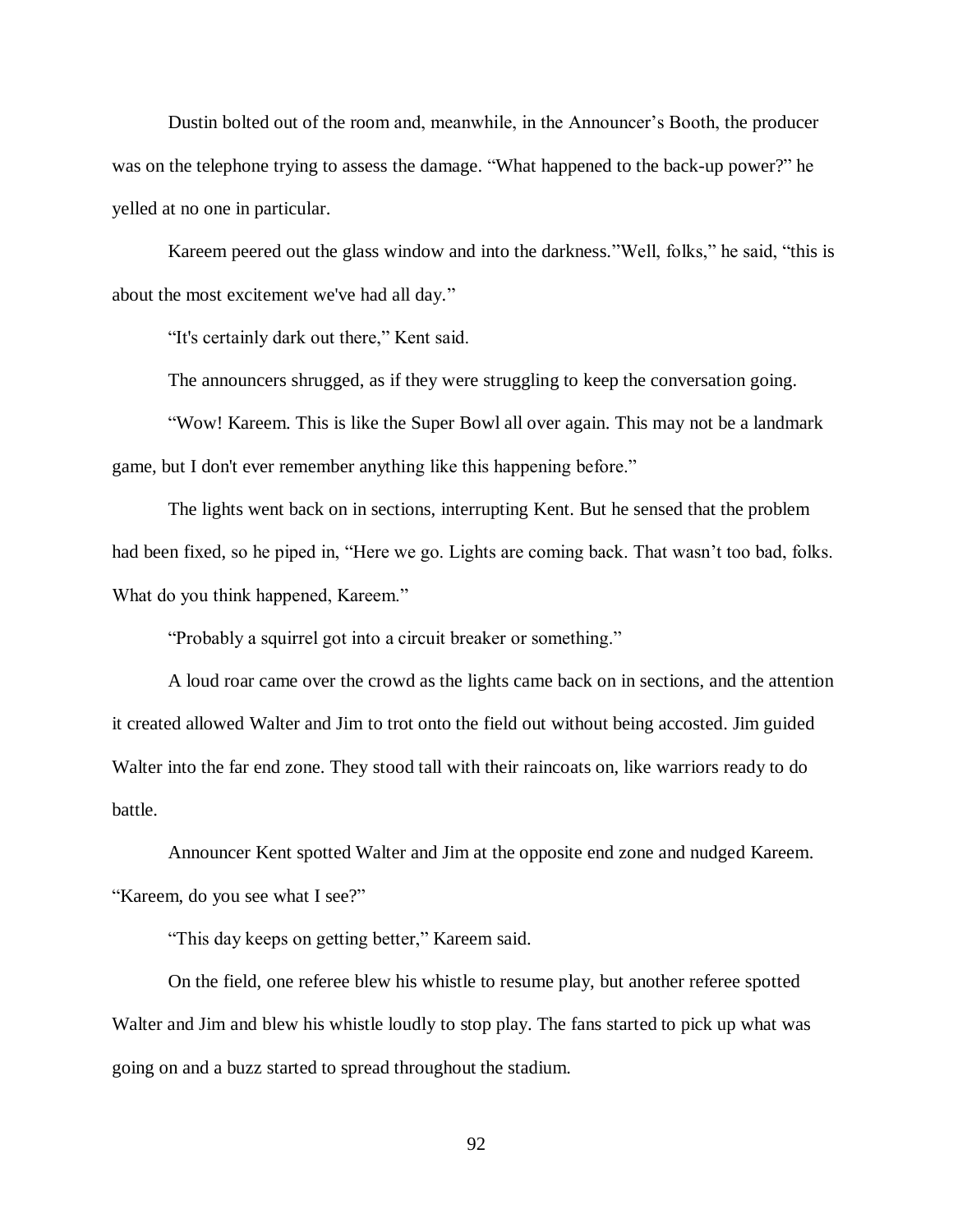Dustin bolted out of the room and, meanwhile, in the Announcer's Booth, the producer was on the telephone trying to assess the damage. "What happened to the back-up power?" he yelled at no one in particular.

Kareem peered out the glass window and into the darkness."Well, folks," he said, "this is about the most excitement we've had all day."

"It's certainly dark out there," Kent said.

The announcers shrugged, as if they were struggling to keep the conversation going.

"Wow! Kareem. This is like the Super Bowl all over again. This may not be a landmark game, but I don't ever remember anything like this happening before."

The lights went back on in sections, interrupting Kent. But he sensed that the problem had been fixed, so he piped in, "Here we go. Lights are coming back. That wasn't too bad, folks. What do you think happened, Kareem."

"Probably a squirrel got into a circuit breaker or something."

A loud roar came over the crowd as the lights came back on in sections, and the attention it created allowed Walter and Jim to trot onto the field out without being accosted. Jim guided Walter into the far end zone. They stood tall with their raincoats on, like warriors ready to do battle.

Announcer Kent spotted Walter and Jim at the opposite end zone and nudged Kareem. "Kareem, do you see what I see?"

"This day keeps on getting better," Kareem said.

On the field, one referee blew his whistle to resume play, but another referee spotted Walter and Jim and blew his whistle loudly to stop play. The fans started to pick up what was going on and a buzz started to spread throughout the stadium.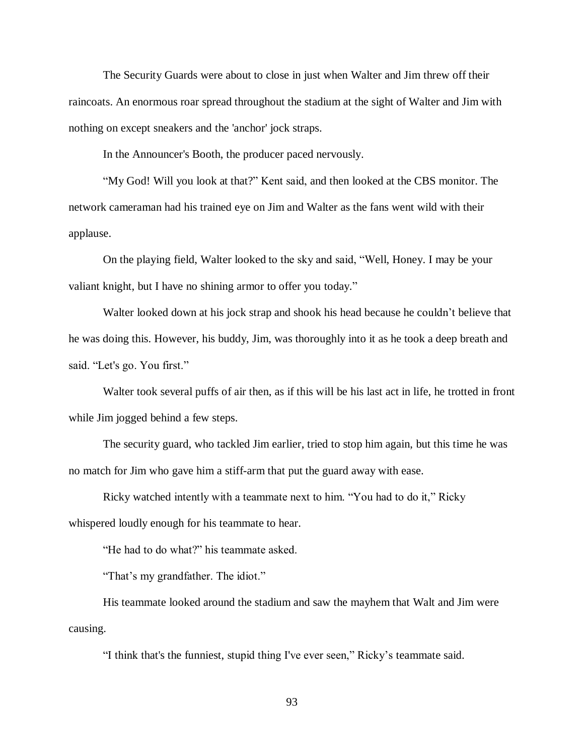The Security Guards were about to close in just when Walter and Jim threw off their raincoats. An enormous roar spread throughout the stadium at the sight of Walter and Jim with nothing on except sneakers and the 'anchor' jock straps.

In the Announcer's Booth, the producer paced nervously.

"My God! Will you look at that?" Kent said, and then looked at the CBS monitor. The network cameraman had his trained eye on Jim and Walter as the fans went wild with their applause.

On the playing field, Walter looked to the sky and said, "Well, Honey. I may be your valiant knight, but I have no shining armor to offer you today."

Walter looked down at his jock strap and shook his head because he couldn't believe that he was doing this. However, his buddy, Jim, was thoroughly into it as he took a deep breath and said. "Let's go. You first."

Walter took several puffs of air then, as if this will be his last act in life, he trotted in front while Jim jogged behind a few steps.

The security guard, who tackled Jim earlier, tried to stop him again, but this time he was no match for Jim who gave him a stiff-arm that put the guard away with ease.

Ricky watched intently with a teammate next to him. "You had to do it," Ricky whispered loudly enough for his teammate to hear.

"He had to do what?" his teammate asked.

"That's my grandfather. The idiot."

His teammate looked around the stadium and saw the mayhem that Walt and Jim were causing.

"I think that's the funniest, stupid thing I've ever seen," Ricky's teammate said.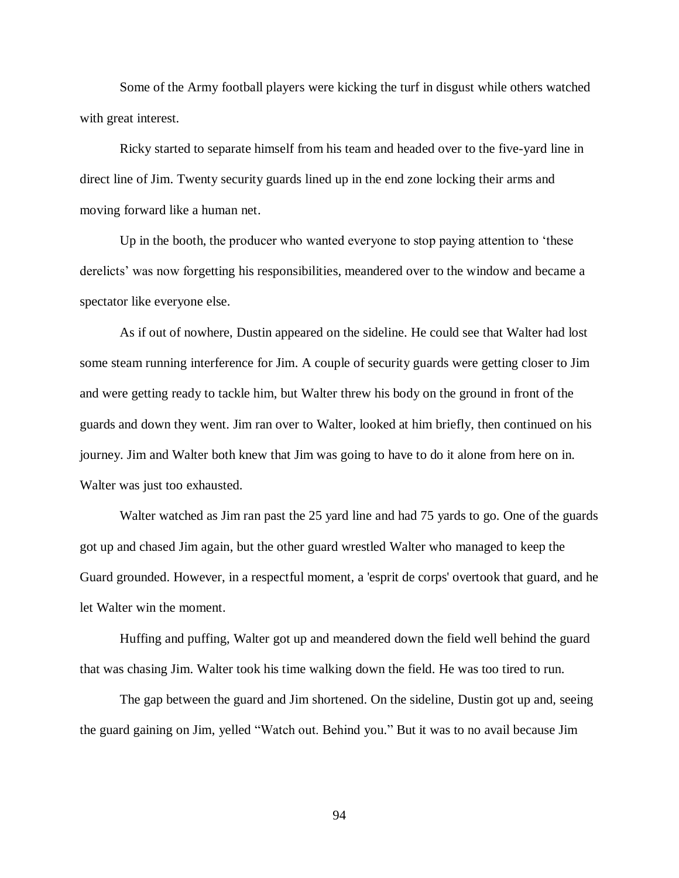Some of the Army football players were kicking the turf in disgust while others watched with great interest.

Ricky started to separate himself from his team and headed over to the five-yard line in direct line of Jim. Twenty security guards lined up in the end zone locking their arms and moving forward like a human net.

Up in the booth, the producer who wanted everyone to stop paying attention to 'these derelicts' was now forgetting his responsibilities, meandered over to the window and became a spectator like everyone else.

As if out of nowhere, Dustin appeared on the sideline. He could see that Walter had lost some steam running interference for Jim. A couple of security guards were getting closer to Jim and were getting ready to tackle him, but Walter threw his body on the ground in front of the guards and down they went. Jim ran over to Walter, looked at him briefly, then continued on his journey. Jim and Walter both knew that Jim was going to have to do it alone from here on in. Walter was just too exhausted.

Walter watched as Jim ran past the 25 yard line and had 75 yards to go. One of the guards got up and chased Jim again, but the other guard wrestled Walter who managed to keep the Guard grounded. However, in a respectful moment, a 'esprit de corps' overtook that guard, and he let Walter win the moment.

Huffing and puffing, Walter got up and meandered down the field well behind the guard that was chasing Jim. Walter took his time walking down the field. He was too tired to run.

The gap between the guard and Jim shortened. On the sideline, Dustin got up and, seeing the guard gaining on Jim, yelled "Watch out. Behind you." But it was to no avail because Jim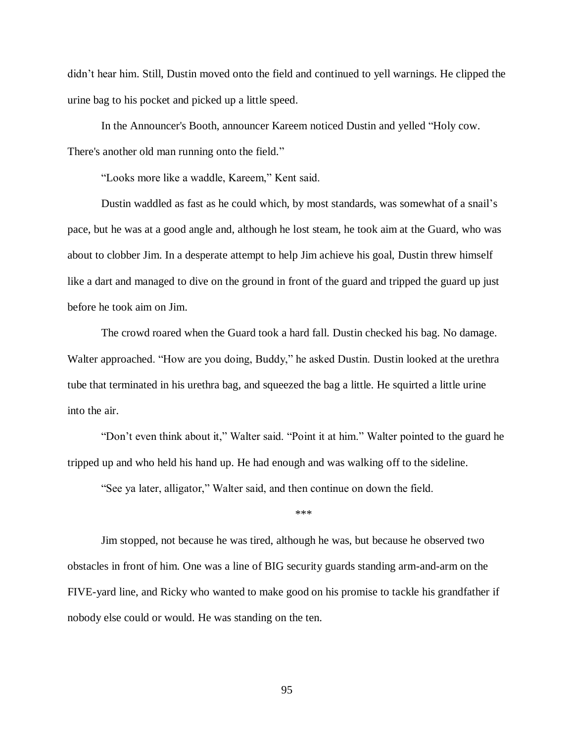didn't hear him. Still, Dustin moved onto the field and continued to yell warnings. He clipped the urine bag to his pocket and picked up a little speed.

In the Announcer's Booth, announcer Kareem noticed Dustin and yelled "Holy cow. There's another old man running onto the field."

"Looks more like a waddle, Kareem," Kent said.

Dustin waddled as fast as he could which, by most standards, was somewhat of a snail's pace, but he was at a good angle and, although he lost steam, he took aim at the Guard, who was about to clobber Jim. In a desperate attempt to help Jim achieve his goal, Dustin threw himself like a dart and managed to dive on the ground in front of the guard and tripped the guard up just before he took aim on Jim.

The crowd roared when the Guard took a hard fall. Dustin checked his bag. No damage. Walter approached. "How are you doing, Buddy," he asked Dustin. Dustin looked at the urethra tube that terminated in his urethra bag, and squeezed the bag a little. He squirted a little urine into the air.

"Don't even think about it," Walter said. "Point it at him." Walter pointed to the guard he tripped up and who held his hand up. He had enough and was walking off to the sideline.

"See ya later, alligator," Walter said, and then continue on down the field.

\*\*\*

Jim stopped, not because he was tired, although he was, but because he observed two obstacles in front of him. One was a line of BIG security guards standing arm-and-arm on the FIVE-yard line, and Ricky who wanted to make good on his promise to tackle his grandfather if nobody else could or would. He was standing on the ten.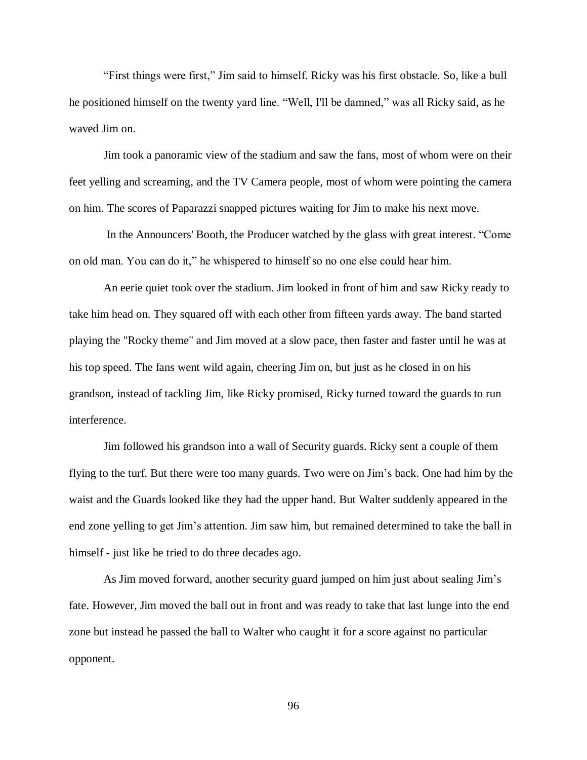"First things were first," Jim said to himself. Ricky was his first obstacle. So, like a bull he positioned himself on the twenty yard line. "Well, I'll be damned," was all Ricky said, as he waved Jim on.

Jim took a panoramic view of the stadium and saw the fans, most of whom were on their feet yelling and screaming, and the TV Camera people, most of whom were pointing the camera on him. The scores of Paparazzi snapped pictures waiting for Jim to make his next move.

In the Announcers' Booth, the Producer watched by the glass with great interest. "Come on old man. You can do it," he whispered to himself so no one else could hear him.

An eerie quiet took over the stadium. Jim looked in front of him and saw Ricky ready to take him head on. They squared off with each other from fifteen yards away. The band started playing the "Rocky theme" and Jim moved at a slow pace, then faster and faster until he was at his top speed. The fans went wild again, cheering Jim on, but just as he closed in on his grandson, instead of tackling Jim, like Ricky promised, Ricky turned toward the guards to run interference.

Jim followed his grandson into a wall of Security guards. Ricky sent a couple of them flying to the turf. But there were too many guards. Two were on Jim's back. One had him by the waist and the Guards looked like they had the upper hand. But Walter suddenly appeared in the end zone yelling to get Jim's attention. Jim saw him, but remained determined to take the ball in himself - just like he tried to do three decades ago.

As Jim moved forward, another security guard jumped on him just about sealing Jim's fate. However, Jim moved the ball out in front and was ready to take that last lunge into the end zone but instead he passed the ball to Walter who caught it for a score against no particular opponent.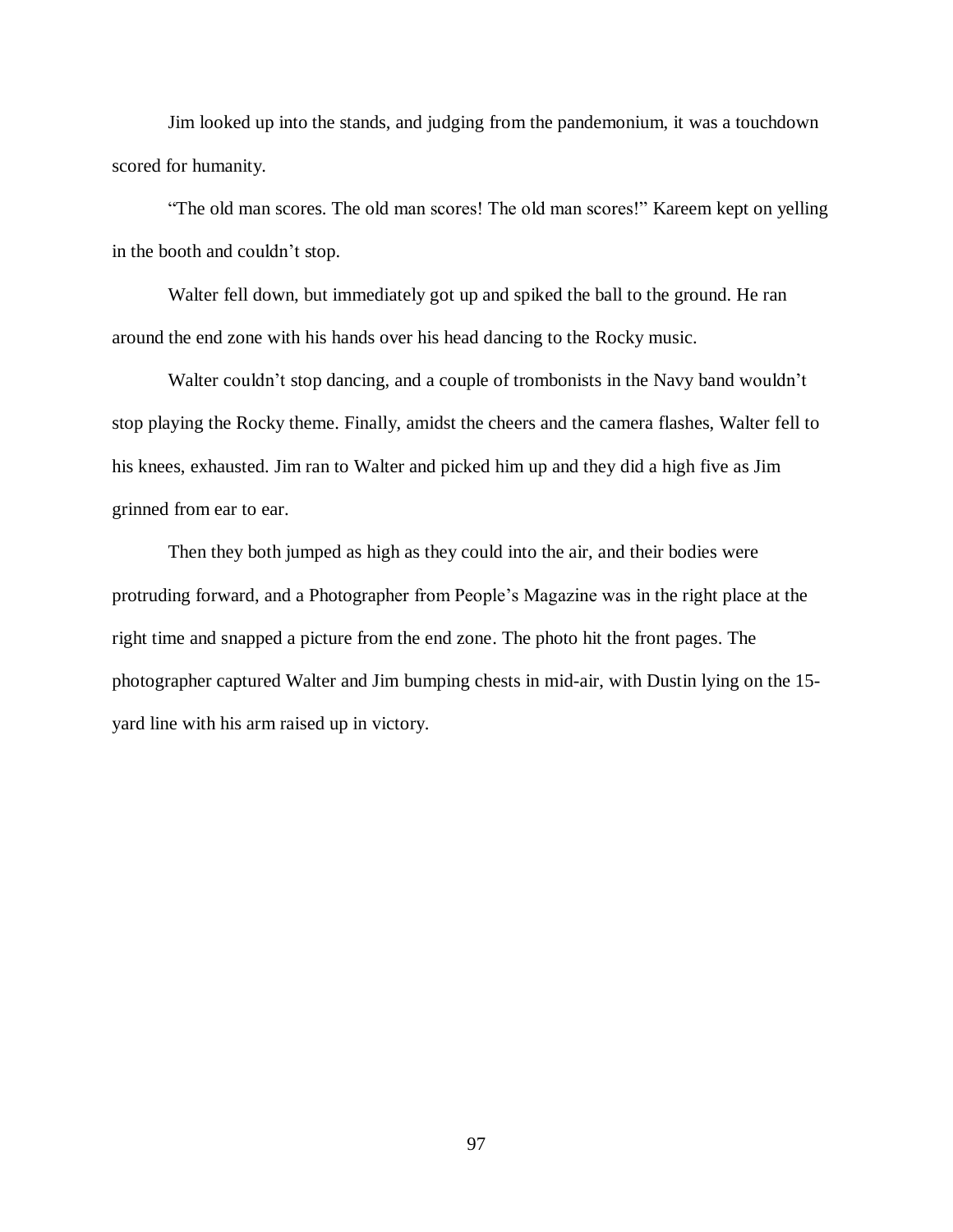Jim looked up into the stands, and judging from the pandemonium, it was a touchdown scored for humanity.

"The old man scores. The old man scores! The old man scores!" Kareem kept on yelling in the booth and couldn't stop.

Walter fell down, but immediately got up and spiked the ball to the ground. He ran around the end zone with his hands over his head dancing to the Rocky music.

Walter couldn't stop dancing, and a couple of trombonists in the Navy band wouldn't stop playing the Rocky theme. Finally, amidst the cheers and the camera flashes, Walter fell to his knees, exhausted. Jim ran to Walter and picked him up and they did a high five as Jim grinned from ear to ear.

Then they both jumped as high as they could into the air, and their bodies were protruding forward, and a Photographer from People's Magazine was in the right place at the right time and snapped a picture from the end zone. The photo hit the front pages. The photographer captured Walter and Jim bumping chests in mid-air, with Dustin lying on the 15-yard line with his arm raised up in victory.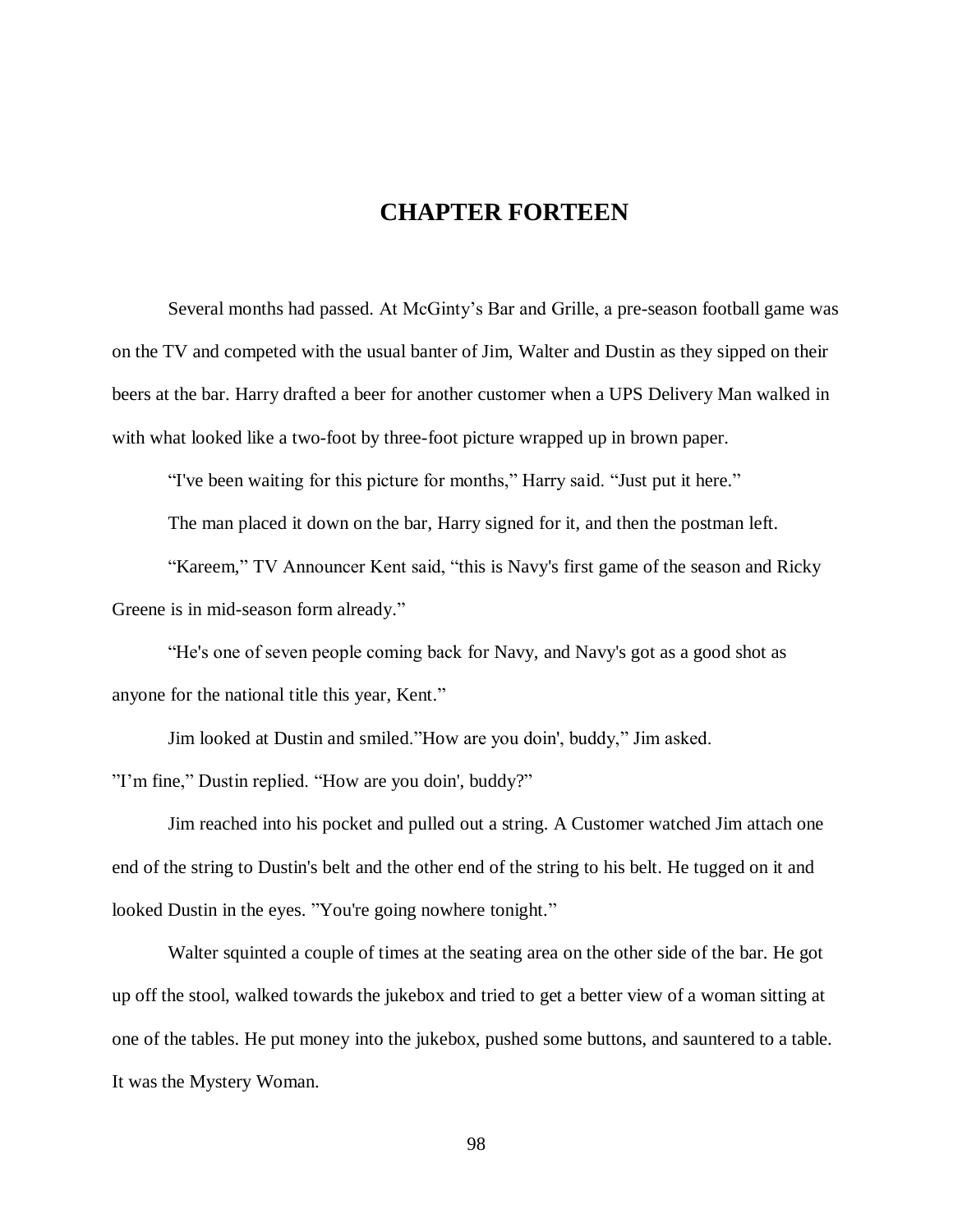# CHAPTER FORTEEN

Several months had passed. At McGinty's Bar and Grille, a pre-season football game was on the TV and competed with the usual banter of Jim, Walter and Dustin as they sipped on their beers at the bar. Harry drafted a beer for another customer when a UPS Delivery Man walked in with what looked like a two-foot by three-foot picture wrapped up in brown paper.

"I've been waiting for this picture for months," Harry said. "Just put it here."

The man placed it down on the bar, Harry signed for it, and then the postman left.

"Kareem," TV Announcer Kent said, "this is Navy's first game of the season and Ricky Greene is in mid-season form already."

"He's one of seven people coming back for Navy, and Navy's got as a good shot as anyone for the national title this year, Kent."

Jim looked at Dustin and smiled."How are you doin', buddy," Jim asked.

"I'm fine," Dustin replied. "How are you doin', buddy?"

Jim reached into his pocket and pulled out a string. A Customer watched Jim attach one end of the string to Dustin's belt and the other end of the string to his belt. He tugged on it and looked Dustin in the eyes. "You're going nowhere tonight."

Walter squinted a couple of times at the seating area on the other side of the bar. He got up off the stool, walked towards the jukebox and tried to get a better view of a woman sitting at one of the tables. He put money into the jukebox, pushed some buttons, and sauntered to a table. It was the Mystery Woman.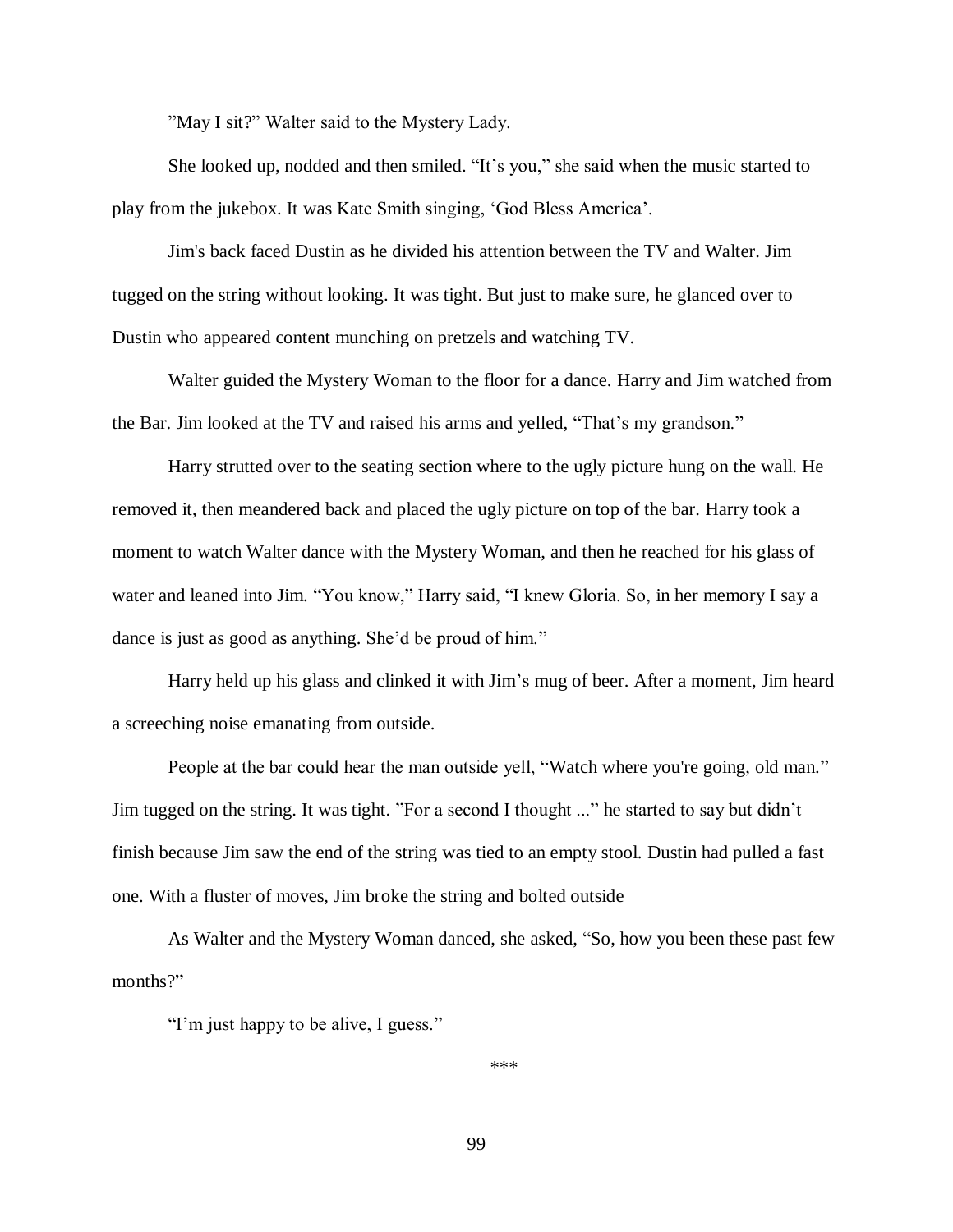”May I sit?” Walter said to the Mystery Lady.

She looked up, nodded and then smiled. “It’s you,” she said when the music started to play from the jukebox. It was Kate Smith singing, ‘God Bless America’.

Jim's back faced Dustin as he divided his attention between the TV and Walter. Jim tugged on the string without looking. It was tight. But just to make sure, he glanced over to Dustin who appeared content munching on pretzels and watching TV.

Walter guided the Mystery Woman to the floor for a dance. Harry and Jim watched from the Bar. Jim looked at the TV and raised his arms and yelled, “That’s my grandson.”

Harry strutted over to the seating section where to the ugly picture hung on the wall. He removed it, then meandered back and placed the ugly picture on top of the bar. Harry took a moment to watch Walter dance with the Mystery Woman, and then he reached for his glass of water and leaned into Jim. “You know,” Harry said, “I knew Gloria. So, in her memory I say a dance is just as good as anything. She’d be proud of him.”

Harry held up his glass and clinked it with Jim’s mug of beer. After a moment, Jim heard a screeching noise emanating from outside.

People at the bar could hear the man outside yell, “Watch where you're going, old man.” Jim tugged on the string. It was tight. ”For a second I thought ...” he started to say but didn’t finish because Jim saw the end of the string was tied to an empty stool. Dustin had pulled a fast one. With a fluster of moves, Jim broke the string and bolted outside

As Walter and the Mystery Woman danced, she asked, “So, how you been these past few months?”

“I’m just happy to be alive, I guess.”

***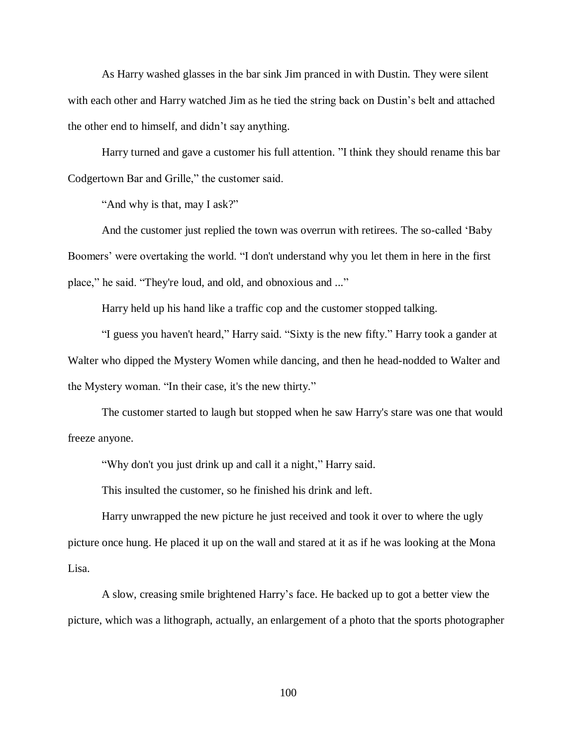As Harry washed glasses in the bar sink Jim pranced in with Dustin. They were silent with each other and Harry watched Jim as he tied the string back on Dustin's belt and attached the other end to himself, and didn't say anything.

Harry turned and gave a customer his full attention. "I think they should rename this bar Codgertown Bar and Grille," the customer said.

"And why is that, may I ask?"

And the customer just replied the town was overrun with retirees. The so-called 'Baby Boomers' were overtaking the world. "I don't understand why you let them in here in the first place," he said. "They're loud, and old, and obnoxious and ..."

Harry held up his hand like a traffic cop and the customer stopped talking.

"I guess you haven't heard," Harry said. "Sixty is the new fifty." Harry took a gander at Walter who dipped the Mystery Women while dancing, and then he head-nodded to Walter and the Mystery woman. "In their case, it's the new thirty."

The customer started to laugh but stopped when he saw Harry's stare was one that would freeze anyone.

"Why don't you just drink up and call it a night," Harry said.

This insulted the customer, so he finished his drink and left.

Harry unwrapped the new picture he just received and took it over to where the ugly picture once hung. He placed it up on the wall and stared at it as if he was looking at the Mona Lisa.

A slow, creasing smile brightened Harry's face. He backed up to got a better view the picture, which was a lithograph, actually, an enlargement of a photo that the sports photographer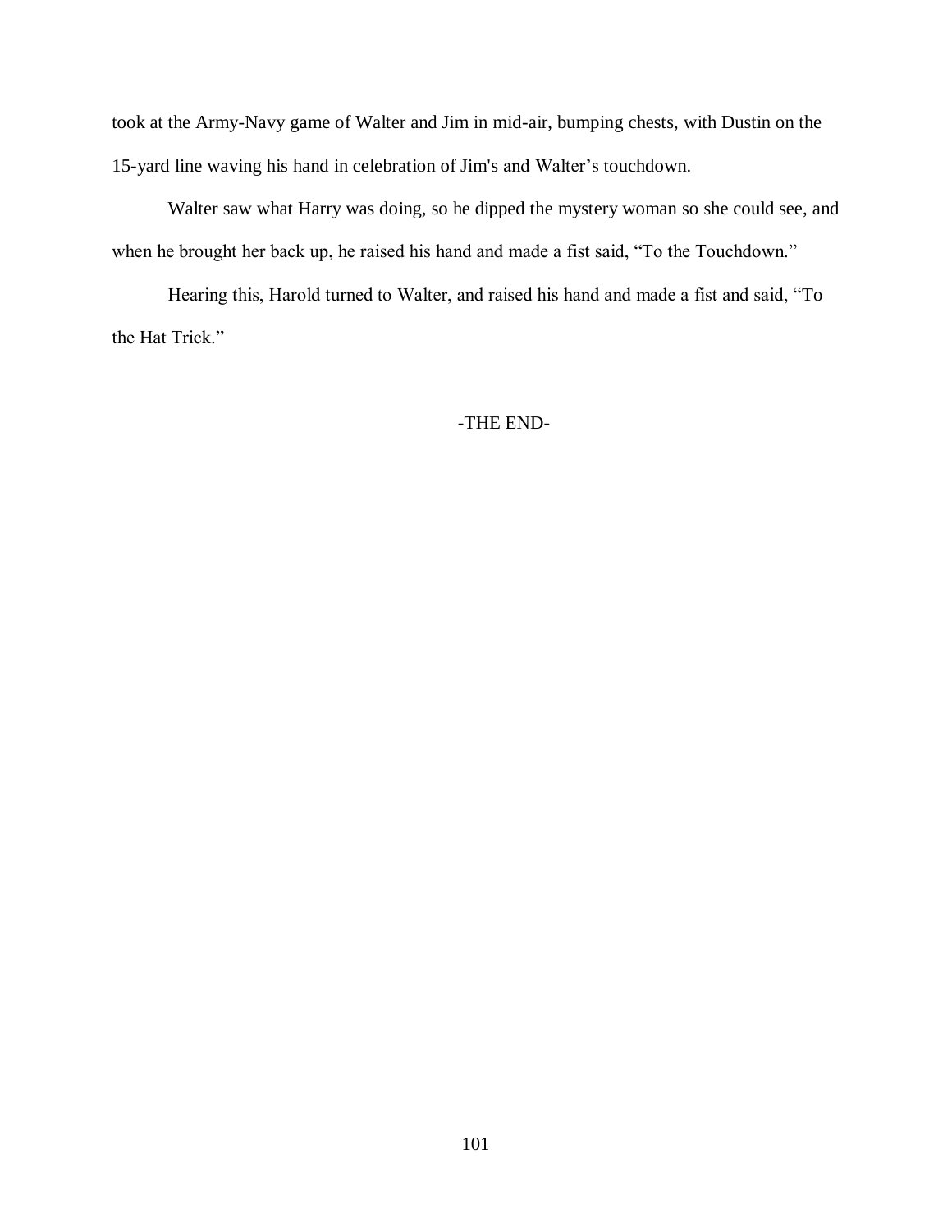took at the Army-Navy game of Walter and Jim in mid-air, bumping chests, with Dustin on the 15-yard line waving his hand in celebration of Jim's and Walter's touchdown.

Walter saw what Harry was doing, so he dipped the mystery woman so she could see, and when he brought her back up, he raised his hand and made a fist said, "To the Touchdown."

Hearing this, Harold turned to Walter, and raised his hand and made a fist and said, "To the Hat Trick."

-THE END-